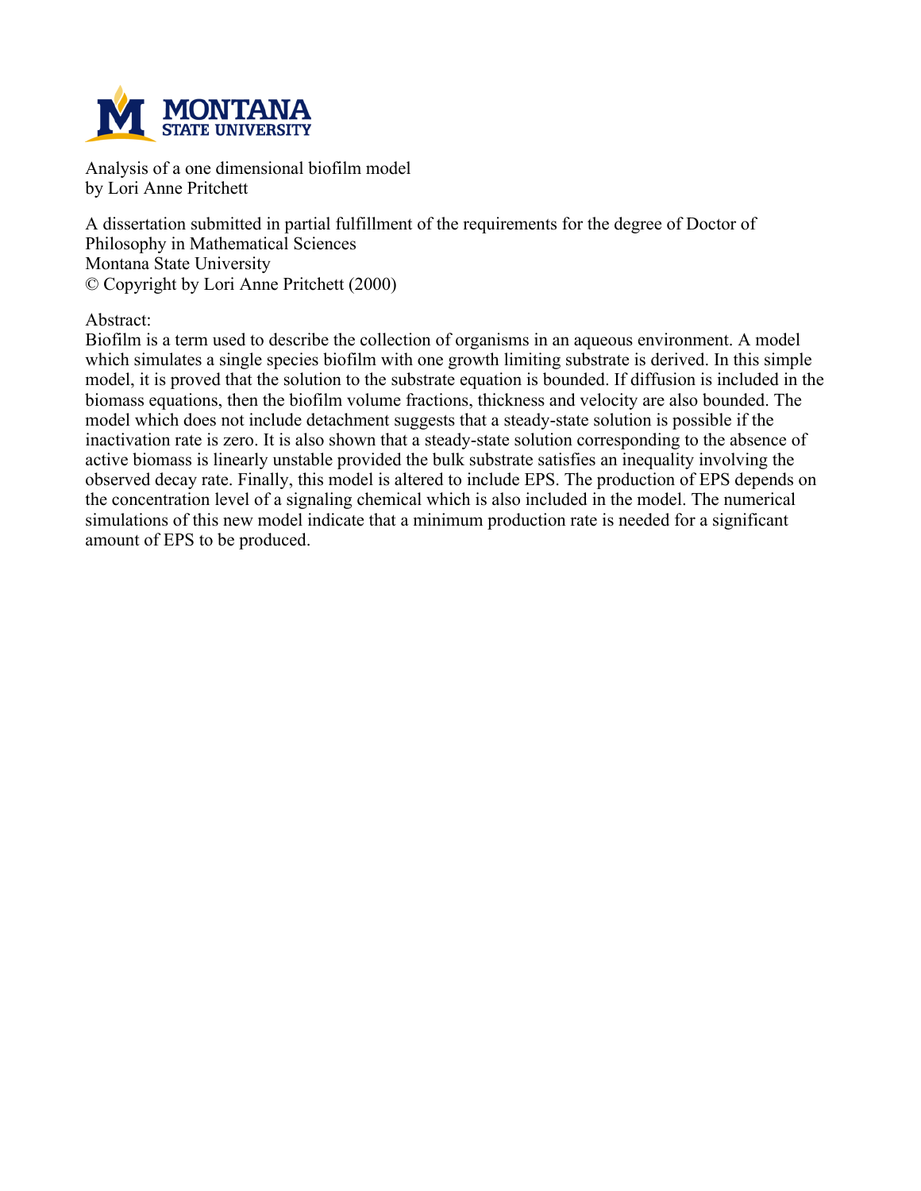Analysis of a one dimensional biofilm model
by Lori Anne Pritchett

A dissertation submitted in partial fulfillment of the requirements for the degree of Doctor of Philosophy in Mathematical Sciences
Montana State University
© Copyright by Lori Anne Pritchett (2000)

Abstract:
Biofilm is a term used to describe the collection of organisms in an aqueous environment. A model which simulates a single species biofilm with one growth limiting substrate is derived. In this simple model, it is proved that the solution to the substrate equation is bounded. If diffusion is included in the biomass equations, then the biofilm volume fractions, thickness and velocity are also bounded. The model which does not include detachment suggests that a steady-state solution is possible if the inactivation rate is zero. It is also shown that a steady-state solution corresponding to the absence of active biomass is linearly unstable provided the bulk substrate satisfies an inequality involving the observed decay rate. Finally, this model is altered to include EPS. The production of EPS depends on the concentration level of a signaling chemical which is also included in the model. The numerical simulations of this new model indicate that a minimum production rate is needed for a significant amount of EPS to be produced.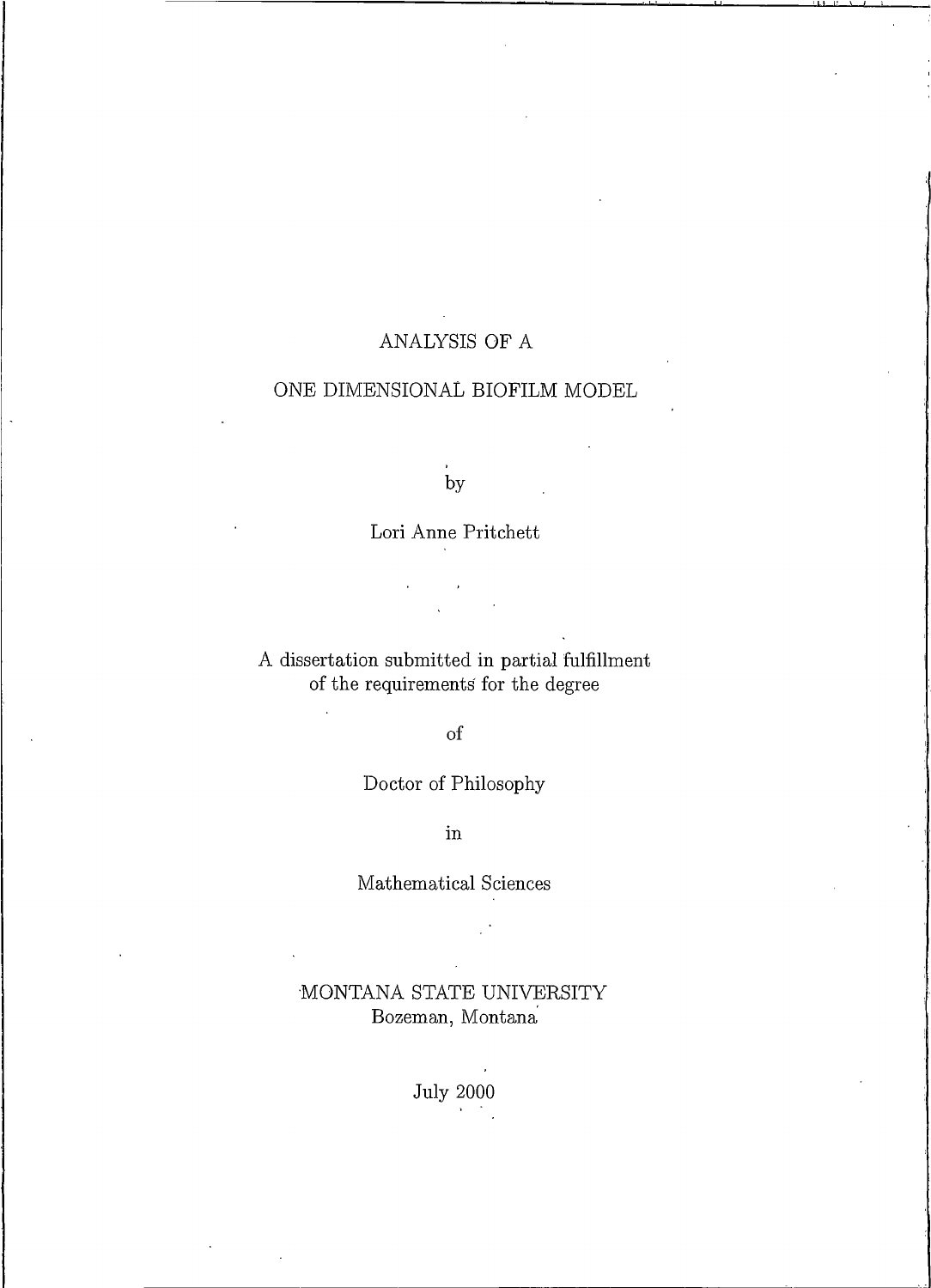# ANALYSIS OF A

# ONE DIMENSIONAL BIOFILM MODEL

by

Lori Anne Pritchett

A dissertation submitted in partial fulfillment
of the requirements for the degree

of

Doctor of Philosophy

in

Mathematical Sciences

MONTANA STATE UNIVERSITY
Bozeman, Montana

July 2000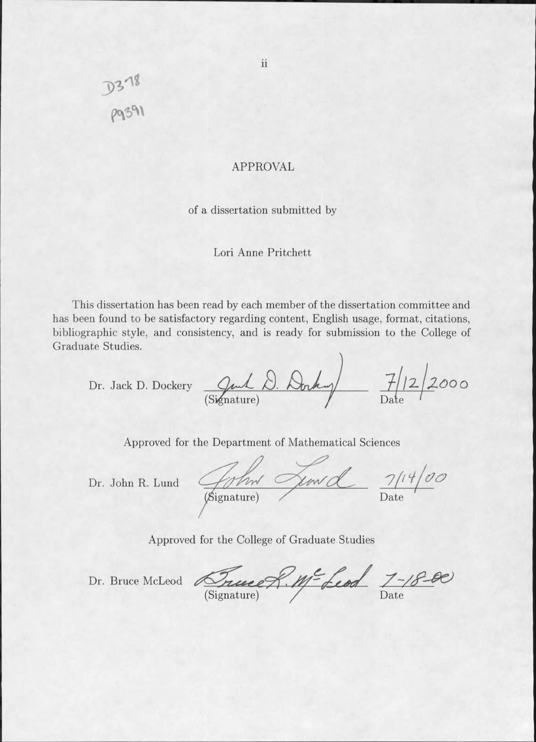D378
P9391

# APPROVAL

of a dissertation submitted by

Lori Anne Pritchett

This dissertation has been read by each member of the dissertation committee and has been found to be satisfactory regarding content, English usage, format, citations, bibliographic style, and consistency, and is ready for submission to the College of Graduate Studies.

Dr. Jack D. Dockery &nbsp;&nbsp; Jack D. Dockery (Signature) &nbsp;&nbsp; 7/12/2000 Date

Approved for the Department of Mathematical Sciences

Dr. John R. Lund &nbsp;&nbsp; John Lund (Signature) &nbsp;&nbsp; 7/14/00 Date

Approved for the College of Graduate Studies

Dr. Bruce McLeod &nbsp;&nbsp; Bruce R. McLeod (Signature) &nbsp;&nbsp; 7-18-00 Date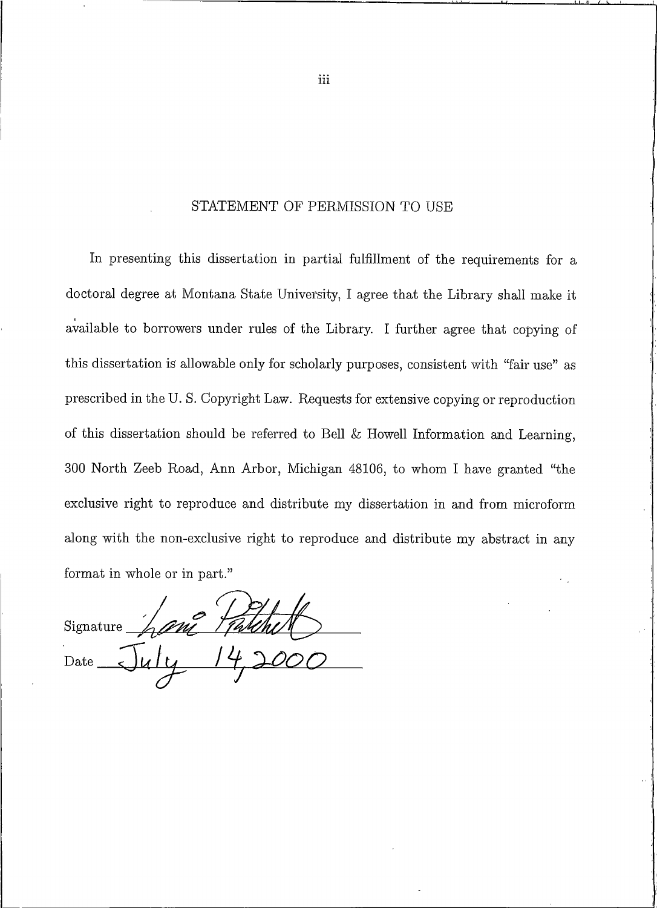## STATEMENT OF PERMISSION TO USE

In presenting this dissertation in partial fulfillment of the requirements for a doctoral degree at Montana State University, I agree that the Library shall make it available to borrowers under rules of the Library. I further agree that copying of this dissertation is allowable only for scholarly purposes, consistent with "fair use" as prescribed in the U. S. Copyright Law. Requests for extensive copying or reproduction of this dissertation should be referred to Bell & Howell Information and Learning, 300 North Zeeb Road, Ann Arbor, Michigan 48106, to whom I have granted "the exclusive right to reproduce and distribute my dissertation in and from microform along with the non-exclusive right to reproduce and distribute my abstract in any format in whole or in part."

Signature Lani Pritchett

Date July 14, 2000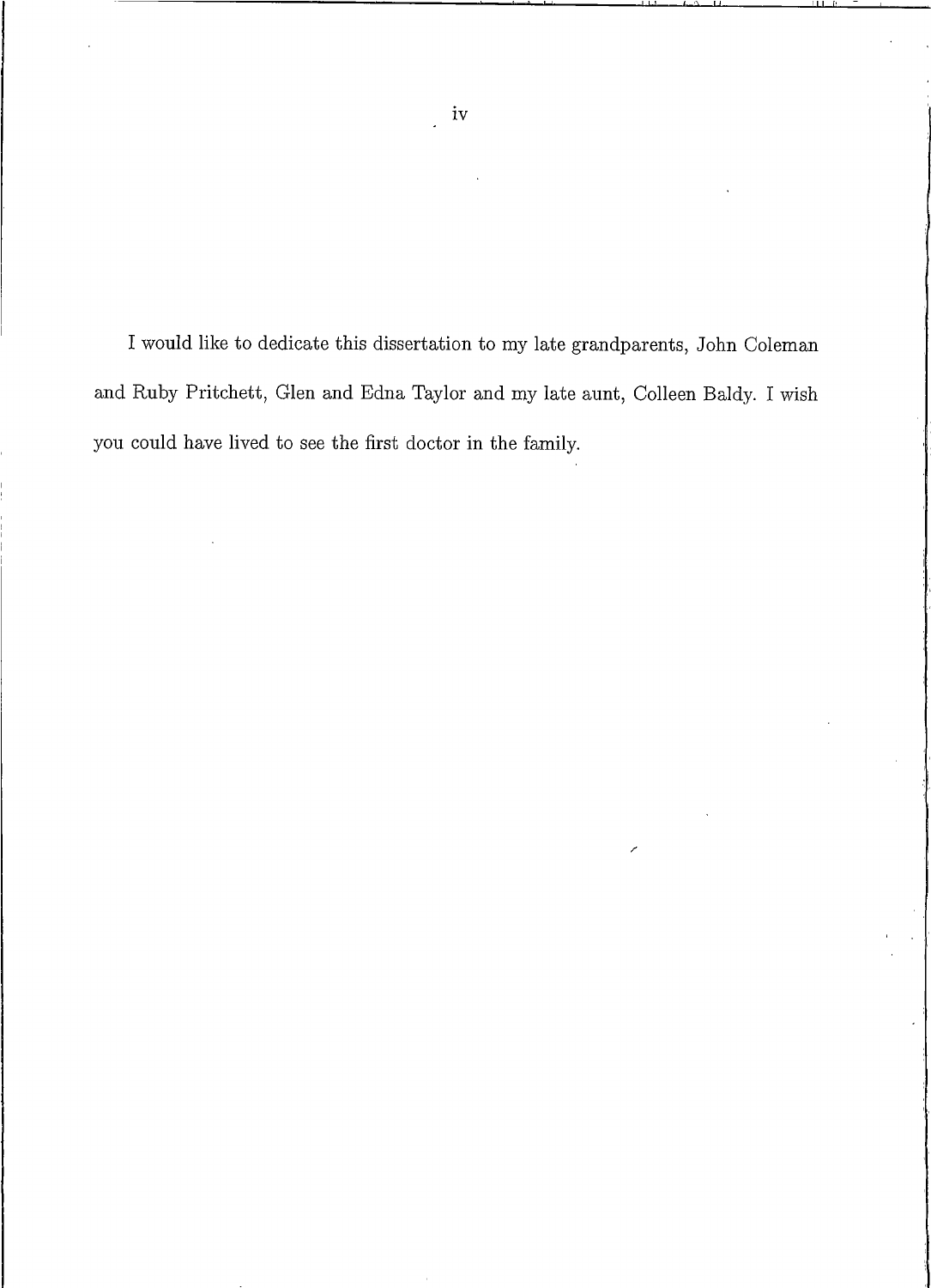I would like to dedicate this dissertation to my late grandparents, John Coleman and Ruby Pritchett, Glen and Edna Taylor and my late aunt, Colleen Baldy. I wish you could have lived to see the first doctor in the family.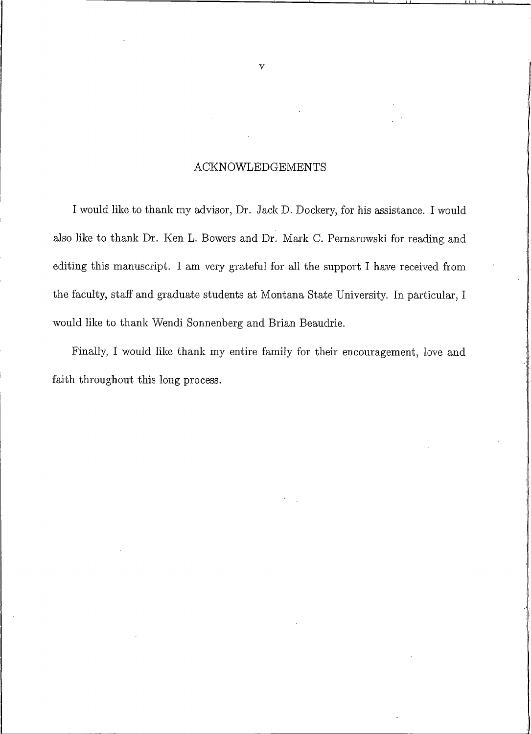## ACKNOWLEDGEMENTS

I would like to thank my advisor, Dr. Jack D. Dockery, for his assistance. I would also like to thank Dr. Ken L. Bowers and Dr. Mark C. Pernarowski for reading and editing this manuscript. I am very grateful for all the support I have received from the faculty, staff and graduate students at Montana State University. In particular, I would like to thank Wendi Sonnenberg and Brian Beaudrie.

Finally, I would like thank my entire family for their encouragement, love and faith throughout this long process.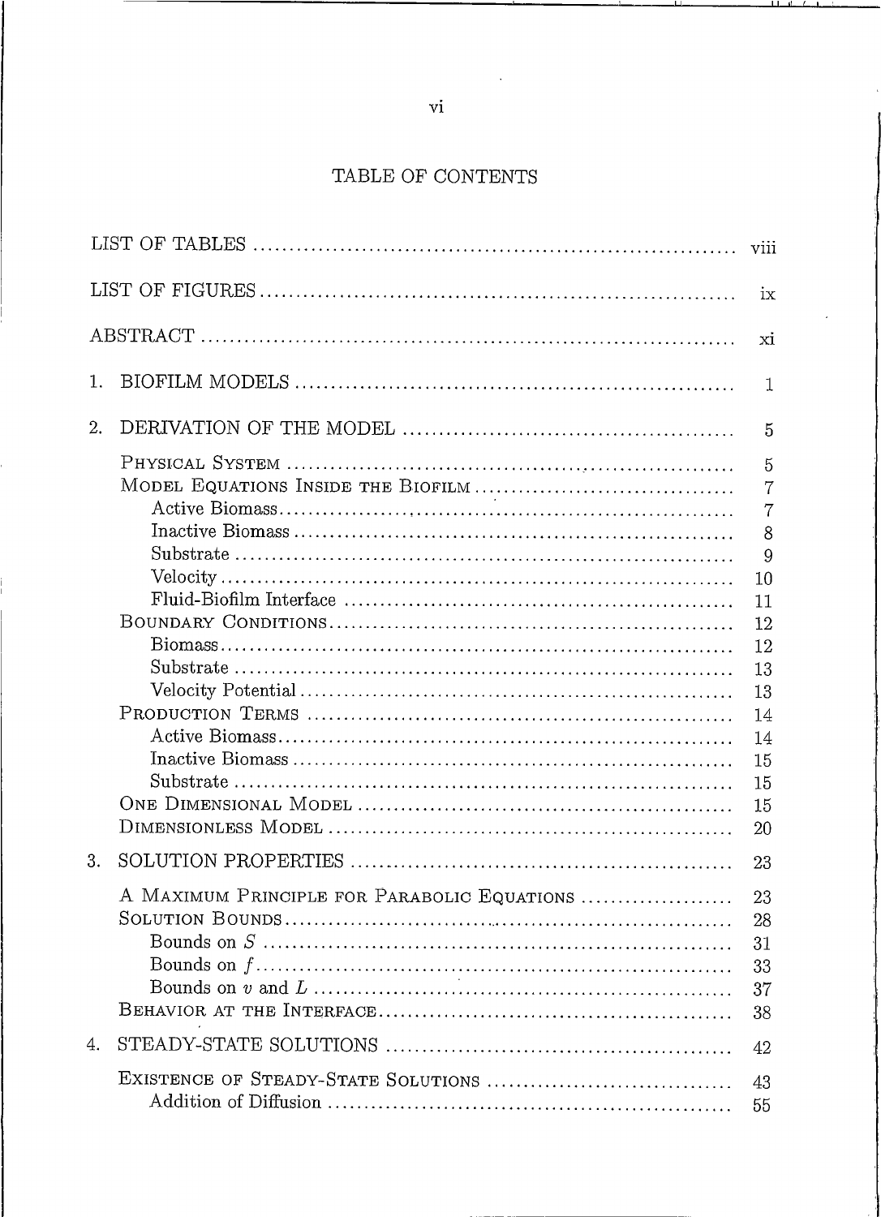# TABLE OF CONTENTS

| | |
|---|---|
| LIST OF TABLES | viii |
| LIST OF FIGURES | ix |
| ABSTRACT | xi |
| 1. BIOFILM MODELS | 1 |
| 2. DERIVATION OF THE MODEL | 5 |
| Physical System | 5 |
| Model Equations Inside the Biofilm | 7 |
| Active Biomass | 7 |
| Inactive Biomass | 8 |
| Substrate | 9 |
| Velocity | 10 |
| Fluid-Biofilm Interface | 11 |
| Boundary Conditions | 12 |
| Biomass | 12 |
| Substrate | 13 |
| Velocity Potential | 13 |
| Production Terms | 14 |
| Active Biomass | 14 |
| Inactive Biomass | 15 |
| Substrate | 15 |
| One Dimensional Model | 15 |
| Dimensionless Model | 20 |
| 3. SOLUTION PROPERTIES | 23 |
| A Maximum Principle for Parabolic Equations | 23 |
| Solution Bounds | 28 |
| Bounds on $S$ | 31 |
| Bounds on $f$ | 33 |
| Bounds on $v$ and $L$ | 37 |
| Behavior at the Interface | 38 |
| 4. STEADY-STATE SOLUTIONS | 42 |
| Existence of Steady-State Solutions | 43 |
| Addition of Diffusion | 55 |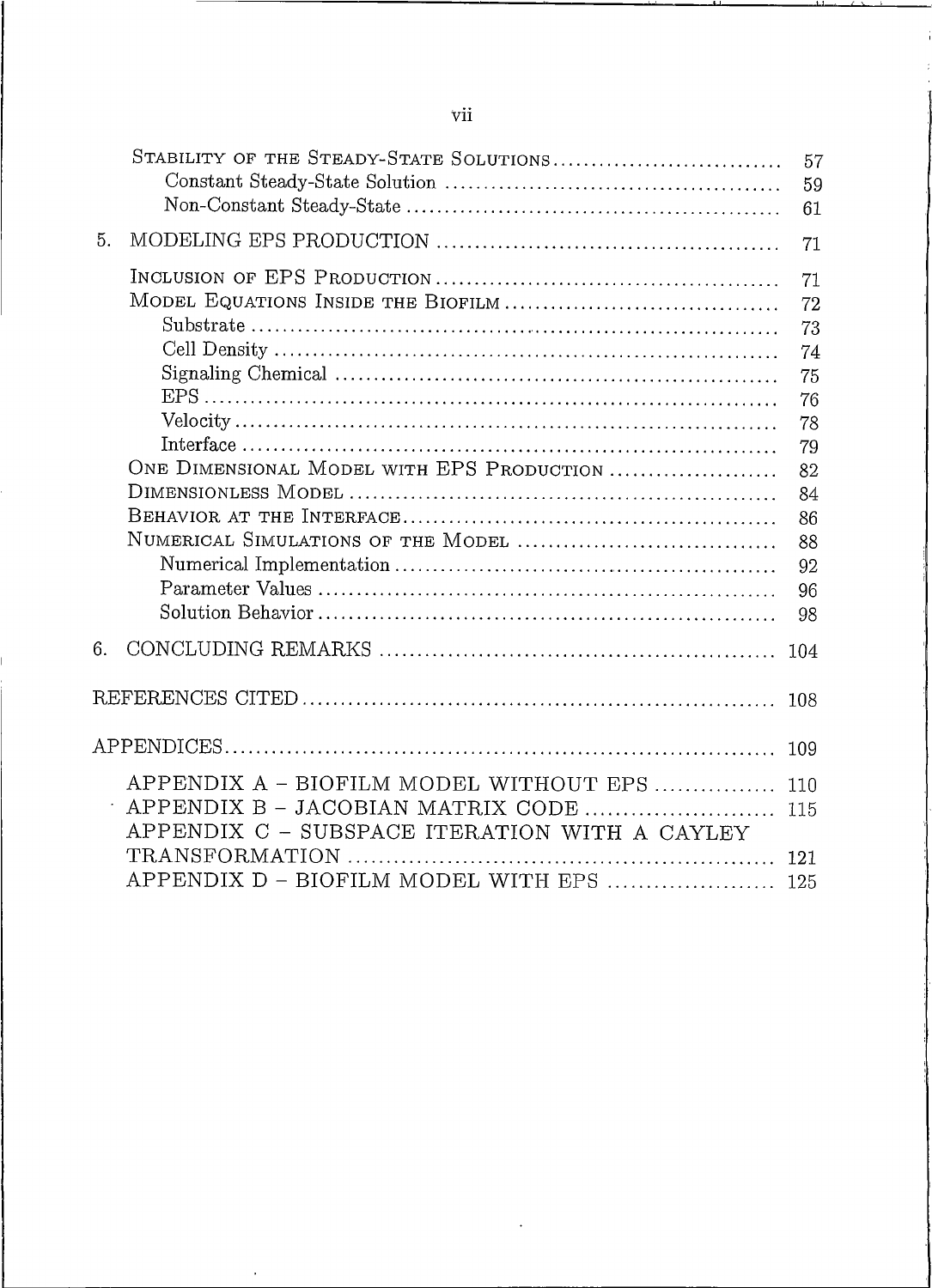| | |
|---|---|
| Stability of the Steady-State Solutions | 57 |
| Constant Steady-State Solution | 59 |
| Non-Constant Steady-State | 61 |
| 5. MODELING EPS PRODUCTION | 71 |
| Inclusion of EPS Production | 71 |
| Model Equations Inside the Biofilm | 72 |
| Substrate | 73 |
| Cell Density | 74 |
| Signaling Chemical | 75 |
| EPS | 76 |
| Velocity | 78 |
| Interface | 79 |
| One Dimensional Model with EPS Production | 82 |
| Dimensionless Model | 84 |
| Behavior at the Interface | 86 |
| Numerical Simulations of the Model | 88 |
| Numerical Implementation | 92 |
| Parameter Values | 96 |
| Solution Behavior | 98 |
| 6. CONCLUDING REMARKS | 104 |
| REFERENCES CITED | 108 |
| APPENDICES | 109 |
| APPENDIX A – BIOFILM MODEL WITHOUT EPS | 110 |
| APPENDIX B – JACOBIAN MATRIX CODE | 115 |
| APPENDIX C – SUBSPACE ITERATION WITH A CAYLEY TRANSFORMATION | 121 |
| APPENDIX D – BIOFILM MODEL WITH EPS | 125 |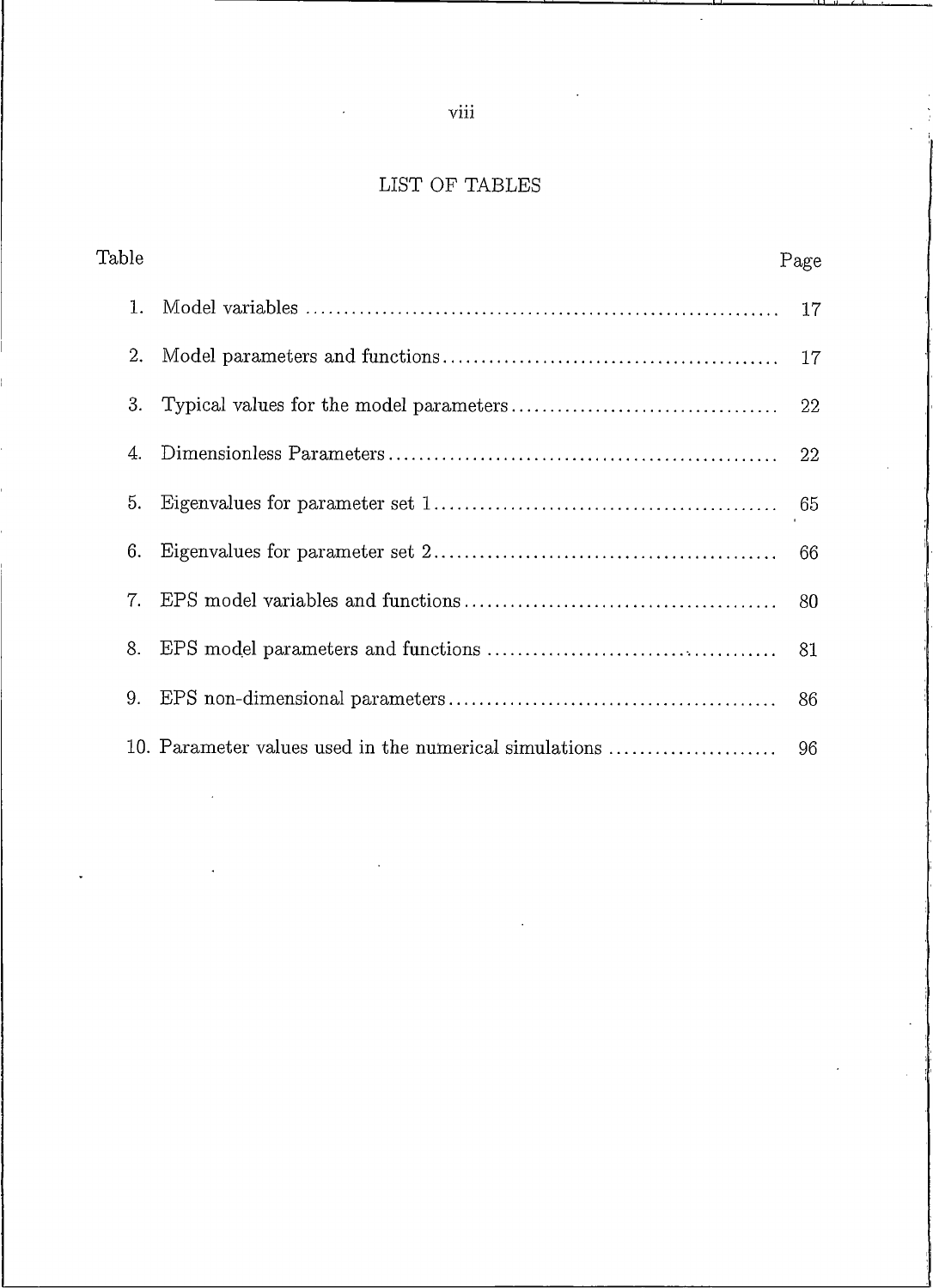# LIST OF TABLES

| Table | | Page |
|---|---|---|
| 1. | Model variables | 17 |
| 2. | Model parameters and functions | 17 |
| 3. | Typical values for the model parameters | 22 |
| 4. | Dimensionless Parameters | 22 |
| 5. | Eigenvalues for parameter set 1 | 65 |
| 6. | Eigenvalues for parameter set 2 | 66 |
| 7. | EPS model variables and functions | 80 |
| 8. | EPS model parameters and functions | 81 |
| 9. | EPS non-dimensional parameters | 86 |
| 10. | Parameter values used in the numerical simulations | 96 |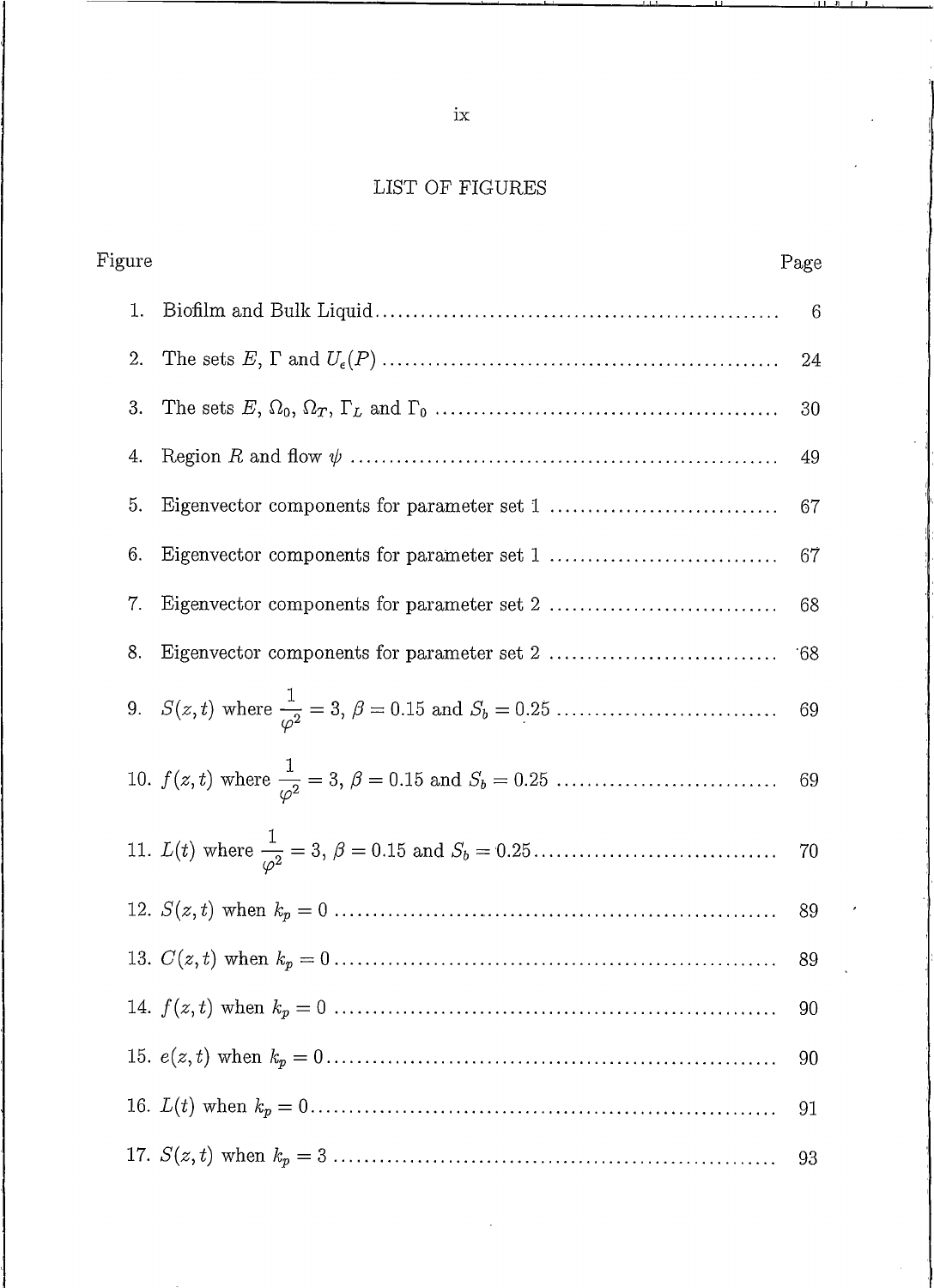# LIST OF FIGURES

| Figure | | Page |
|---|---|---|
| 1. | Biofilm and Bulk Liquid | 6 |
| 2. | The sets $E$, $\Gamma$ and $U_\epsilon(P)$ | 24 |
| 3. | The sets $E$, $\Omega_0$, $\Omega_T$, $\Gamma_L$ and $\Gamma_0$ | 30 |
| 4. | Region $R$ and flow $\psi$ | 49 |
| 5. | Eigenvector components for parameter set 1 | 67 |
| 6. | Eigenvector components for parameter set 1 | 67 |
| 7. | Eigenvector components for parameter set 2 | 68 |
| 8. | Eigenvector components for parameter set 2 | 68 |
| 9. | $S(z,t)$ where $\frac{1}{\varphi^2} = 3$, $\beta = 0.15$ and $S_b = 0.25$ | 69 |
| 10. | $f(z,t)$ where $\frac{1}{\varphi^2} = 3$, $\beta = 0.15$ and $S_b = 0.25$ | 69 |
| 11. | $L(t)$ where $\frac{1}{\varphi^2} = 3$, $\beta = 0.15$ and $S_b = 0.25$ | 70 |
| 12. | $S(z,t)$ when $k_p = 0$ | 89 |
| 13. | $C(z,t)$ when $k_p = 0$ | 89 |
| 14. | $f(z,t)$ when $k_p = 0$ | 90 |
| 15. | $e(z,t)$ when $k_p = 0$ | 90 |
| 16. | $L(t)$ when $k_p = 0$ | 91 |
| 17. | $S(z,t)$ when $k_p = 3$ | 93 |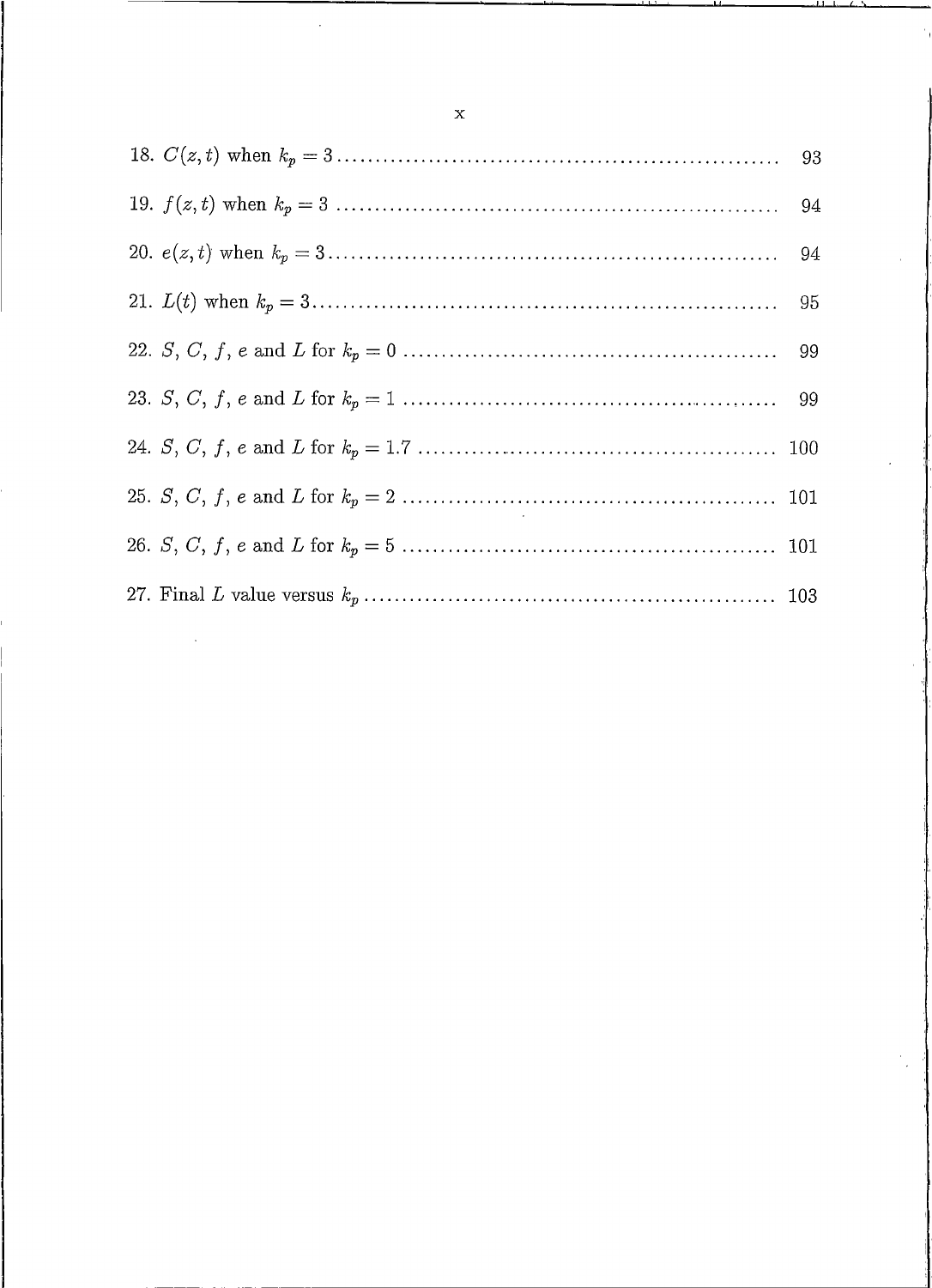18. $C(z,t)$ when $k_p = 3$ .......................................................... 93

19. $f(z,t)$ when $k_p = 3$ .......................................................... 94

20. $e(z,t)$ when $k_p = 3$ .......................................................... 94

21. $L(t)$ when $k_p = 3$ .......................................................... 95

22. $S$, $C$, $f$, $e$ and $L$ for $k_p = 0$ .................................................. 99

23. $S$, $C$, $f$, $e$ and $L$ for $k_p = 1$ .................................................. 99

24. $S$, $C$, $f$, $e$ and $L$ for $k_p = 1.7$ ................................................ 100

25. $S$, $C$, $f$, $e$ and $L$ for $k_p = 2$ .................................................. 101

26. $S$, $C$, $f$, $e$ and $L$ for $k_p = 5$ .................................................. 101

27. Final $L$ value versus $k_p$ ...................................................... 103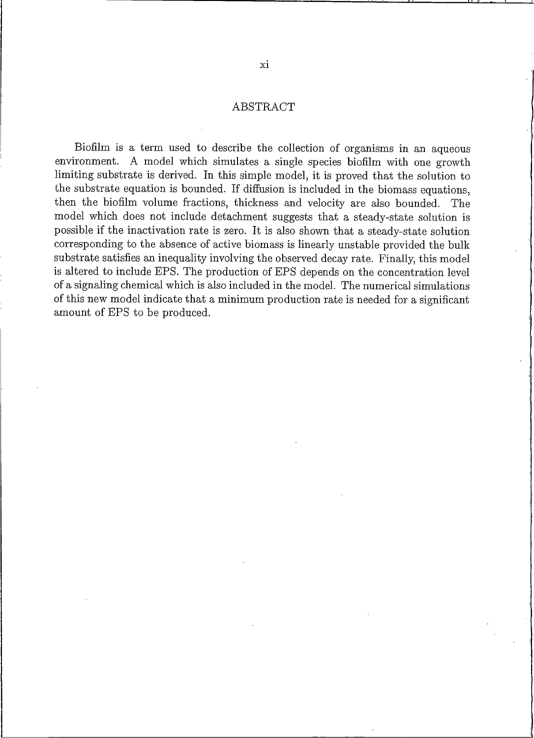## ABSTRACT

Biofilm is a term used to describe the collection of organisms in an aqueous environment. A model which simulates a single species biofilm with one growth limiting substrate is derived. In this simple model, it is proved that the solution to the substrate equation is bounded. If diffusion is included in the biomass equations, then the biofilm volume fractions, thickness and velocity are also bounded. The model which does not include detachment suggests that a steady-state solution is possible if the inactivation rate is zero. It is also shown that a steady-state solution corresponding to the absence of active biomass is linearly unstable provided the bulk substrate satisfies an inequality involving the observed decay rate. Finally, this model is altered to include EPS. The production of EPS depends on the concentration level of a signaling chemical which is also included in the model. The numerical simulations of this new model indicate that a minimum production rate is needed for a significant amount of EPS to be produced.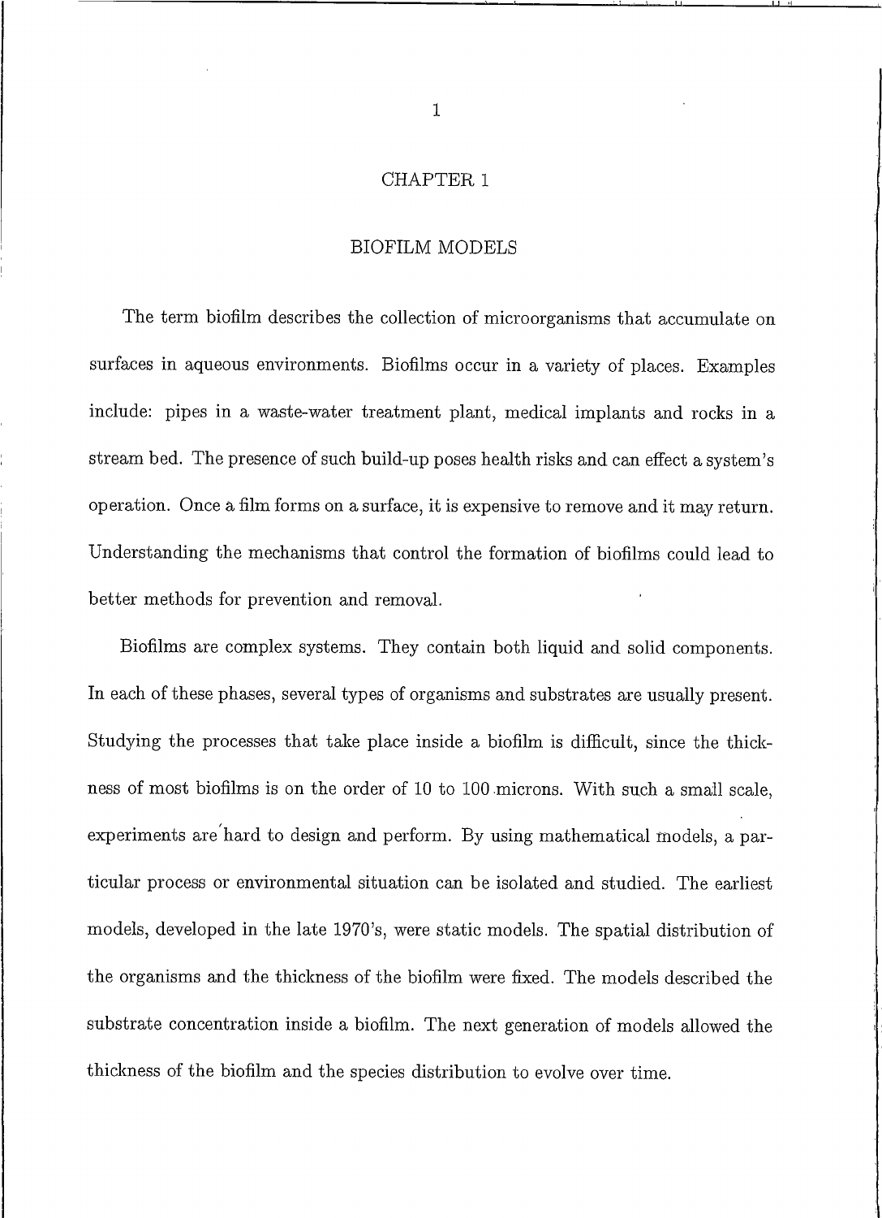# CHAPTER 1

## BIOFILM MODELS

The term biofilm describes the collection of microorganisms that accumulate on surfaces in aqueous environments. Biofilms occur in a variety of places. Examples include: pipes in a waste-water treatment plant, medical implants and rocks in a stream bed. The presence of such build-up poses health risks and can effect a system's operation. Once a film forms on a surface, it is expensive to remove and it may return. Understanding the mechanisms that control the formation of biofilms could lead to better methods for prevention and removal.

Biofilms are complex systems. They contain both liquid and solid components. In each of these phases, several types of organisms and substrates are usually present. Studying the processes that take place inside a biofilm is difficult, since the thickness of most biofilms is on the order of 10 to 100 microns. With such a small scale, experiments are hard to design and perform. By using mathematical models, a particular process or environmental situation can be isolated and studied. The earliest models, developed in the late 1970's, were static models. The spatial distribution of the organisms and the thickness of the biofilm were fixed. The models described the substrate concentration inside a biofilm. The next generation of models allowed the thickness of the biofilm and the species distribution to evolve over time.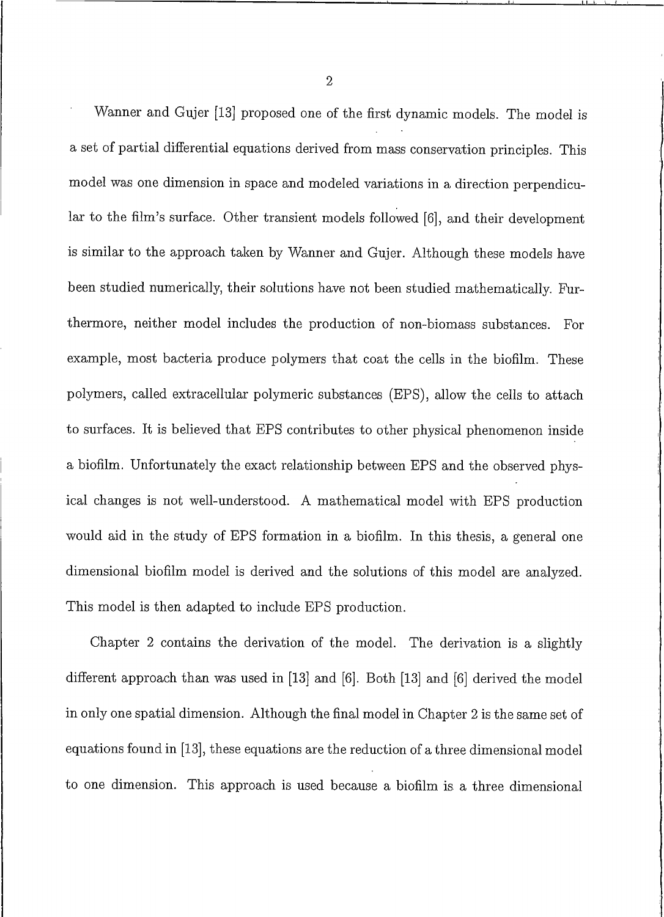Wanner and Gujer [13] proposed one of the first dynamic models. The model is a set of partial differential equations derived from mass conservation principles. This model was one dimension in space and modeled variations in a direction perpendicular to the film's surface. Other transient models followed [6], and their development is similar to the approach taken by Wanner and Gujer. Although these models have been studied numerically, their solutions have not been studied mathematically. Furthermore, neither model includes the production of non-biomass substances. For example, most bacteria produce polymers that coat the cells in the biofilm. These polymers, called extracellular polymeric substances (EPS), allow the cells to attach to surfaces. It is believed that EPS contributes to other physical phenomenon inside a biofilm. Unfortunately the exact relationship between EPS and the observed physical changes is not well-understood. A mathematical model with EPS production would aid in the study of EPS formation in a biofilm. In this thesis, a general one dimensional biofilm model is derived and the solutions of this model are analyzed. This model is then adapted to include EPS production.

Chapter 2 contains the derivation of the model. The derivation is a slightly different approach than was used in [13] and [6]. Both [13] and [6] derived the model in only one spatial dimension. Although the final model in Chapter 2 is the same set of equations found in [13], these equations are the reduction of a three dimensional model to one dimension. This approach is used because a biofilm is a three dimensional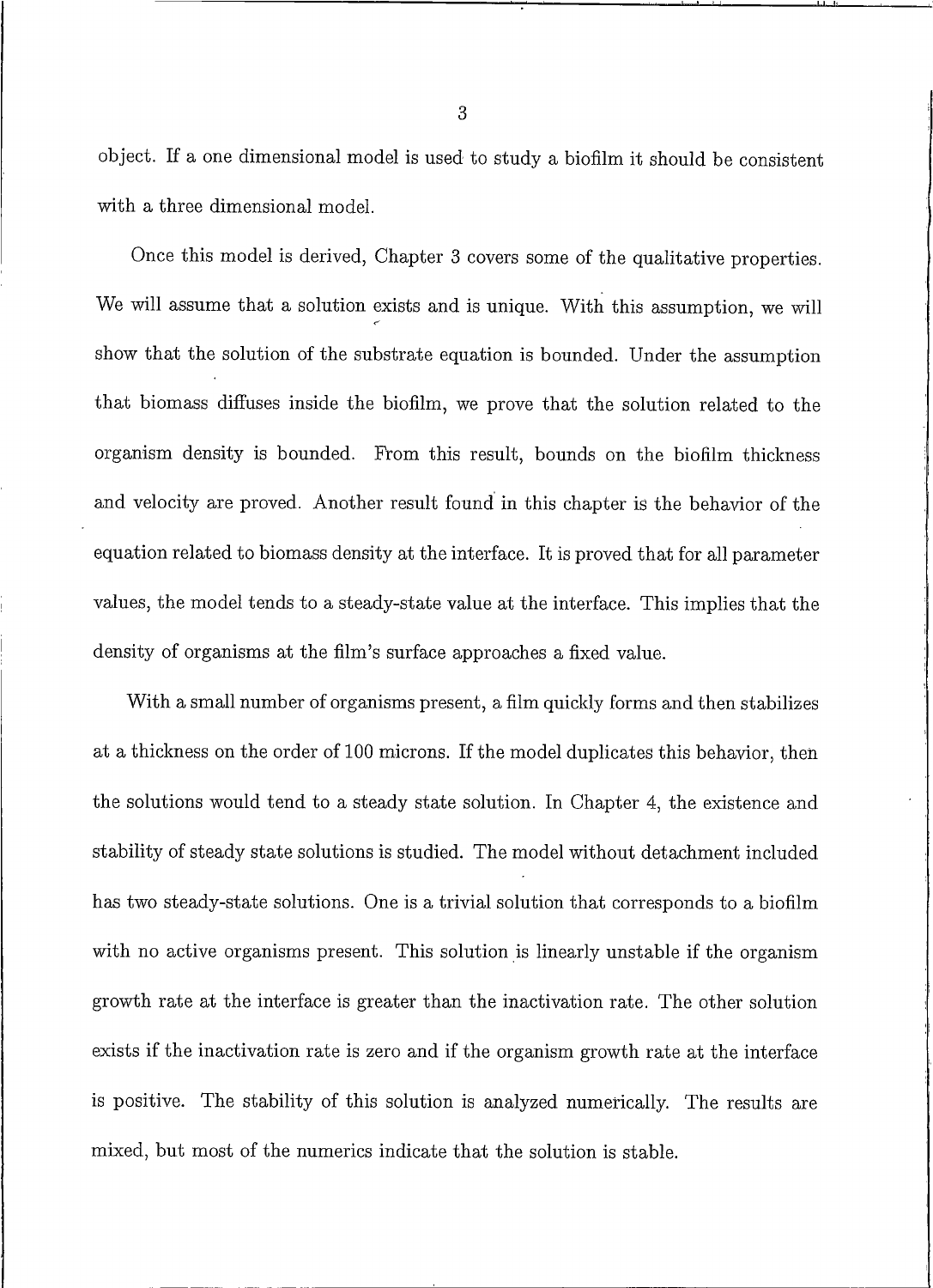object. If a one dimensional model is used to study a biofilm it should be consistent with a three dimensional model.

Once this model is derived, Chapter 3 covers some of the qualitative properties. We will assume that a solution exists and is unique. With this assumption, we will show that the solution of the substrate equation is bounded. Under the assumption that biomass diffuses inside the biofilm, we prove that the solution related to the organism density is bounded. From this result, bounds on the biofilm thickness and velocity are proved. Another result found in this chapter is the behavior of the equation related to biomass density at the interface. It is proved that for all parameter values, the model tends to a steady-state value at the interface. This implies that the density of organisms at the film's surface approaches a fixed value.

With a small number of organisms present, a film quickly forms and then stabilizes at a thickness on the order of 100 microns. If the model duplicates this behavior, then the solutions would tend to a steady state solution. In Chapter 4, the existence and stability of steady state solutions is studied. The model without detachment included has two steady-state solutions. One is a trivial solution that corresponds to a biofilm with no active organisms present. This solution is linearly unstable if the organism growth rate at the interface is greater than the inactivation rate. The other solution exists if the inactivation rate is zero and if the organism growth rate at the interface is positive. The stability of this solution is analyzed numerically. The results are mixed, but most of the numerics indicate that the solution is stable.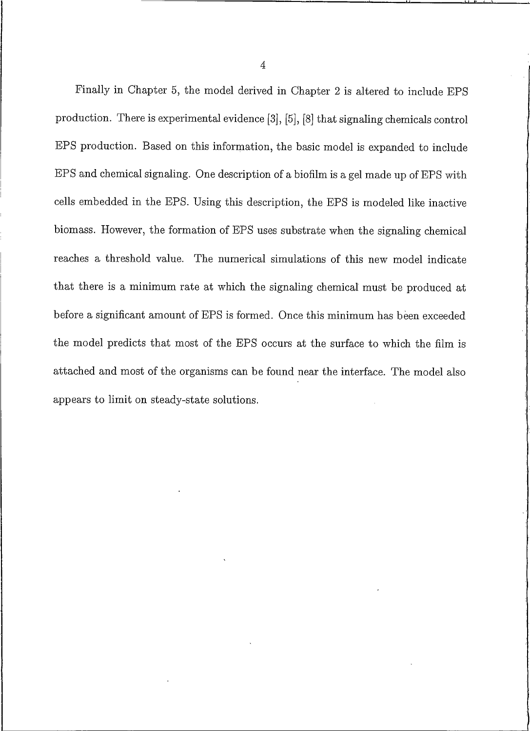Finally in Chapter 5, the model derived in Chapter 2 is altered to include EPS production. There is experimental evidence [3], [5], [8] that signaling chemicals control EPS production. Based on this information, the basic model is expanded to include EPS and chemical signaling. One description of a biofilm is a gel made up of EPS with cells embedded in the EPS. Using this description, the EPS is modeled like inactive biomass. However, the formation of EPS uses substrate when the signaling chemical reaches a threshold value. The numerical simulations of this new model indicate that there is a minimum rate at which the signaling chemical must be produced at before a significant amount of EPS is formed. Once this minimum has been exceeded the model predicts that most of the EPS occurs at the surface to which the film is attached and most of the organisms can be found near the interface. The model also appears to limit on steady-state solutions.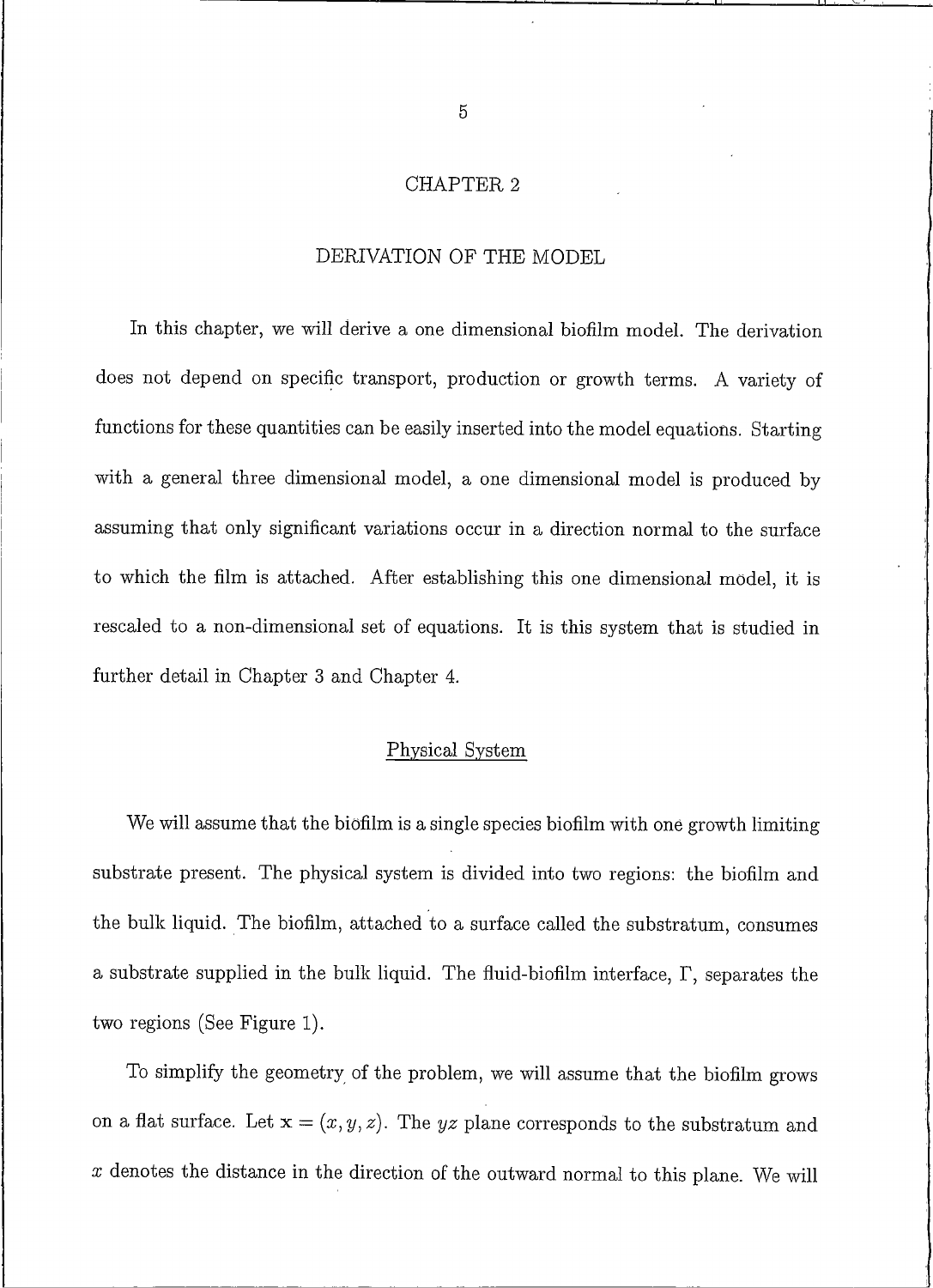# CHAPTER 2

# DERIVATION OF THE MODEL

In this chapter, we will derive a one dimensional biofilm model. The derivation does not depend on specific transport, production or growth terms. A variety of functions for these quantities can be easily inserted into the model equations. Starting with a general three dimensional model, a one dimensional model is produced by assuming that only significant variations occur in a direction normal to the surface to which the film is attached. After establishing this one dimensional model, it is rescaled to a non-dimensional set of equations. It is this system that is studied in further detail in Chapter 3 and Chapter 4.

## Physical System

We will assume that the biofilm is a single species biofilm with one growth limiting substrate present. The physical system is divided into two regions: the biofilm and the bulk liquid. The biofilm, attached to a surface called the substratum, consumes a substrate supplied in the bulk liquid. The fluid-biofilm interface, $\Gamma$, separates the two regions (See Figure 1).

To simplify the geometry of the problem, we will assume that the biofilm grows on a flat surface. Let $\mathbf{x} = (x, y, z)$. The $yz$ plane corresponds to the substratum and $x$ denotes the distance in the direction of the outward normal to this plane. We will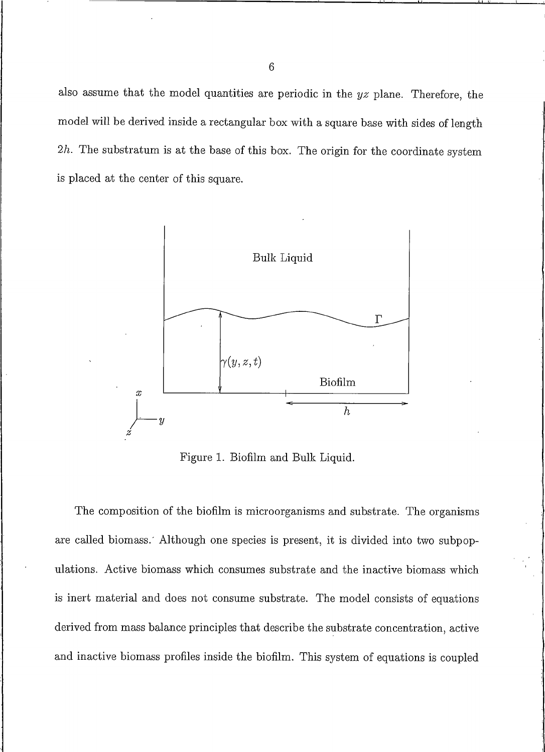also assume that the model quantities are periodic in the $yz$ plane. Therefore, the model will be derived inside a rectangular box with a square base with sides of length $2h$. The substratum is at the base of this box. The origin for the coordinate system is placed at the center of this square.

Figure 1. Biofilm and Bulk Liquid.

The composition of the biofilm is microorganisms and substrate. The organisms are called biomass. Although one species is present, it is divided into two subpopulations. Active biomass which consumes substrate and the inactive biomass which is inert material and does not consume substrate. The model consists of equations derived from mass balance principles that describe the substrate concentration, active and inactive biomass profiles inside the biofilm. This system of equations is coupled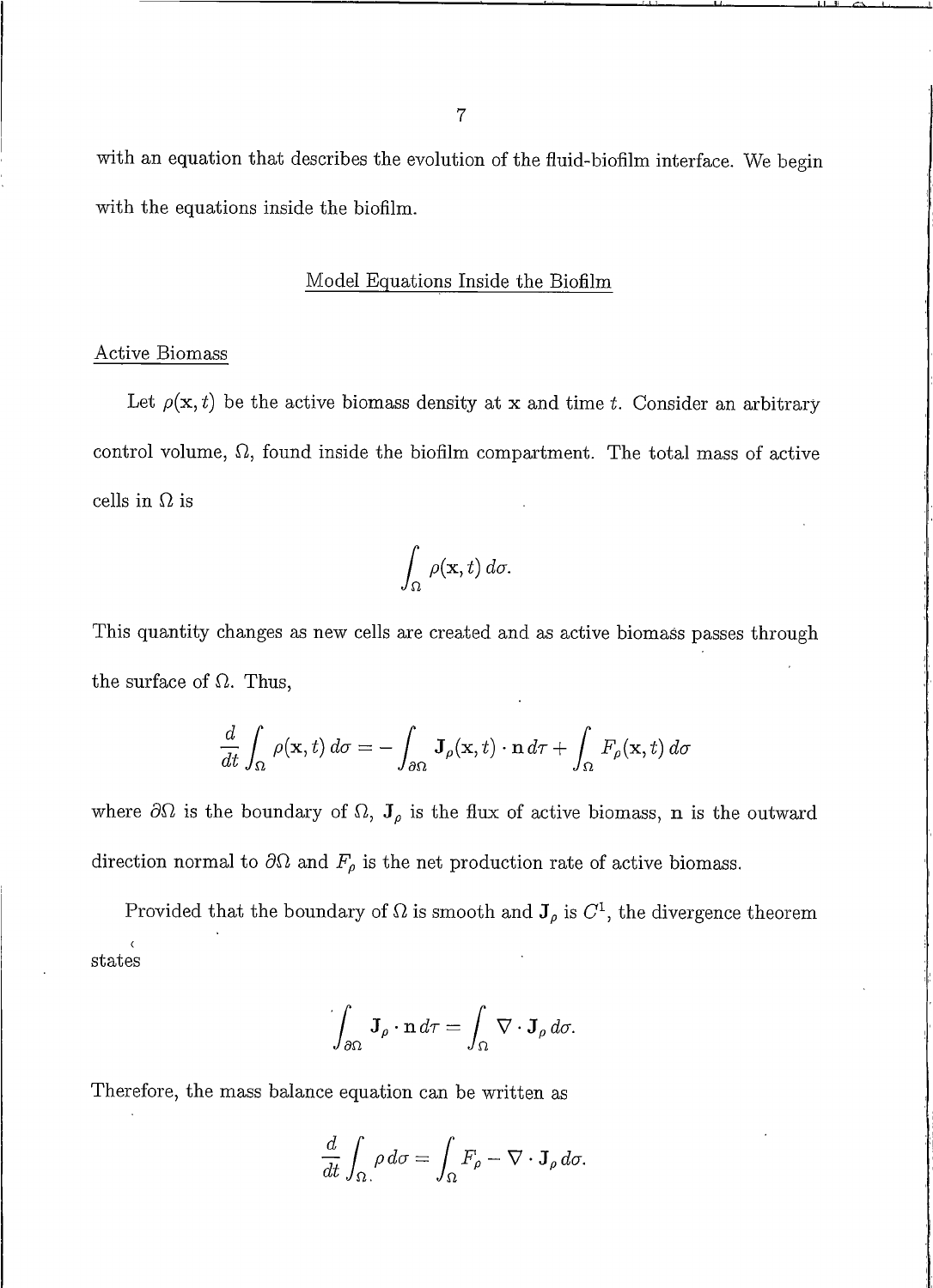with an equation that describes the evolution of the fluid-biofilm interface. We begin with the equations inside the biofilm.

## Model Equations Inside the Biofilm

### Active Biomass

Let $\rho(\mathbf{x}, t)$ be the active biomass density at $\mathbf{x}$ and time $t$. Consider an arbitrary control volume, $\Omega$, found inside the biofilm compartment. The total mass of active cells in $\Omega$ is

$$\int_{\Omega} \rho(\mathbf{x}, t)\, d\sigma.$$

This quantity changes as new cells are created and as active biomass passes through the surface of $\Omega$. Thus,

$$\frac{d}{dt}\int_{\Omega} \rho(\mathbf{x}, t)\, d\sigma = -\int_{\partial\Omega} \mathbf{J}_{\rho}(\mathbf{x}, t) \cdot \mathbf{n}\, d\tau + \int_{\Omega} F_{\rho}(\mathbf{x}, t)\, d\sigma$$

where $\partial\Omega$ is the boundary of $\Omega$, $\mathbf{J}_{\rho}$ is the flux of active biomass, $\mathbf{n}$ is the outward direction normal to $\partial\Omega$ and $F_{\rho}$ is the net production rate of active biomass.

Provided that the boundary of $\Omega$ is smooth and $\mathbf{J}_{\rho}$ is $C^1$, the divergence theorem states

$$\int_{\partial\Omega} \mathbf{J}_{\rho} \cdot \mathbf{n}\, d\tau = \int_{\Omega} \nabla \cdot \mathbf{J}_{\rho}\, d\sigma.$$

Therefore, the mass balance equation can be written as

$$\frac{d}{dt}\int_{\Omega} \rho\, d\sigma = \int_{\Omega} F_{\rho} - \nabla \cdot \mathbf{J}_{\rho}\, d\sigma.$$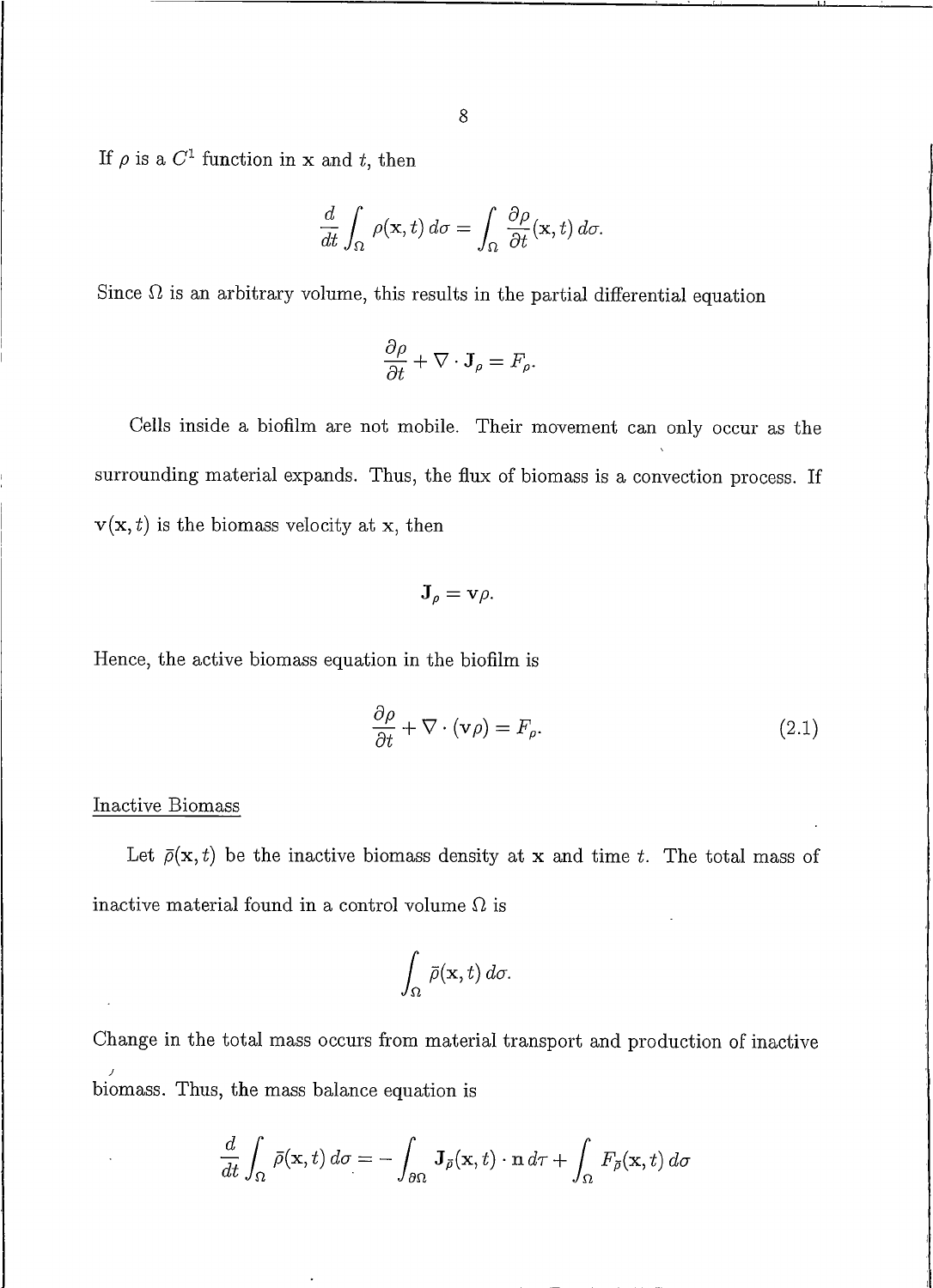If $\rho$ is a $C^1$ function in $\mathbf{x}$ and $t$, then

$$\frac{d}{dt}\int_{\Omega} \rho(\mathbf{x},t)\, d\sigma = \int_{\Omega} \frac{\partial \rho}{\partial t}(\mathbf{x},t)\, d\sigma.$$

Since $\Omega$ is an arbitrary volume, this results in the partial differential equation

$$\frac{\partial \rho}{\partial t} + \nabla \cdot \mathbf{J}_{\rho} = F_{\rho}.$$

Cells inside a biofilm are not mobile. Their movement can only occur as the surrounding material expands. Thus, the flux of biomass is a convection process. If $\mathbf{v}(\mathbf{x},t)$ is the biomass velocity at $\mathbf{x}$, then

$$\mathbf{J}_{\rho} = \mathbf{v}\rho.$$

Hence, the active biomass equation in the biofilm is

$$\frac{\partial \rho}{\partial t} + \nabla \cdot (\mathbf{v}\rho) = F_{\rho}. \tag{2.1}$$

<u>Inactive Biomass</u>

Let $\bar{\rho}(\mathbf{x},t)$ be the inactive biomass density at $\mathbf{x}$ and time $t$. The total mass of inactive material found in a control volume $\Omega$ is

$$\int_{\Omega} \bar{\rho}(\mathbf{x},t)\, d\sigma.$$

Change in the total mass occurs from material transport and production of inactive biomass. Thus, the mass balance equation is

$$\frac{d}{dt}\int_{\Omega} \bar{\rho}(\mathbf{x},t)\, d\sigma = -\int_{\partial\Omega} \mathbf{J}_{\bar{\rho}}(\mathbf{x},t)\cdot \mathbf{n}\, d\tau + \int_{\Omega} F_{\bar{\rho}}(\mathbf{x},t)\, d\sigma$$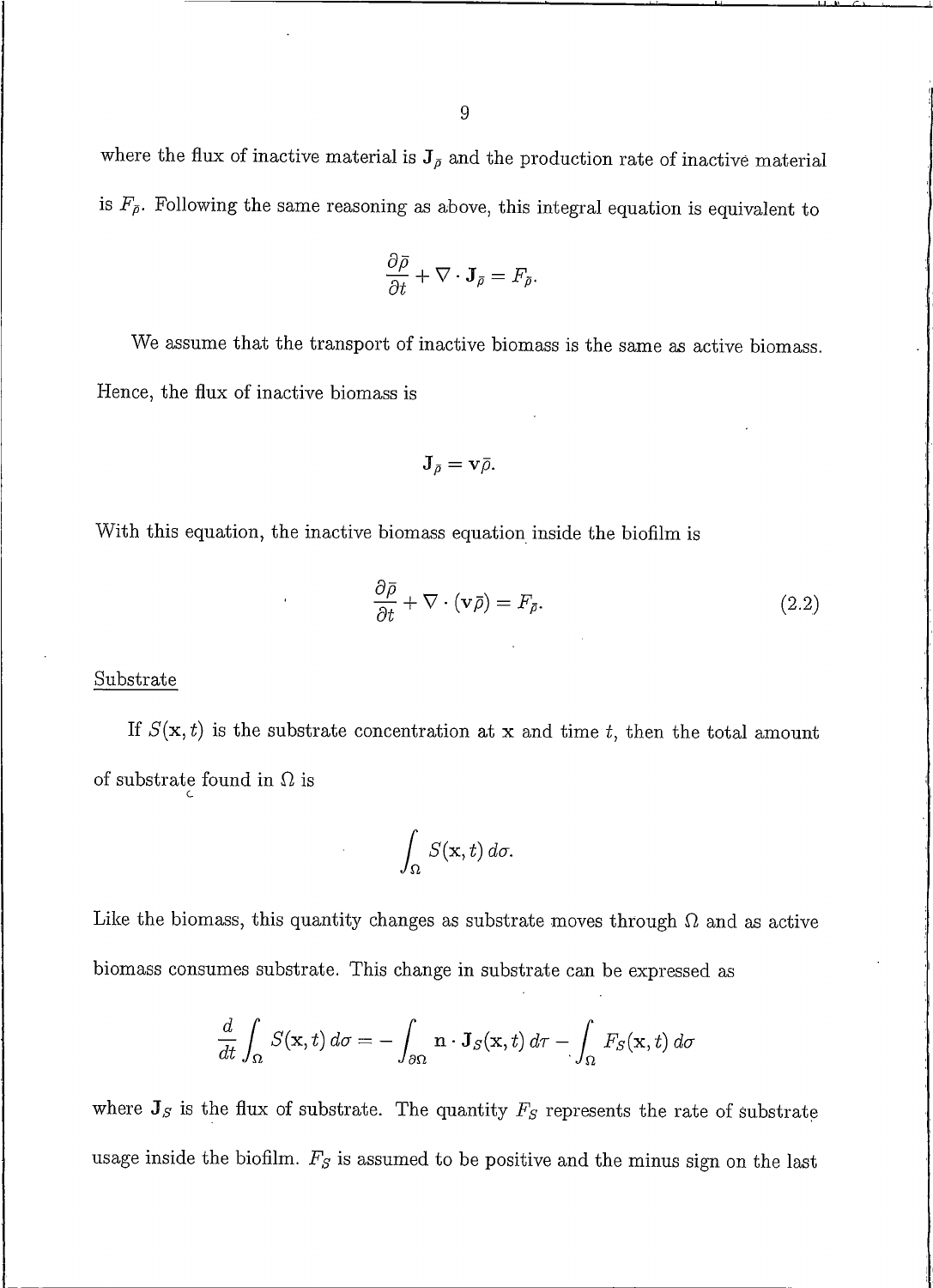where the flux of inactive material is $\mathbf{J}_{\bar{\rho}}$ and the production rate of inactive material is $F_{\bar{\rho}}$. Following the same reasoning as above, this integral equation is equivalent to

$$\frac{\partial \bar{\rho}}{\partial t} + \nabla \cdot \mathbf{J}_{\bar{\rho}} = F_{\bar{\rho}}.$$

We assume that the transport of inactive biomass is the same as active biomass. Hence, the flux of inactive biomass is

$$\mathbf{J}_{\bar{\rho}} = \mathbf{v}\bar{\rho}.$$

With this equation, the inactive biomass equation inside the biofilm is

$$\frac{\partial \bar{\rho}}{\partial t} + \nabla \cdot (\mathbf{v}\bar{\rho}) = F_{\bar{\rho}}. \tag{2.2}$$

Substrate

If $S(\mathbf{x}, t)$ is the substrate concentration at $\mathbf{x}$ and time $t$, then the total amount of substrate found in $\Omega$ is

$$\int_{\Omega} S(\mathbf{x}, t)\, d\sigma.$$

Like the biomass, this quantity changes as substrate moves through $\Omega$ and as active biomass consumes substrate. This change in substrate can be expressed as

$$\frac{d}{dt} \int_{\Omega} S(\mathbf{x}, t)\, d\sigma = -\int_{\partial\Omega} \mathbf{n} \cdot \mathbf{J}_S(\mathbf{x}, t)\, d\tau - \int_{\Omega} F_S(\mathbf{x}, t)\, d\sigma$$

where $\mathbf{J}_S$ is the flux of substrate. The quantity $F_S$ represents the rate of substrate usage inside the biofilm. $F_S$ is assumed to be positive and the minus sign on the last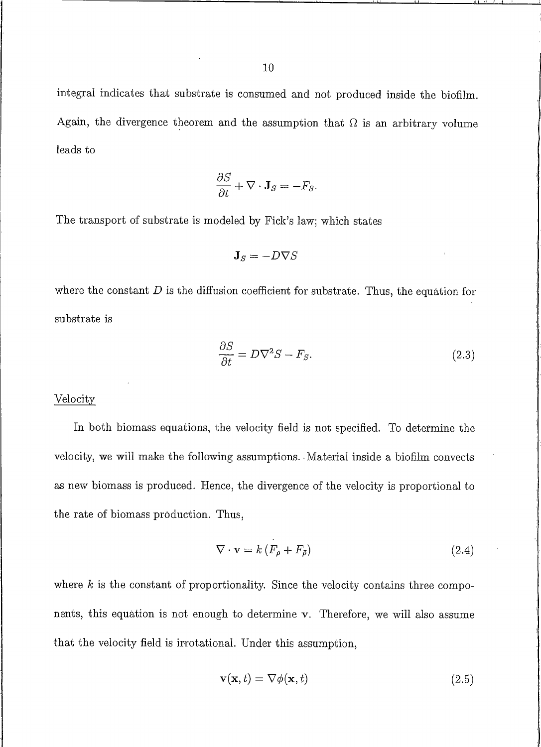integral indicates that substrate is consumed and not produced inside the biofilm. Again, the divergence theorem and the assumption that $\Omega$ is an arbitrary volume leads to

$$\frac{\partial S}{\partial t} + \nabla \cdot \mathbf{J}_S = -F_S.$$

The transport of substrate is modeled by Fick's law; which states

$$\mathbf{J}_S = -D\nabla S$$

where the constant $D$ is the diffusion coefficient for substrate. Thus, the equation for substrate is

$$\frac{\partial S}{\partial t} = D\nabla^2 S - F_S. \tag{2.3}$$

Velocity

In both biomass equations, the velocity field is not specified. To determine the velocity, we will make the following assumptions. Material inside a biofilm convects as new biomass is produced. Hence, the divergence of the velocity is proportional to the rate of biomass production. Thus,

$$\nabla \cdot \mathbf{v} = k\left(F_\rho + F_{\bar{\rho}}\right) \tag{2.4}$$

where $k$ is the constant of proportionality. Since the velocity contains three components, this equation is not enough to determine $\mathbf{v}$. Therefore, we will also assume that the velocity field is irrotational. Under this assumption,

$$\mathbf{v}(\mathbf{x}, t) = \nabla\phi(\mathbf{x}, t) \tag{2.5}$$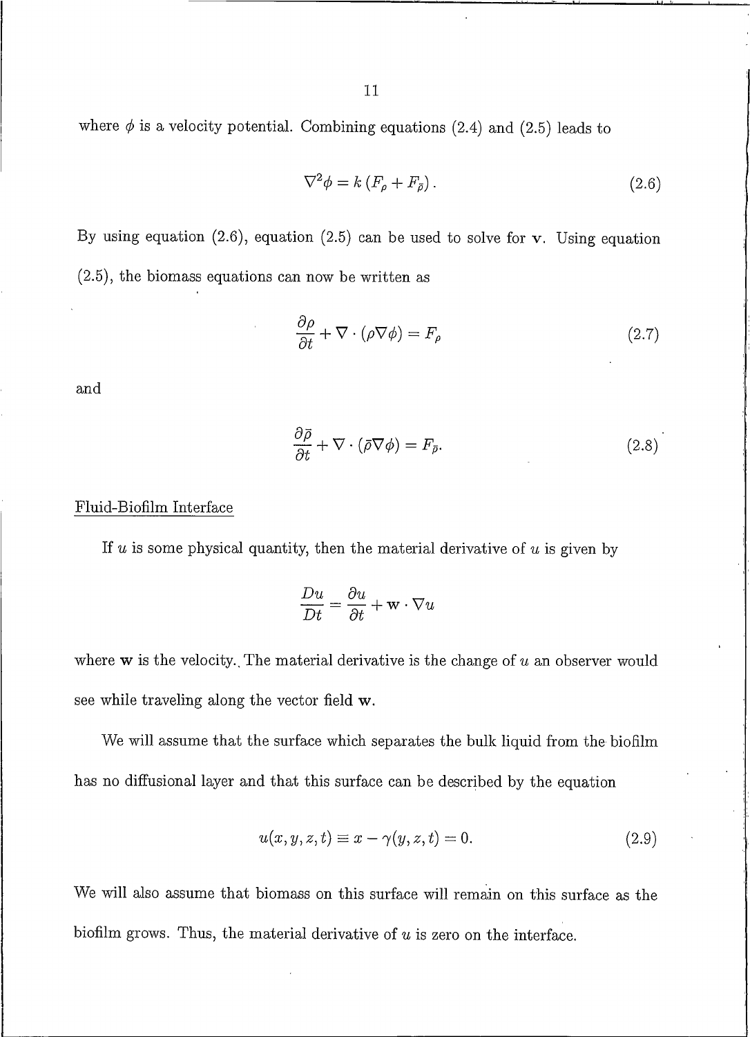where $\phi$ is a velocity potential. Combining equations (2.4) and (2.5) leads to

$$\nabla^2 \phi = k \left( F_\rho + F_{\bar{\rho}} \right). \tag{2.6}$$

By using equation (2.6), equation (2.5) can be used to solve for $\mathbf{v}$. Using equation (2.5), the biomass equations can now be written as

$$\frac{\partial \rho}{\partial t} + \nabla \cdot (\rho \nabla \phi) = F_\rho \tag{2.7}$$

and

$$\frac{\partial \bar{\rho}}{\partial t} + \nabla \cdot (\bar{\rho} \nabla \phi) = F_{\bar{\rho}}. \tag{2.8}$$

Fluid-Biofilm Interface

If $u$ is some physical quantity, then the material derivative of $u$ is given by

$$\frac{Du}{Dt} = \frac{\partial u}{\partial t} + \mathbf{w} \cdot \nabla u$$

where $\mathbf{w}$ is the velocity. The material derivative is the change of $u$ an observer would see while traveling along the vector field $\mathbf{w}$.

We will assume that the surface which separates the bulk liquid from the biofilm has no diffusional layer and that this surface can be described by the equation

$$u(x, y, z, t) \equiv x - \gamma(y, z, t) = 0. \tag{2.9}$$

We will also assume that biomass on this surface will remain on this surface as the biofilm grows. Thus, the material derivative of $u$ is zero on the interface.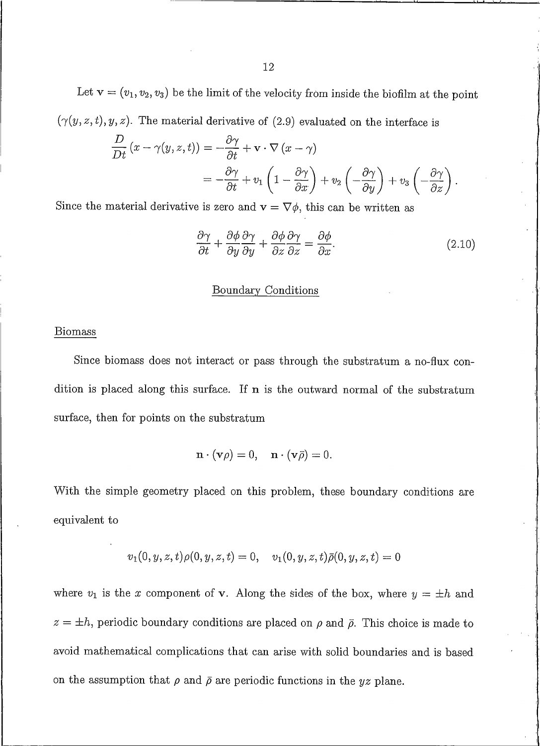Let $\mathbf{v} = (v_1, v_2, v_3)$ be the limit of the velocity from inside the biofilm at the point $(\gamma(y,z,t), y, z)$. The material derivative of (2.9) evaluated on the interface is

$$\begin{aligned}
\frac{D}{Dt}\left(x - \gamma(y,z,t)\right) &= -\frac{\partial \gamma}{\partial t} + \mathbf{v} \cdot \nabla \left(x - \gamma\right) \\
&= -\frac{\partial \gamma}{\partial t} + v_1\left(1 - \frac{\partial \gamma}{\partial x}\right) + v_2\left(-\frac{\partial \gamma}{\partial y}\right) + v_3\left(-\frac{\partial \gamma}{\partial z}\right).
\end{aligned}$$

Since the material derivative is zero and $\mathbf{v} = \nabla \phi$, this can be written as

$$\frac{\partial \gamma}{\partial t} + \frac{\partial \phi}{\partial y}\frac{\partial \gamma}{\partial y} + \frac{\partial \phi}{\partial z}\frac{\partial \gamma}{\partial z} = \frac{\partial \phi}{\partial x}. \tag{2.10}$$

## Boundary Conditions

### Biomass

Since biomass does not interact or pass through the substratum a no-flux condition is placed along this surface. If $\mathbf{n}$ is the outward normal of the substratum surface, then for points on the substratum

$$\mathbf{n} \cdot (\mathbf{v}\rho) = 0, \quad \mathbf{n} \cdot (\mathbf{v}\bar{\rho}) = 0.$$

With the simple geometry placed on this problem, these boundary conditions are equivalent to

$$v_1(0,y,z,t)\rho(0,y,z,t) = 0, \quad v_1(0,y,z,t)\bar{\rho}(0,y,z,t) = 0$$

where $v_1$ is the $x$ component of $\mathbf{v}$. Along the sides of the box, where $y = \pm h$ and $z = \pm h$, periodic boundary conditions are placed on $\rho$ and $\bar{\rho}$. This choice is made to avoid mathematical complications that can arise with solid boundaries and is based on the assumption that $\rho$ and $\bar{\rho}$ are periodic functions in the $yz$ plane.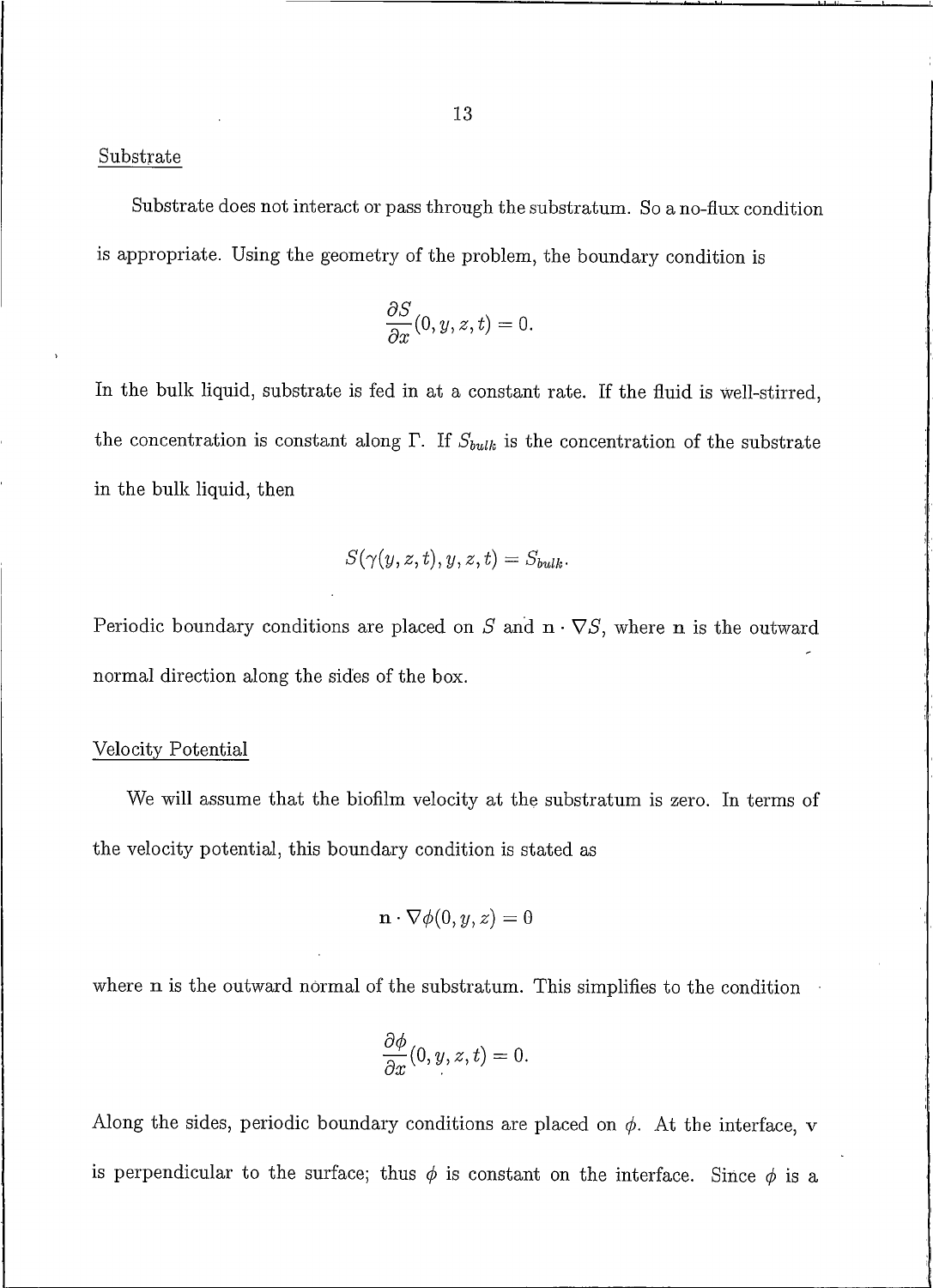Substrate

Substrate does not interact or pass through the substratum. So a no-flux condition is appropriate. Using the geometry of the problem, the boundary condition is

$$\frac{\partial S}{\partial x}(0, y, z, t) = 0.$$

In the bulk liquid, substrate is fed in at a constant rate. If the fluid is well-stirred, the concentration is constant along $\Gamma$. If $S_{bulk}$ is the concentration of the substrate in the bulk liquid, then

$$S(\gamma(y, z, t), y, z, t) = S_{bulk}.$$

Periodic boundary conditions are placed on $S$ and $\mathbf{n} \cdot \nabla S$, where $\mathbf{n}$ is the outward normal direction along the sides of the box.

Velocity Potential

We will assume that the biofilm velocity at the substratum is zero. In terms of the velocity potential, this boundary condition is stated as

$$\mathbf{n} \cdot \nabla \phi(0, y, z) = 0$$

where $\mathbf{n}$ is the outward normal of the substratum. This simplifies to the condition

$$\frac{\partial \phi}{\partial x}(0, y, z, t) = 0.$$

Along the sides, periodic boundary conditions are placed on $\phi$. At the interface, $\mathbf{v}$ is perpendicular to the surface; thus $\phi$ is constant on the interface. Since $\phi$ is a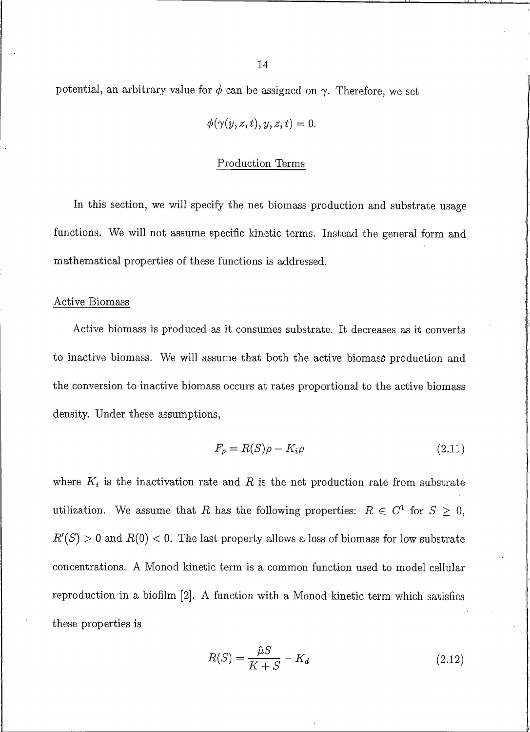potential, an arbitrary value for $\phi$ can be assigned on $\gamma$. Therefore, we set

$$\phi(\gamma(y,z,t),y,z,t) = 0.$$

## Production Terms

In this section, we will specify the net biomass production and substrate usage functions. We will not assume specific kinetic terms. Instead the general form and mathematical properties of these functions is addressed.

### Active Biomass

Active biomass is produced as it consumes substrate. It decreases as it converts to inactive biomass. We will assume that both the active biomass production and the conversion to inactive biomass occurs at rates proportional to the active biomass density. Under these assumptions,

$$F_\rho = R(S)\rho - K_i\rho \tag{2.11}$$

where $K_i$ is the inactivation rate and $R$ is the net production rate from substrate utilization. We assume that $R$ has the following properties: $R \in C^1$ for $S \geq 0$, $R'(S) > 0$ and $R(0) < 0$. The last property allows a loss of biomass for low substrate concentrations. A Monod kinetic term is a common function used to model cellular reproduction in a biofilm [2]. A function with a Monod kinetic term which satisfies these properties is

$$R(S) = \frac{\hat{\mu} S}{K + S} - K_d \tag{2.12}$$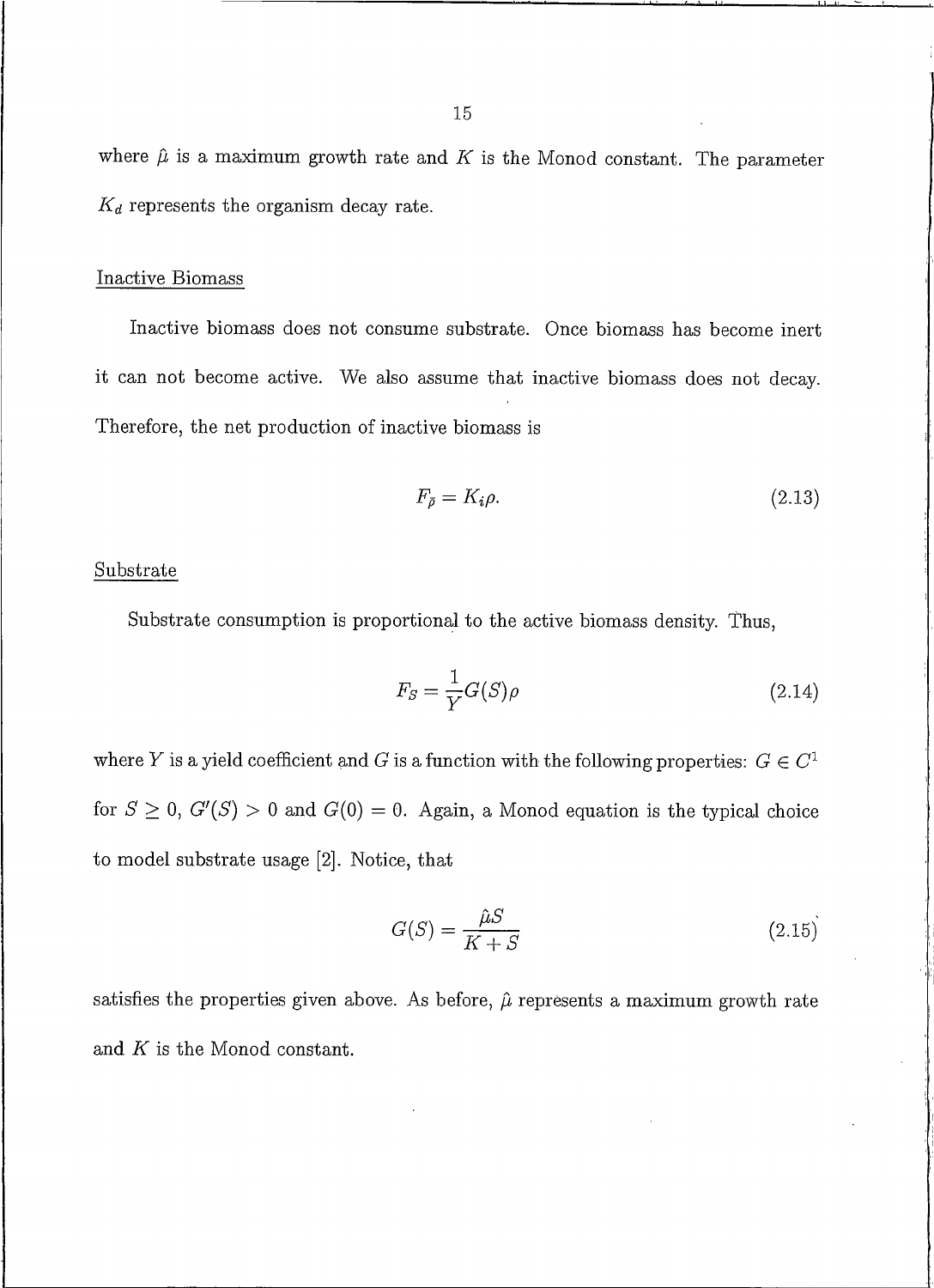where $\hat{\mu}$ is a maximum growth rate and $K$ is the Monod constant. The parameter $K_d$ represents the organism decay rate.

### Inactive Biomass

Inactive biomass does not consume substrate. Once biomass has become inert it can not become active. We also assume that inactive biomass does not decay. Therefore, the net production of inactive biomass is

$$F_{\bar{\rho}} = K_i \rho. \tag{2.13}$$

### Substrate

Substrate consumption is proportional to the active biomass density. Thus,

$$F_S = \frac{1}{Y} G(S) \rho \tag{2.14}$$

where $Y$ is a yield coefficient and $G$ is a function with the following properties: $G \in C^1$ for $S \geq 0$, $G'(S) > 0$ and $G(0) = 0$. Again, a Monod equation is the typical choice to model substrate usage [2]. Notice, that

$$G(S) = \frac{\hat{\mu} S}{K + S} \tag{2.15}$$

satisfies the properties given above. As before, $\hat{\mu}$ represents a maximum growth rate and $K$ is the Monod constant.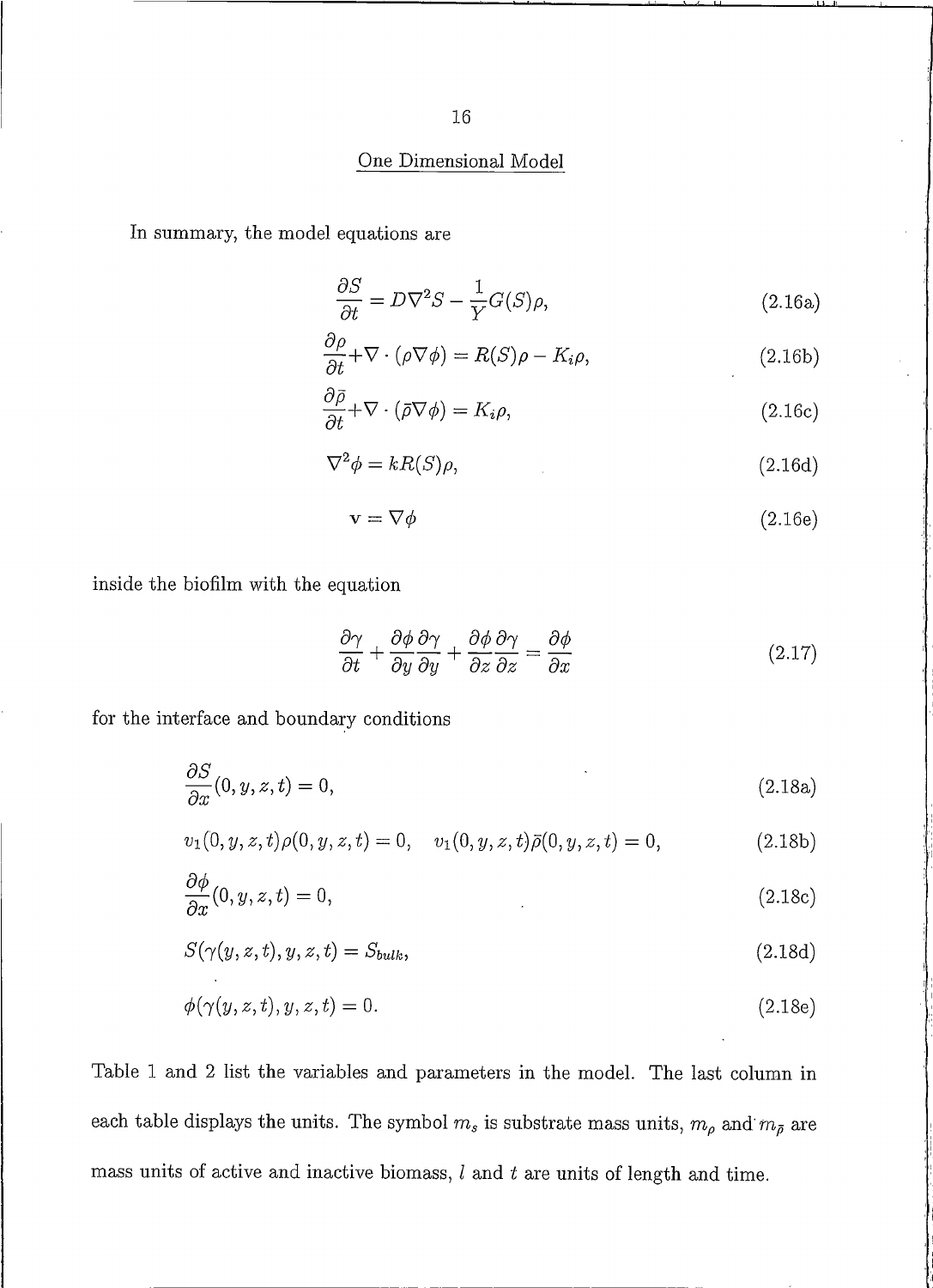## One Dimensional Model

In summary, the model equations are

$$\frac{\partial S}{\partial t} = D\nabla^2 S - \frac{1}{Y}G(S)\rho, \tag{2.16a}$$

$$\frac{\partial \rho}{\partial t} + \nabla \cdot (\rho \nabla \phi) = R(S)\rho - K_i \rho, \tag{2.16b}$$

$$\frac{\partial \bar{\rho}}{\partial t} + \nabla \cdot (\bar{\rho} \nabla \phi) = K_i \rho, \tag{2.16c}$$

$$\nabla^2 \phi = kR(S)\rho, \tag{2.16d}$$

$$\mathbf{v} = \nabla \phi \tag{2.16e}$$

inside the biofilm with the equation

$$\frac{\partial \gamma}{\partial t} + \frac{\partial \phi}{\partial y}\frac{\partial \gamma}{\partial y} + \frac{\partial \phi}{\partial z}\frac{\partial \gamma}{\partial z} = \frac{\partial \phi}{\partial x} \tag{2.17}$$

for the interface and boundary conditions

$$\frac{\partial S}{\partial x}(0, y, z, t) = 0, \tag{2.18a}$$

$$v_1(0, y, z, t)\rho(0, y, z, t) = 0, \quad v_1(0, y, z, t)\bar{\rho}(0, y, z, t) = 0, \tag{2.18b}$$

$$\frac{\partial \phi}{\partial x}(0, y, z, t) = 0, \tag{2.18c}$$

$$S(\gamma(y, z, t), y, z, t) = S_{bulk}, \tag{2.18d}$$

$$\phi(\gamma(y, z, t), y, z, t) = 0. \tag{2.18e}$$

Table 1 and 2 list the variables and parameters in the model. The last column in each table displays the units. The symbol $m_s$ is substrate mass units, $m_\rho$ and $m_{\bar{\rho}}$ are mass units of active and inactive biomass, $l$ and $t$ are units of length and time.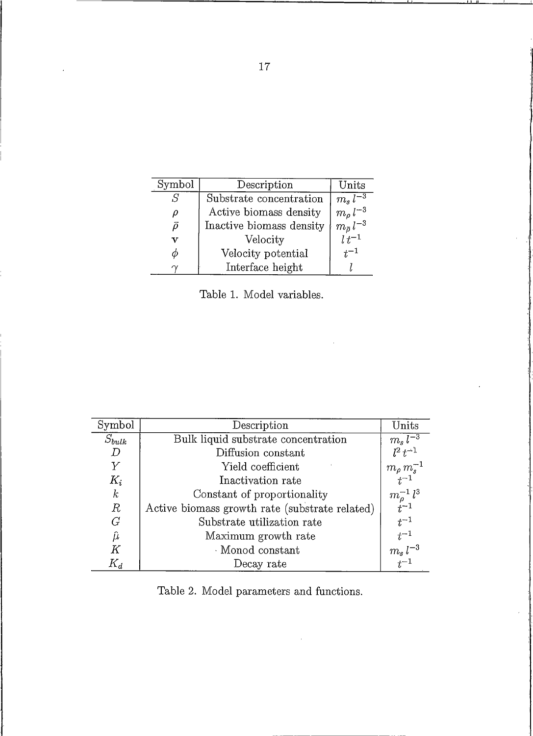| Symbol | Description | Units |
|---|---|---|
| $S$ | Substrate concentration | $m_s\, l^{-3}$ |
| $\rho$ | Active biomass density | $m_\rho\, l^{-3}$ |
| $\bar{\rho}$ | Inactive biomass density | $m_{\bar{\rho}}\, l^{-3}$ |
| $\mathbf{v}$ | Velocity | $l\, t^{-1}$ |
| $\phi$ | Velocity potential | $t^{-1}$ |
| $\gamma$ | Interface height | $l$ |

Table 1. Model variables.

| Symbol | Description | Units |
|---|---|---|
| $S_{bulk}$ | Bulk liquid substrate concentration | $m_s\, l^{-3}$ |
| $D$ | Diffusion constant | $l^2\, t^{-1}$ |
| $Y$ | Yield coefficient | $m_\rho\, m_s^{-1}$ |
| $K_i$ | Inactivation rate | $t^{-1}$ |
| $k$ | Constant of proportionality | $m_\rho^{-1}\, l^3$ |
| $R$ | Active biomass growth rate (substrate related) | $t^{-1}$ |
| $G$ | Substrate utilization rate | $t^{-1}$ |
| $\hat{\mu}$ | Maximum growth rate | $t^{-1}$ |
| $K$ | Monod constant | $m_s\, l^{-3}$ |
| $K_d$ | Decay rate | $t^{-1}$ |

Table 2. Model parameters and functions.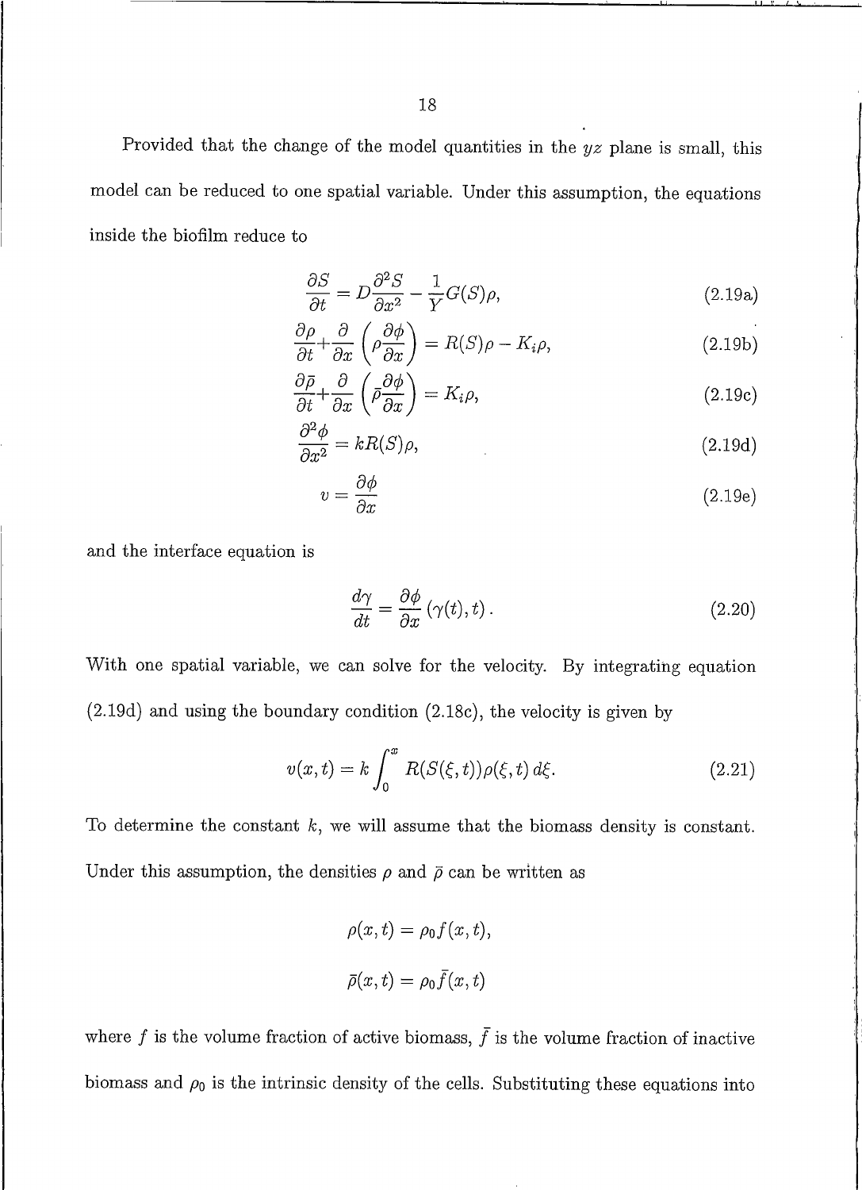Provided that the change of the model quantities in the $yz$ plane is small, this model can be reduced to one spatial variable. Under this assumption, the equations inside the biofilm reduce to

$$\frac{\partial S}{\partial t} = D\frac{\partial^2 S}{\partial x^2} - \frac{1}{Y}G(S)\rho, \tag{2.19a}$$

$$\frac{\partial \rho}{\partial t} + \frac{\partial}{\partial x}\left(\rho\frac{\partial \phi}{\partial x}\right) = R(S)\rho - K_i\rho, \tag{2.19b}$$

$$\frac{\partial \bar{\rho}}{\partial t} + \frac{\partial}{\partial x}\left(\bar{\rho}\frac{\partial \phi}{\partial x}\right) = K_i\rho, \tag{2.19c}$$

$$\frac{\partial^2 \phi}{\partial x^2} = kR(S)\rho, \tag{2.19d}$$

$$v = \frac{\partial \phi}{\partial x} \tag{2.19e}$$

and the interface equation is

$$\frac{d\gamma}{dt} = \frac{\partial \phi}{\partial x}(\gamma(t), t). \tag{2.20}$$

With one spatial variable, we can solve for the velocity. By integrating equation (2.19d) and using the boundary condition (2.18c), the velocity is given by

$$v(x,t) = k\int_0^x R(S(\xi,t))\rho(\xi,t)\,d\xi. \tag{2.21}$$

To determine the constant $k$, we will assume that the biomass density is constant. Under this assumption, the densities $\rho$ and $\bar{\rho}$ can be written as

$$\rho(x,t) = \rho_0 f(x,t),$$

$$\bar{\rho}(x,t) = \rho_0 \bar{f}(x,t)$$

where $f$ is the volume fraction of active biomass, $\bar{f}$ is the volume fraction of inactive biomass and $\rho_0$ is the intrinsic density of the cells. Substituting these equations into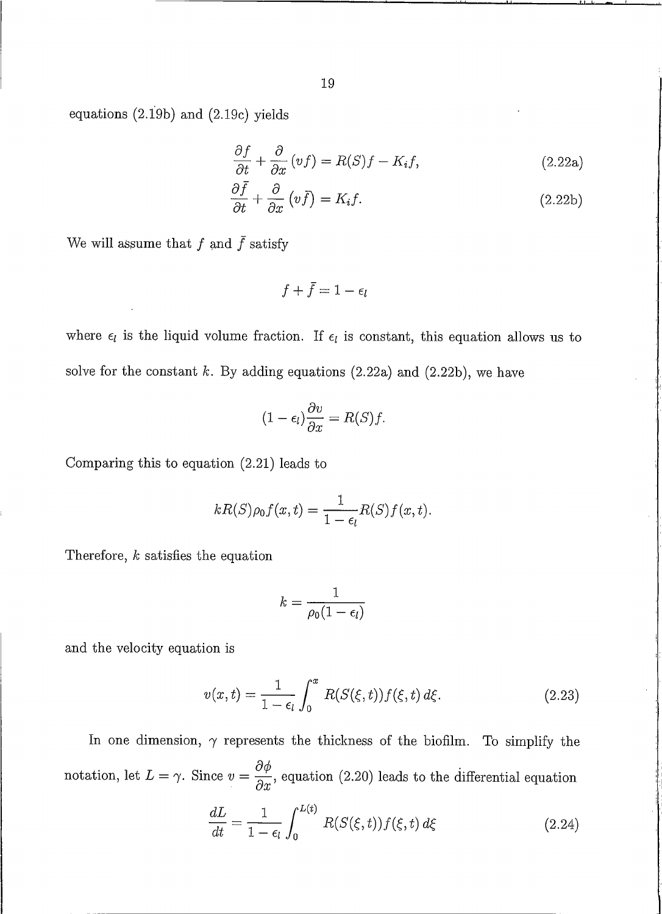equations (2.19b) and (2.19c) yields

$$\frac{\partial f}{\partial t} + \frac{\partial}{\partial x}(vf) = R(S)f - K_i f, \tag{2.22a}$$

$$\frac{\partial \bar{f}}{\partial t} + \frac{\partial}{\partial x}(v\bar{f}) = K_i f. \tag{2.22b}$$

We will assume that $f$ and $\bar{f}$ satisfy

$$f + \bar{f} = 1 - \epsilon_l$$

where $\epsilon_l$ is the liquid volume fraction. If $\epsilon_l$ is constant, this equation allows us to solve for the constant $k$. By adding equations (2.22a) and (2.22b), we have

$$(1 - \epsilon_l)\frac{\partial v}{\partial x} = R(S)f.$$

Comparing this to equation (2.21) leads to

$$kR(S)\rho_0 f(x,t) = \frac{1}{1 - \epsilon_l} R(S) f(x,t).$$

Therefore, $k$ satisfies the equation

$$k = \frac{1}{\rho_0(1 - \epsilon_l)}$$

and the velocity equation is

$$v(x,t) = \frac{1}{1 - \epsilon_l} \int_0^x R(S(\xi,t)) f(\xi,t)\, d\xi. \tag{2.23}$$

In one dimension, $\gamma$ represents the thickness of the biofilm. To simplify the notation, let $L = \gamma$. Since $v = \frac{\partial \phi}{\partial x}$, equation (2.20) leads to the differential equation

$$\frac{dL}{dt} = \frac{1}{1 - \epsilon_l} \int_0^{L(t)} R(S(\xi,t)) f(\xi,t)\, d\xi \tag{2.24}$$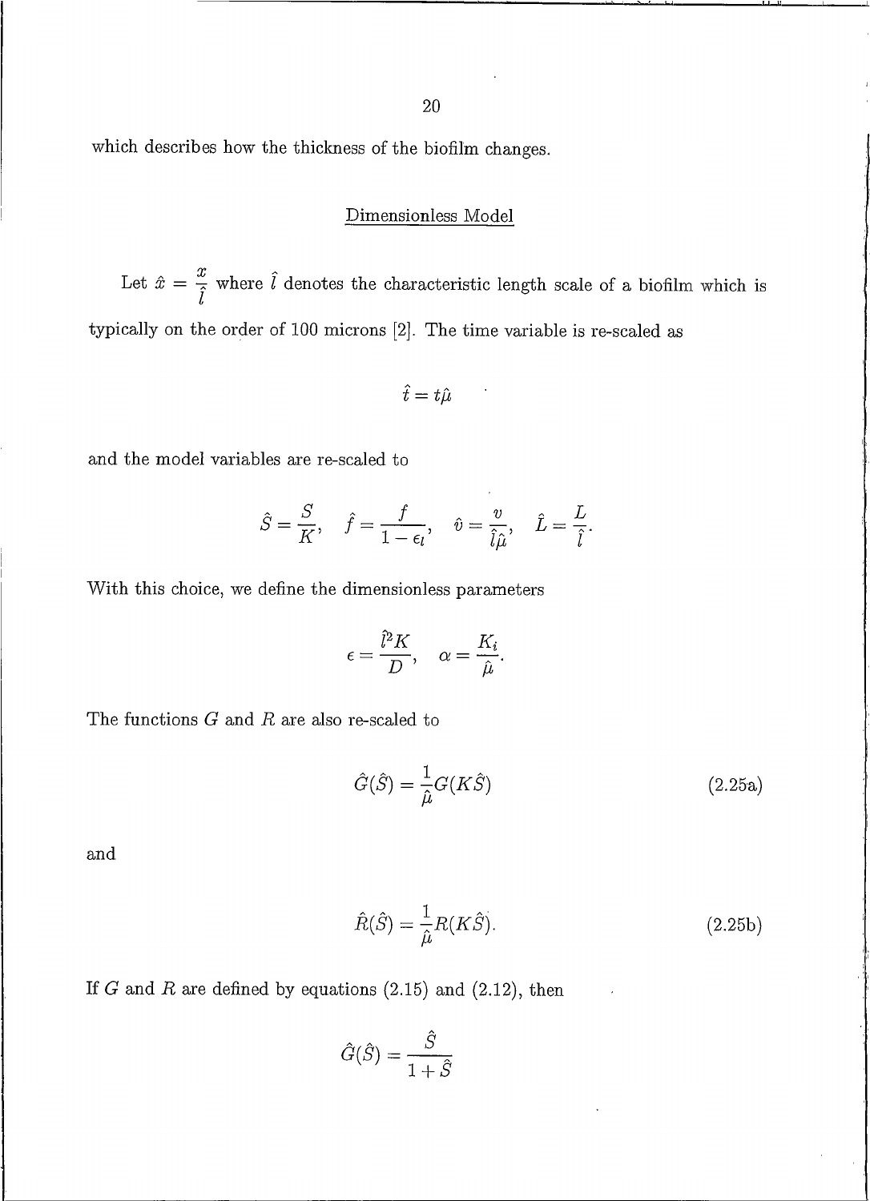which describes how the thickness of the biofilm changes.

## Dimensionless Model

Let $\hat{x} = \frac{x}{\hat{l}}$ where $\hat{l}$ denotes the characteristic length scale of a biofilm which is typically on the order of 100 microns [2]. The time variable is re-scaled as

$$\hat{t} = t\hat{\mu}$$

and the model variables are re-scaled to

$$\hat{S} = \frac{S}{K}, \quad \hat{f} = \frac{f}{1 - \epsilon_l}, \quad \hat{v} = \frac{v}{\hat{l}\hat{\mu}}, \quad \hat{L} = \frac{L}{\hat{l}}.$$

With this choice, we define the dimensionless parameters

$$\epsilon = \frac{\hat{l}^2 K}{D}, \quad \alpha = \frac{K_i}{\hat{\mu}}.$$

The functions $G$ and $R$ are also re-scaled to

$$\hat{G}(\hat{S}) = \frac{1}{\hat{\mu}} G(K\hat{S}) \tag{2.25a}$$

and

$$\hat{R}(\hat{S}) = \frac{1}{\hat{\mu}} R(K\hat{S}). \tag{2.25b}$$

If $G$ and $R$ are defined by equations (2.15) and (2.12), then

$$\hat{G}(\hat{S}) = \frac{\hat{S}}{1 + \hat{S}}$$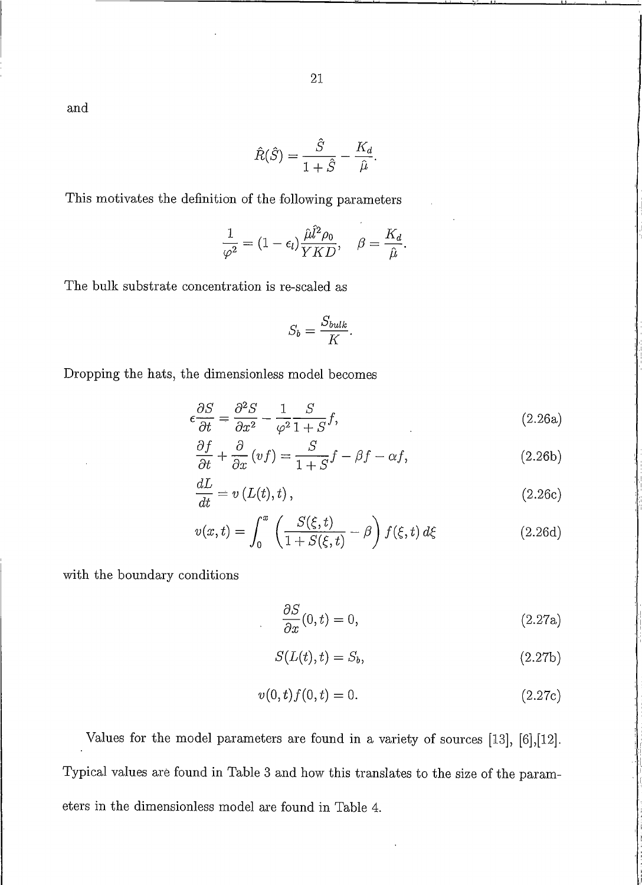and

$$\hat{R}(\hat{S}) = \frac{\hat{S}}{1+\hat{S}} - \frac{K_d}{\hat{\mu}}.$$

This motivates the definition of the following parameters

$$\frac{1}{\varphi^2} = (1-\epsilon_l)\frac{\hat{\mu}\hat{l}^2\rho_0}{YKD}, \quad \beta = \frac{K_d}{\hat{\mu}}.$$

The bulk substrate concentration is re-scaled as

$$S_b = \frac{S_{bulk}}{K}.$$

Dropping the hats, the dimensionless model becomes

$$\epsilon\frac{\partial S}{\partial t} = \frac{\partial^2 S}{\partial x^2} - \frac{1}{\varphi^2}\frac{S}{1+S}f, \tag{2.26a}$$

$$\frac{\partial f}{\partial t} + \frac{\partial}{\partial x}(vf) = \frac{S}{1+S}f - \beta f - \alpha f, \tag{2.26b}$$

$$\frac{dL}{dt} = v\left(L(t), t\right), \tag{2.26c}$$

$$v(x,t) = \int_0^x \left(\frac{S(\xi,t)}{1+S(\xi,t)} - \beta\right) f(\xi,t)\, d\xi \tag{2.26d}$$

with the boundary conditions

$$\frac{\partial S}{\partial x}(0,t) = 0, \tag{2.27a}$$

$$S(L(t),t) = S_b, \tag{2.27b}$$

$$v(0,t)f(0,t) = 0. \tag{2.27c}$$

Values for the model parameters are found in a variety of sources [13], [6],[12]. Typical values are found in Table 3 and how this translates to the size of the parameters in the dimensionless model are found in Table 4.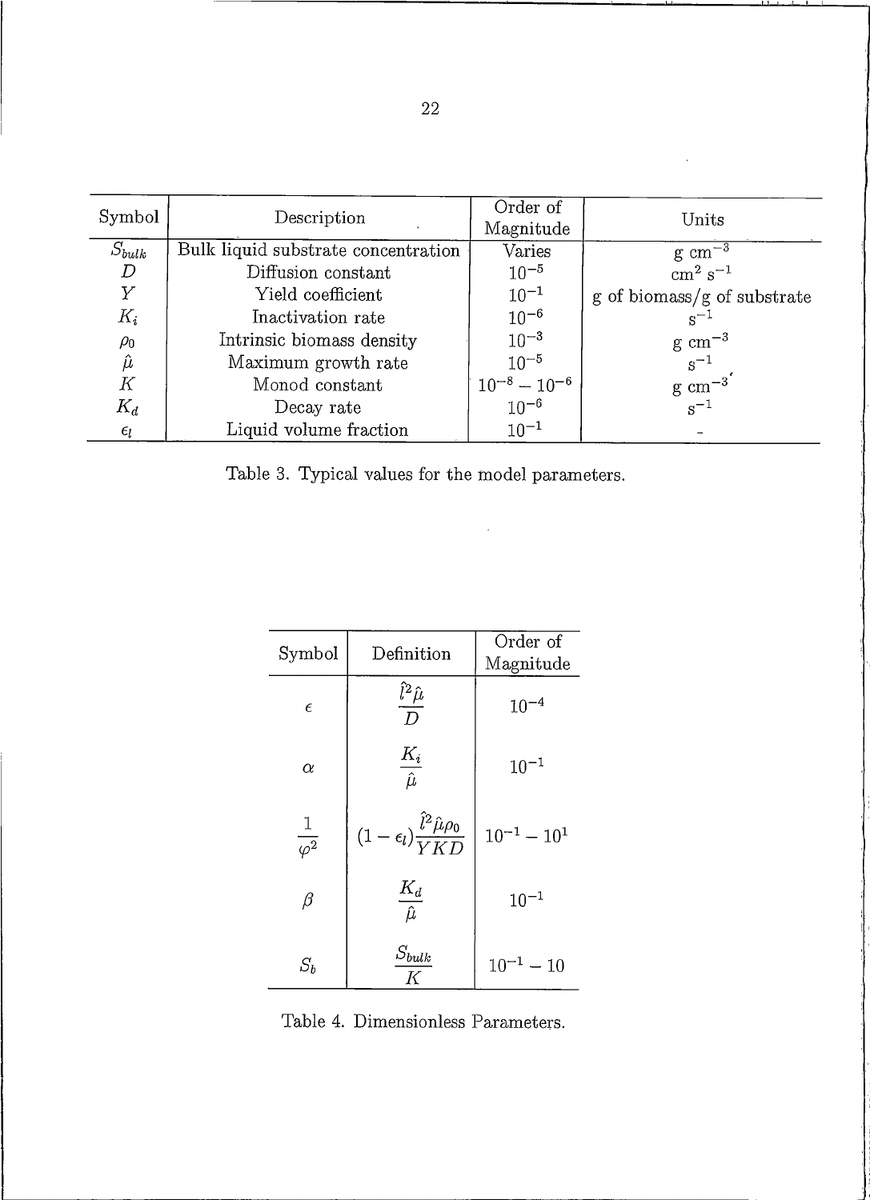| Symbol | Description | Order of Magnitude | Units |
|---|---|---|---|
| $S_{bulk}$ | Bulk liquid substrate concentration | Varies | g cm$^{-3}$ |
| $D$ | Diffusion constant | $10^{-5}$ | cm$^2$ s$^{-1}$ |
| $Y$ | Yield coefficient | $10^{-1}$ | g of biomass/g of substrate |
| $K_i$ | Inactivation rate | $10^{-6}$ | s$^{-1}$ |
| $\rho_0$ | Intrinsic biomass density | $10^{-3}$ | g cm$^{-3}$ |
| $\hat{\mu}$ | Maximum growth rate | $10^{-5}$ | s$^{-1}$ |
| $K$ | Monod constant | $10^{-8} - 10^{-6}$ | g cm$^{-3}$ |
| $K_d$ | Decay rate | $10^{-6}$ | s$^{-1}$ |
| $\epsilon_l$ | Liquid volume fraction | $10^{-1}$ | - |

Table 3. Typical values for the model parameters.

| Symbol | Definition | Order of Magnitude |
|---|---|---|
| $\epsilon$ | $\dfrac{\hat{l}^2\hat{\mu}}{D}$ | $10^{-4}$ |
| $\alpha$ | $\dfrac{K_i}{\hat{\mu}}$ | $10^{-1}$ |
| $\dfrac{1}{\varphi^2}$ | $(1-\epsilon_l)\dfrac{\hat{l}^2\hat{\mu}\rho_0}{YKD}$ | $10^{-1} - 10^{1}$ |
| $\beta$ | $\dfrac{K_d}{\hat{\mu}}$ | $10^{-1}$ |
| $S_b$ | $\dfrac{S_{bulk}}{K}$ | $10^{-1} - 10$ |

Table 4. Dimensionless Parameters.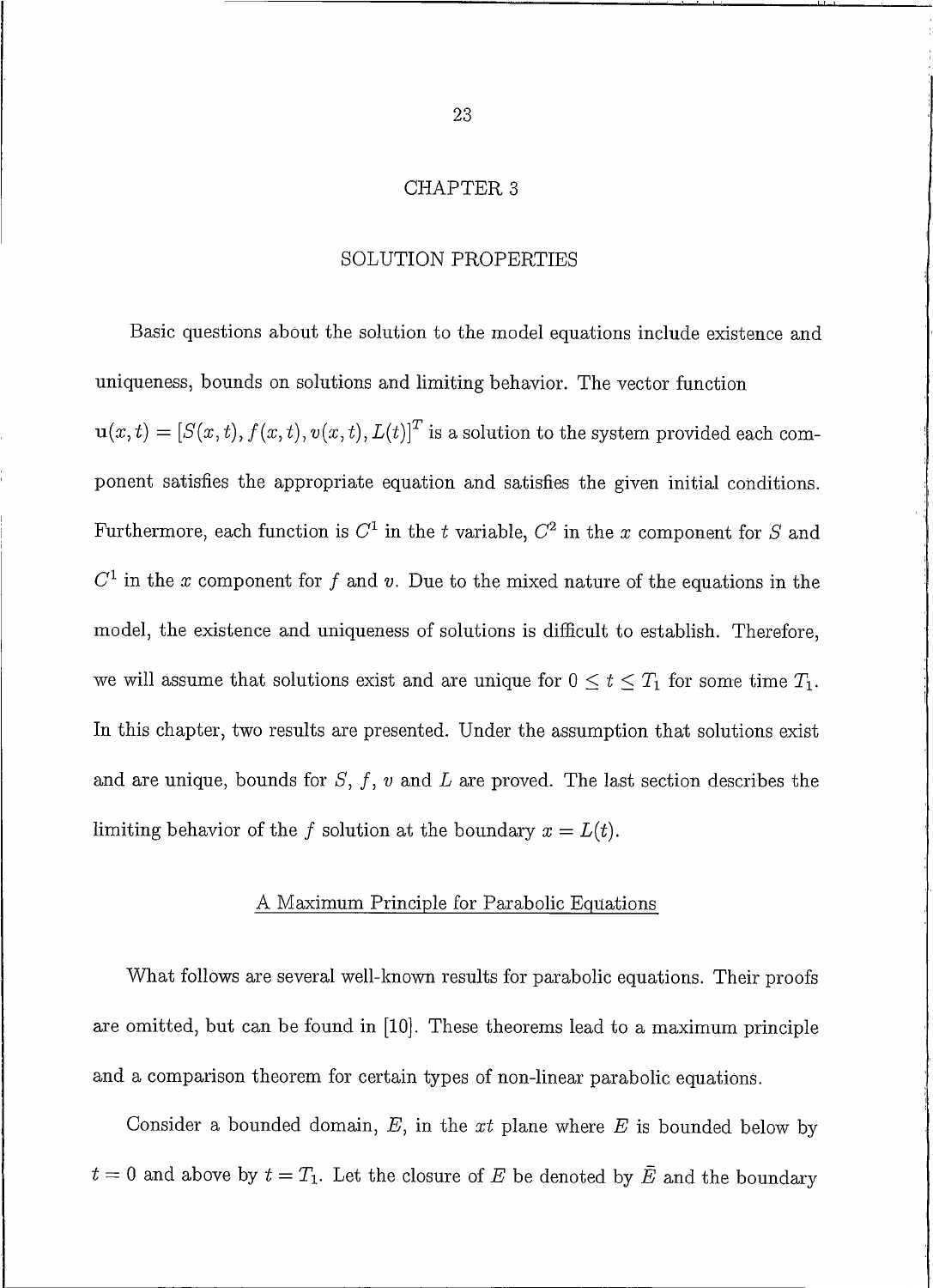# CHAPTER 3

# SOLUTION PROPERTIES

Basic questions about the solution to the model equations include existence and uniqueness, bounds on solutions and limiting behavior. The vector function $\mathbf{u}(x,t) = [S(x,t), f(x,t), v(x,t), L(t)]^T$ is a solution to the system provided each component satisfies the appropriate equation and satisfies the given initial conditions. Furthermore, each function is $C^1$ in the $t$ variable, $C^2$ in the $x$ component for $S$ and $C^1$ in the $x$ component for $f$ and $v$. Due to the mixed nature of the equations in the model, the existence and uniqueness of solutions is difficult to establish. Therefore, we will assume that solutions exist and are unique for $0 \leq t \leq T_1$ for some time $T_1$. In this chapter, two results are presented. Under the assumption that solutions exist and are unique, bounds for $S$, $f$, $v$ and $L$ are proved. The last section describes the limiting behavior of the $f$ solution at the boundary $x = L(t)$.

## A Maximum Principle for Parabolic Equations

What follows are several well-known results for parabolic equations. Their proofs are omitted, but can be found in [10]. These theorems lead to a maximum principle and a comparison theorem for certain types of non-linear parabolic equations.

Consider a bounded domain, $E$, in the $xt$ plane where $E$ is bounded below by $t = 0$ and above by $t = T_1$. Let the closure of $E$ be denoted by $\bar{E}$ and the boundary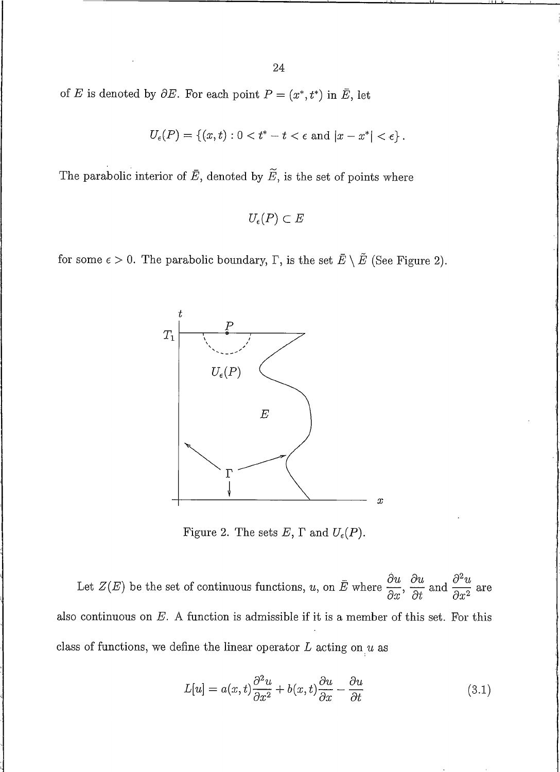of $E$ is denoted by $\partial E$. For each point $P = (x^*, t^*)$ in $\bar{E}$, let

$$U_\epsilon(P) = \{(x,t) : 0 < t^* - t < \epsilon \text{ and } |x - x^*| < \epsilon\}.$$

The parabolic interior of $\bar{E}$, denoted by $\widetilde{E}$, is the set of points where

$$U_\epsilon(P) \subset E$$

for some $\epsilon > 0$. The parabolic boundary, $\Gamma$, is the set $\bar{E} \setminus \tilde{E}$ (See Figure 2).

Figure 2. The sets $E$, $\Gamma$ and $U_\epsilon(P)$.

Let $Z(E)$ be the set of continuous functions, $u$, on $\bar{E}$ where $\dfrac{\partial u}{\partial x}$, $\dfrac{\partial u}{\partial t}$ and $\dfrac{\partial^2 u}{\partial x^2}$ are also continuous on $E$. A function is admissible if it is a member of this set. For this class of functions, we define the linear operator $L$ acting on $u$ as

$$L[u] = a(x,t)\frac{\partial^2 u}{\partial x^2} + b(x,t)\frac{\partial u}{\partial x} - \frac{\partial u}{\partial t} \tag{3.1}$$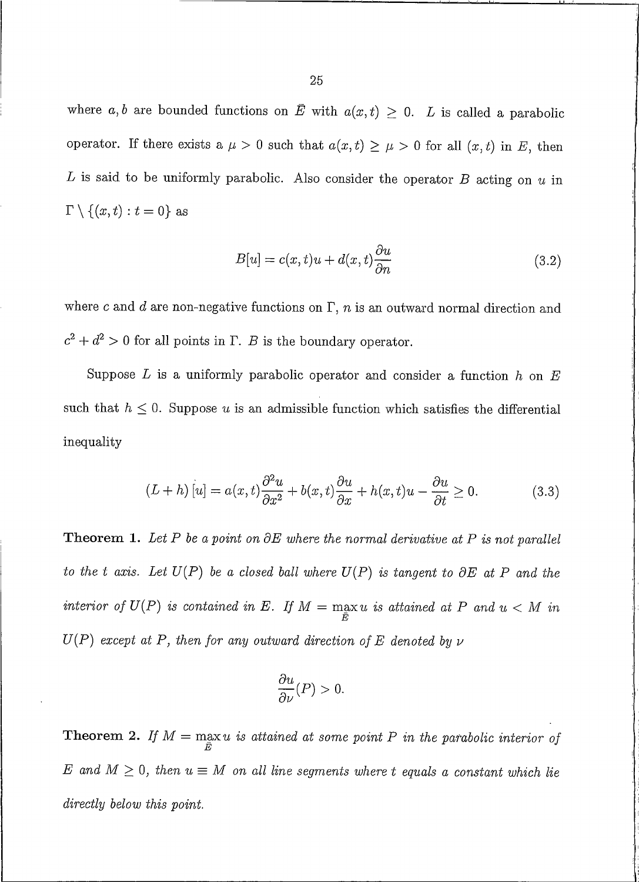where $a, b$ are bounded functions on $\bar{E}$ with $a(x,t) \geq 0$. $L$ is called a parabolic operator. If there exists a $\mu > 0$ such that $a(x,t) \geq \mu > 0$ for all $(x,t)$ in $E$, then $L$ is said to be uniformly parabolic. Also consider the operator $B$ acting on $u$ in $\Gamma \setminus \{(x,t) : t = 0\}$ as

$$B[u] = c(x,t)u + d(x,t)\frac{\partial u}{\partial n} \tag{3.2}$$

where $c$ and $d$ are non-negative functions on $\Gamma$, $n$ is an outward normal direction and $c^2 + d^2 > 0$ for all points in $\Gamma$. $B$ is the boundary operator.

Suppose $L$ is a uniformly parabolic operator and consider a function $h$ on $E$ such that $h \leq 0$. Suppose $u$ is an admissible function which satisfies the differential inequality

$$(L + h)[u] = a(x,t)\frac{\partial^2 u}{\partial x^2} + b(x,t)\frac{\partial u}{\partial x} + h(x,t)u - \frac{\partial u}{\partial t} \geq 0. \tag{3.3}$$

**Theorem 1.** *Let $P$ be a point on $\partial E$ where the normal derivative at $P$ is not parallel to the $t$ axis. Let $U(P)$ be a closed ball where $U(P)$ is tangent to $\partial E$ at $P$ and the interior of $U(P)$ is contained in $E$. If $M = \max_{\bar{E}} u$ is attained at $P$ and $u < M$ in $U(P)$ except at $P$, then for any outward direction of $E$ denoted by $\nu$*

$$\frac{\partial u}{\partial \nu}(P) > 0.$$

**Theorem 2.** *If $M = \max_{\bar{E}} u$ is attained at some point $P$ in the parabolic interior of $E$ and $M \geq 0$, then $u \equiv M$ on all line segments where $t$ equals a constant which lie directly below this point.*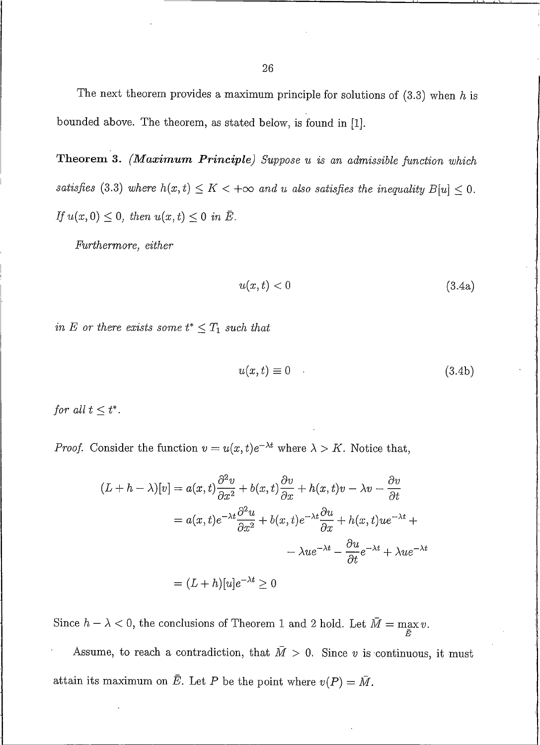The next theorem provides a maximum principle for solutions of (3.3) when $h$ is bounded above. The theorem, as stated below, is found in [1].

**Theorem 3.** *(Maximum Principle) Suppose $u$ is an admissible function which satisfies (3.3) where $h(x,t) \leq K < +\infty$ and $u$ also satisfies the inequality $B[u] \leq 0$. If $u(x,0) \leq 0$, then $u(x,t) \leq 0$ in $\bar{E}$.*

*Furthermore, either*

$$u(x,t) < 0 \tag{3.4a}$$

*in $E$ or there exists some $t^* \leq T_1$ such that*

$$u(x,t) \equiv 0 \tag{3.4b}$$

*for all $t \leq t^*$.*

*Proof.* Consider the function $v = u(x,t)e^{-\lambda t}$ where $\lambda > K$. Notice that,

$$
\begin{aligned}
(L + h - \lambda)[v] &= a(x,t)\frac{\partial^2 v}{\partial x^2} + b(x,t)\frac{\partial v}{\partial x} + h(x,t)v - \lambda v - \frac{\partial v}{\partial t} \\
&= a(x,t)e^{-\lambda t}\frac{\partial^2 u}{\partial x^2} + b(x,t)e^{-\lambda t}\frac{\partial u}{\partial x} + h(x,t)ue^{-\lambda t} + \\
&\qquad - \lambda u e^{-\lambda t} - \frac{\partial u}{\partial t}e^{-\lambda t} + \lambda u e^{-\lambda t} \\
&= (L + h)[u]e^{-\lambda t} \geq 0
\end{aligned}
$$

Since $h - \lambda < 0$, the conclusions of Theorem 1 and 2 hold. Let $\bar{M} = \max\limits_{\bar{E}} v$.

Assume, to reach a contradiction, that $\bar{M} > 0$. Since $v$ is continuous, it must attain its maximum on $\bar{E}$. Let $P$ be the point where $v(P) = \bar{M}$.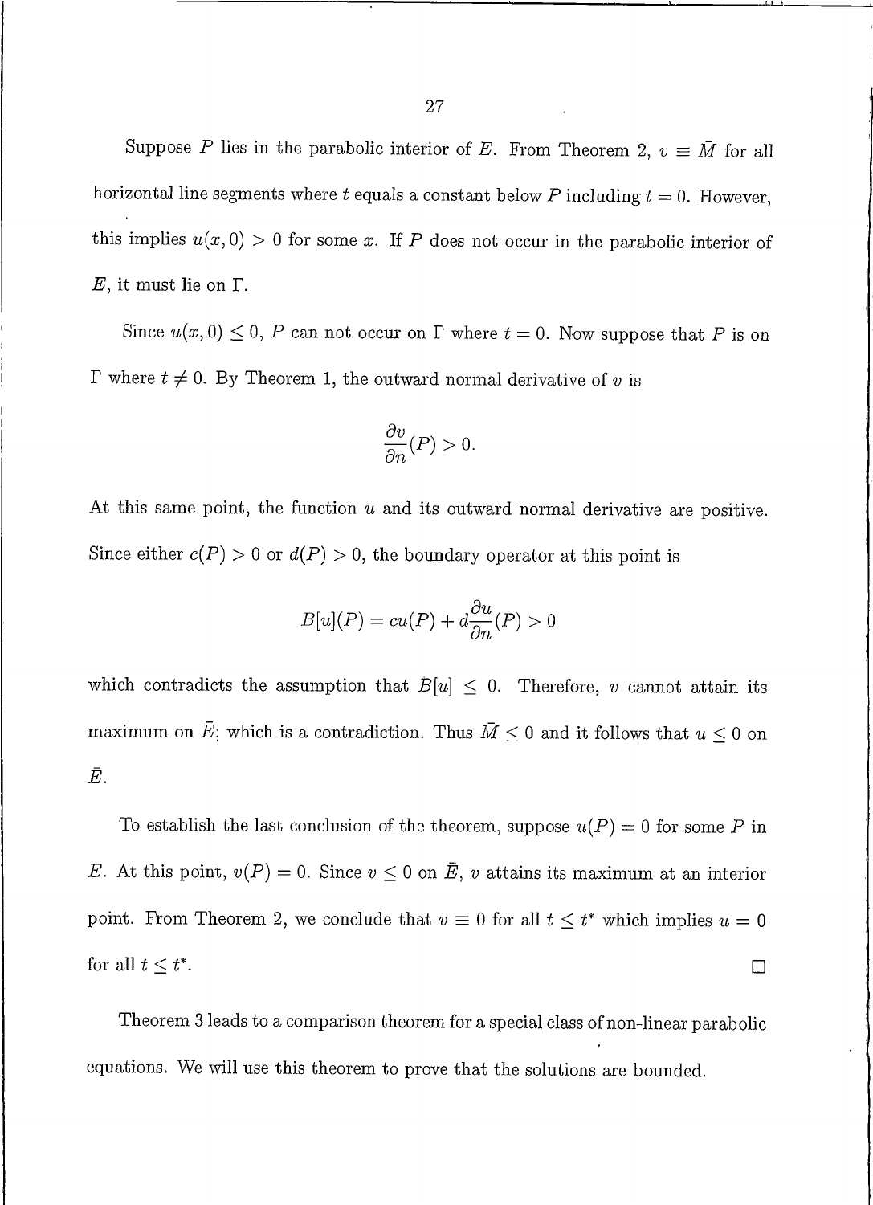Suppose $P$ lies in the parabolic interior of $E$. From Theorem 2, $v \equiv \bar{M}$ for all horizontal line segments where $t$ equals a constant below $P$ including $t = 0$. However, this implies $u(x, 0) > 0$ for some $x$. If $P$ does not occur in the parabolic interior of $E$, it must lie on $\Gamma$.

Since $u(x, 0) \leq 0$, $P$ can not occur on $\Gamma$ where $t = 0$. Now suppose that $P$ is on $\Gamma$ where $t \neq 0$. By Theorem 1, the outward normal derivative of $v$ is

$$\frac{\partial v}{\partial n}(P) > 0.$$

At this same point, the function $u$ and its outward normal derivative are positive. Since either $c(P) > 0$ or $d(P) > 0$, the boundary operator at this point is

$$B[u](P) = cu(P) + d\frac{\partial u}{\partial n}(P) > 0$$

which contradicts the assumption that $B[u] \leq 0$. Therefore, $v$ cannot attain its maximum on $\bar{E}$; which is a contradiction. Thus $\bar{M} \leq 0$ and it follows that $u \leq 0$ on $\bar{E}$.

To establish the last conclusion of the theorem, suppose $u(P) = 0$ for some $P$ in $E$. At this point, $v(P) = 0$. Since $v \leq 0$ on $\bar{E}$, $v$ attains its maximum at an interior point. From Theorem 2, we conclude that $v \equiv 0$ for all $t \leq t^*$ which implies $u = 0$ for all $t \leq t^*$. □

Theorem 3 leads to a comparison theorem for a special class of non-linear parabolic equations. We will use this theorem to prove that the solutions are bounded.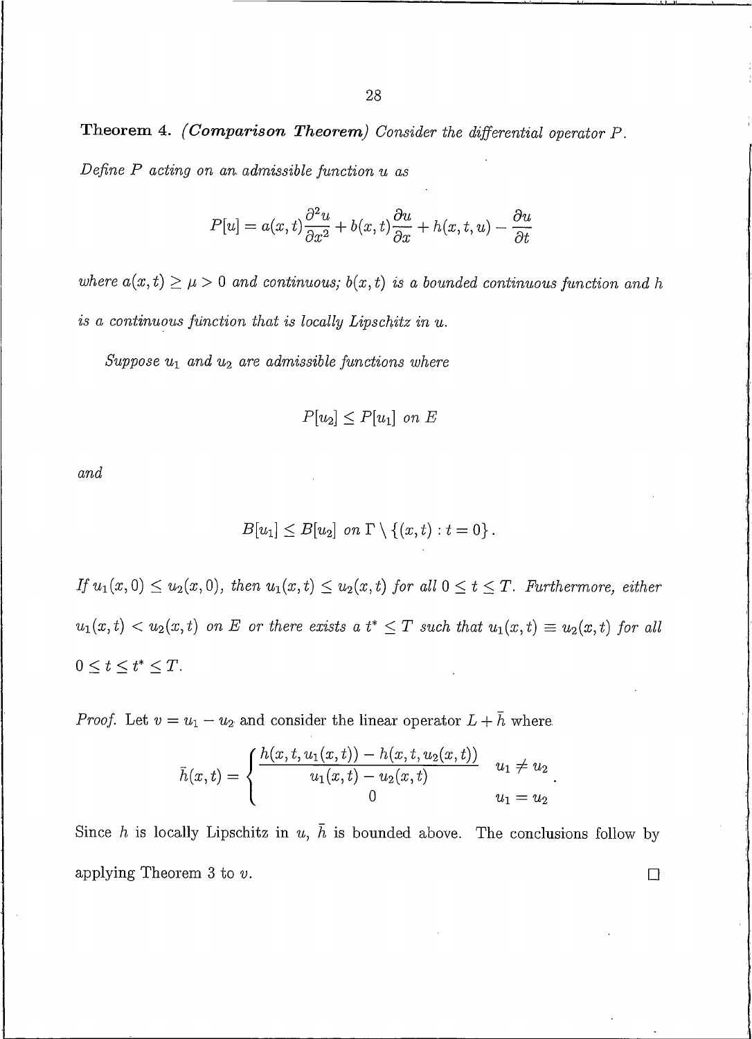**Theorem 4.** ***(Comparison Theorem)*** *Consider the differential operator $P$. Define $P$ acting on an admissible function $u$ as*

$$P[u] = a(x,t)\frac{\partial^2 u}{\partial x^2} + b(x,t)\frac{\partial u}{\partial x} + h(x,t,u) - \frac{\partial u}{\partial t}$$

*where $a(x,t) \geq \mu > 0$ and continuous; $b(x,t)$ is a bounded continuous function and $h$ is a continuous function that is locally Lipschitz in $u$.*

*Suppose $u_1$ and $u_2$ are admissible functions where*

$$P[u_2] \leq P[u_1] \text{ on } E$$

*and*

$$B[u_1] \leq B[u_2] \text{ on } \Gamma \setminus \{(x,t) : t = 0\}.$$

*If $u_1(x,0) \leq u_2(x,0)$, then $u_1(x,t) \leq u_2(x,t)$ for all $0 \leq t \leq T$. Furthermore, either $u_1(x,t) < u_2(x,t)$ on $E$ or there exists a $t^* \leq T$ such that $u_1(x,t) \equiv u_2(x,t)$ for all $0 \leq t \leq t^* \leq T$.*

*Proof.* Let $v = u_1 - u_2$ and consider the linear operator $L + \bar{h}$ where

$$\bar{h}(x,t) = \begin{cases} \dfrac{h(x,t,u_1(x,t)) - h(x,t,u_2(x,t))}{u_1(x,t) - u_2(x,t)} & u_1 \neq u_2 \\ 0 & u_1 = u_2 \end{cases}.$$

Since $h$ is locally Lipschitz in $u$, $\bar{h}$ is bounded above. The conclusions follow by applying Theorem 3 to $v$. □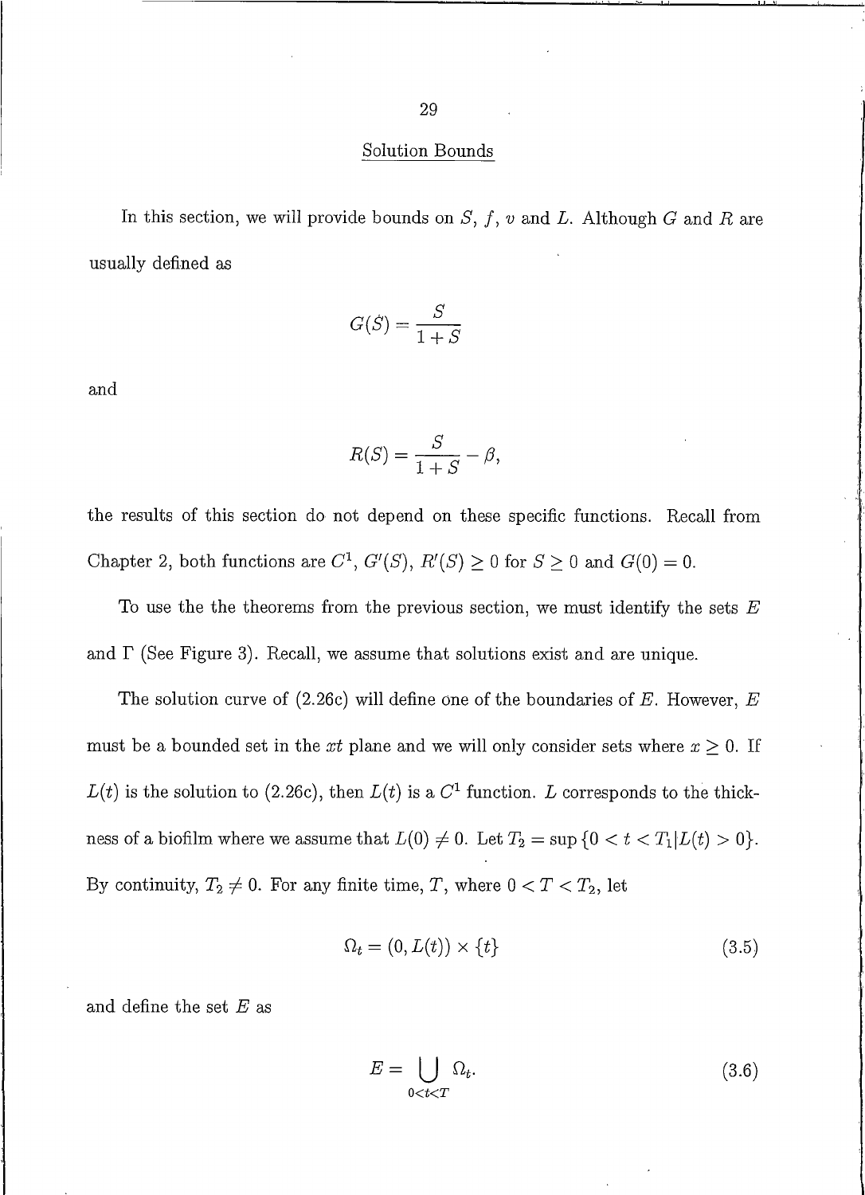## Solution Bounds

In this section, we will provide bounds on $S$, $f$, $v$ and $L$. Although $G$ and $R$ are usually defined as

$$G(S) = \frac{S}{1+S}$$

and

$$R(S) = \frac{S}{1+S} - \beta,$$

the results of this section do not depend on these specific functions. Recall from Chapter 2, both functions are $C^1$, $G'(S)$, $R'(S) \geq 0$ for $S \geq 0$ and $G(0) = 0$.

To use the the theorems from the previous section, we must identify the sets $E$ and $\Gamma$ (See Figure 3). Recall, we assume that solutions exist and are unique.

The solution curve of (2.26c) will define one of the boundaries of $E$. However, $E$ must be a bounded set in the $xt$ plane and we will only consider sets where $x \geq 0$. If $L(t)$ is the solution to (2.26c), then $L(t)$ is a $C^1$ function. $L$ corresponds to the thickness of a biofilm where we assume that $L(0) \neq 0$. Let $T_2 = \sup\{0 < t < T_1 | L(t) > 0\}$. By continuity, $T_2 \neq 0$. For any finite time, $T$, where $0 < T < T_2$, let

$$\Omega_t = (0, L(t)) \times \{t\} \tag{3.5}$$

and define the set $E$ as

$$E = \bigcup_{0<t<T} \Omega_t. \tag{3.6}$$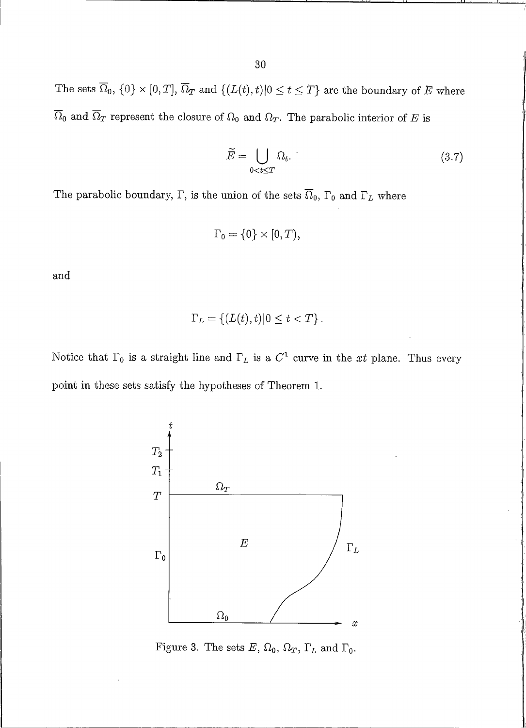The sets $\overline{\Omega}_0$, $\{0\} \times [0, T]$, $\overline{\Omega}_T$ and $\{(L(t), t) | 0 \leq t \leq T\}$ are the boundary of $E$ where $\overline{\Omega}_0$ and $\overline{\Omega}_T$ represent the closure of $\Omega_0$ and $\Omega_T$. The parabolic interior of $E$ is

$$\widetilde{E} = \bigcup_{0 < t \leq T} \Omega_t. \tag{3.7}$$

The parabolic boundary, $\Gamma$, is the union of the sets $\overline{\Omega}_0$, $\Gamma_0$ and $\Gamma_L$ where

$$\Gamma_0 = \{0\} \times [0, T),$$

and

$$\Gamma_L = \{(L(t), t) | 0 \leq t < T\}.$$

Notice that $\Gamma_0$ is a straight line and $\Gamma_L$ is a $C^1$ curve in the $xt$ plane. Thus every point in these sets satisfy the hypotheses of Theorem 1.

Figure 3. The sets $E$, $\Omega_0$, $\Omega_T$, $\Gamma_L$ and $\Gamma_0$.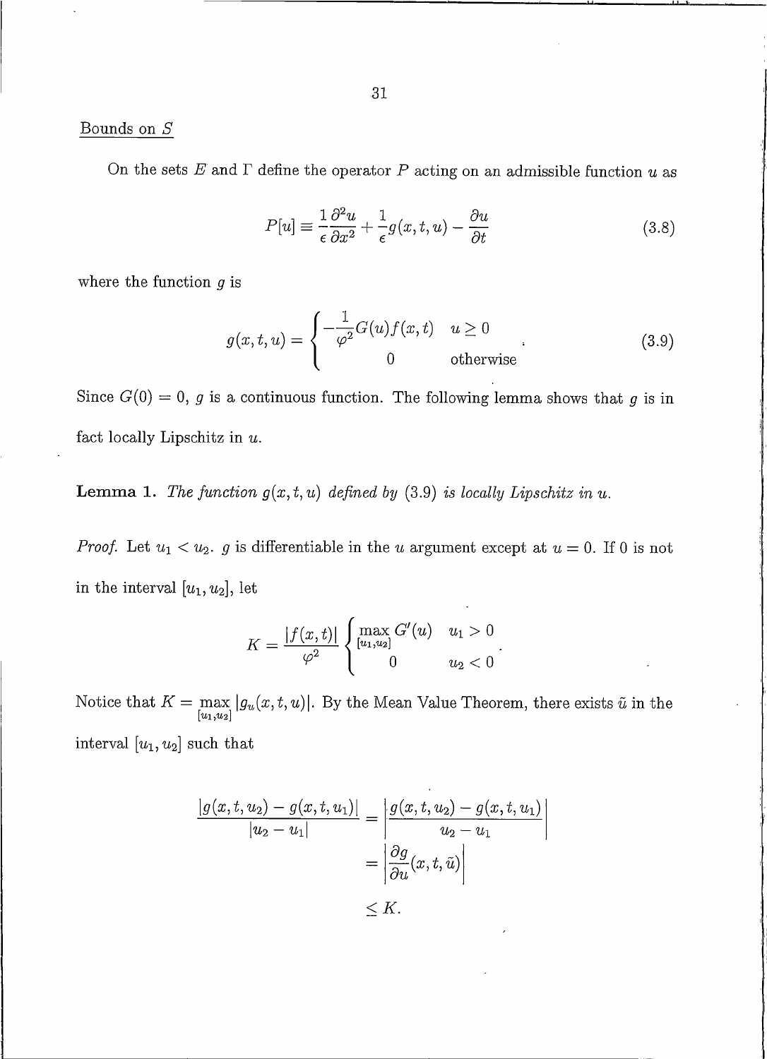Bounds on $S$

On the sets $E$ and $\Gamma$ define the operator $P$ acting on an admissible function $u$ as

$$P[u] \equiv \frac{1}{\epsilon}\frac{\partial^2 u}{\partial x^2} + \frac{1}{\epsilon} g(x,t,u) - \frac{\partial u}{\partial t} \tag{3.8}$$

where the function $g$ is

$$g(x,t,u) = \begin{cases} -\dfrac{1}{\varphi^2} G(u) f(x,t) & u \geq 0 \\ 0 & \text{otherwise} \end{cases}. \tag{3.9}$$

Since $G(0) = 0$, $g$ is a continuous function. The following lemma shows that $g$ is in fact locally Lipschitz in $u$.

**Lemma 1.** *The function $g(x,t,u)$ defined by* (3.9) *is locally Lipschitz in $u$.*

*Proof.* Let $u_1 < u_2$. $g$ is differentiable in the $u$ argument except at $u = 0$. If 0 is not in the interval $[u_1, u_2]$, let

$$K = \frac{|f(x,t)|}{\varphi^2} \begin{cases} \max\limits_{[u_1,u_2]} G'(u) & u_1 > 0 \\ 0 & u_2 < 0 \end{cases}.$$

Notice that $K = \max\limits_{[u_1,u_2]} |g_u(x,t,u)|$. By the Mean Value Theorem, there exists $\tilde{u}$ in the interval $[u_1, u_2]$ such that

$$\begin{aligned}
\frac{|g(x,t,u_2) - g(x,t,u_1)|}{|u_2 - u_1|} &= \left| \frac{g(x,t,u_2) - g(x,t,u_1)}{u_2 - u_1} \right| \\
&= \left| \frac{\partial g}{\partial u}(x,t,\tilde{u}) \right| \\
&\leq K.
\end{aligned}$$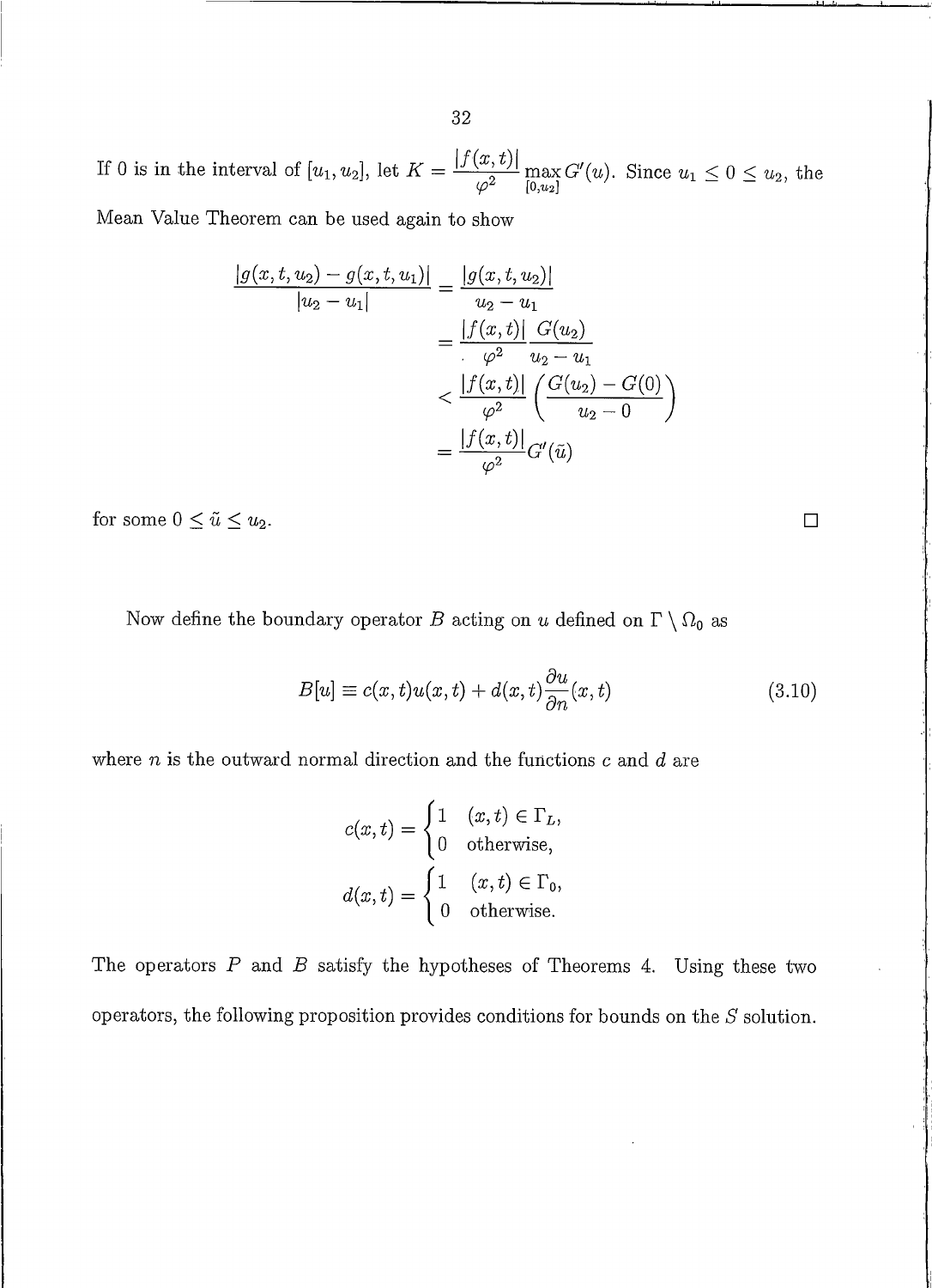If 0 is in the interval of $[u_1, u_2]$, let $K = \dfrac{|f(x,t)|}{\varphi^2} \max\limits_{[0,u_2]} G'(u)$. Since $u_1 \leq 0 \leq u_2$, the Mean Value Theorem can be used again to show

$$
\begin{aligned}
\frac{|g(x,t,u_2) - g(x,t,u_1)|}{|u_2 - u_1|} &= \frac{|g(x,t,u_2)|}{u_2 - u_1} \\
&= \frac{|f(x,t)|}{\varphi^2} \frac{G(u_2)}{u_2 - u_1} \\
&< \frac{|f(x,t)|}{\varphi^2} \left( \frac{G(u_2) - G(0)}{u_2 - 0} \right) \\
&= \frac{|f(x,t)|}{\varphi^2} G'(\tilde{u})
\end{aligned}
$$

for some $0 \leq \tilde{u} \leq u_2$. □

Now define the boundary operator $B$ acting on $u$ defined on $\Gamma \setminus \Omega_0$ as

$$
B[u] \equiv c(x,t)u(x,t) + d(x,t)\frac{\partial u}{\partial n}(x,t) \tag{3.10}
$$

where $n$ is the outward normal direction and the functions $c$ and $d$ are

$$
c(x,t) = \begin{cases} 1 & (x,t) \in \Gamma_L, \\ 0 & \text{otherwise}, \end{cases}
$$

$$
d(x,t) = \begin{cases} 1 & (x,t) \in \Gamma_0, \\ 0 & \text{otherwise}. \end{cases}
$$

The operators $P$ and $B$ satisfy the hypotheses of Theorems 4. Using these two operators, the following proposition provides conditions for bounds on the $S$ solution.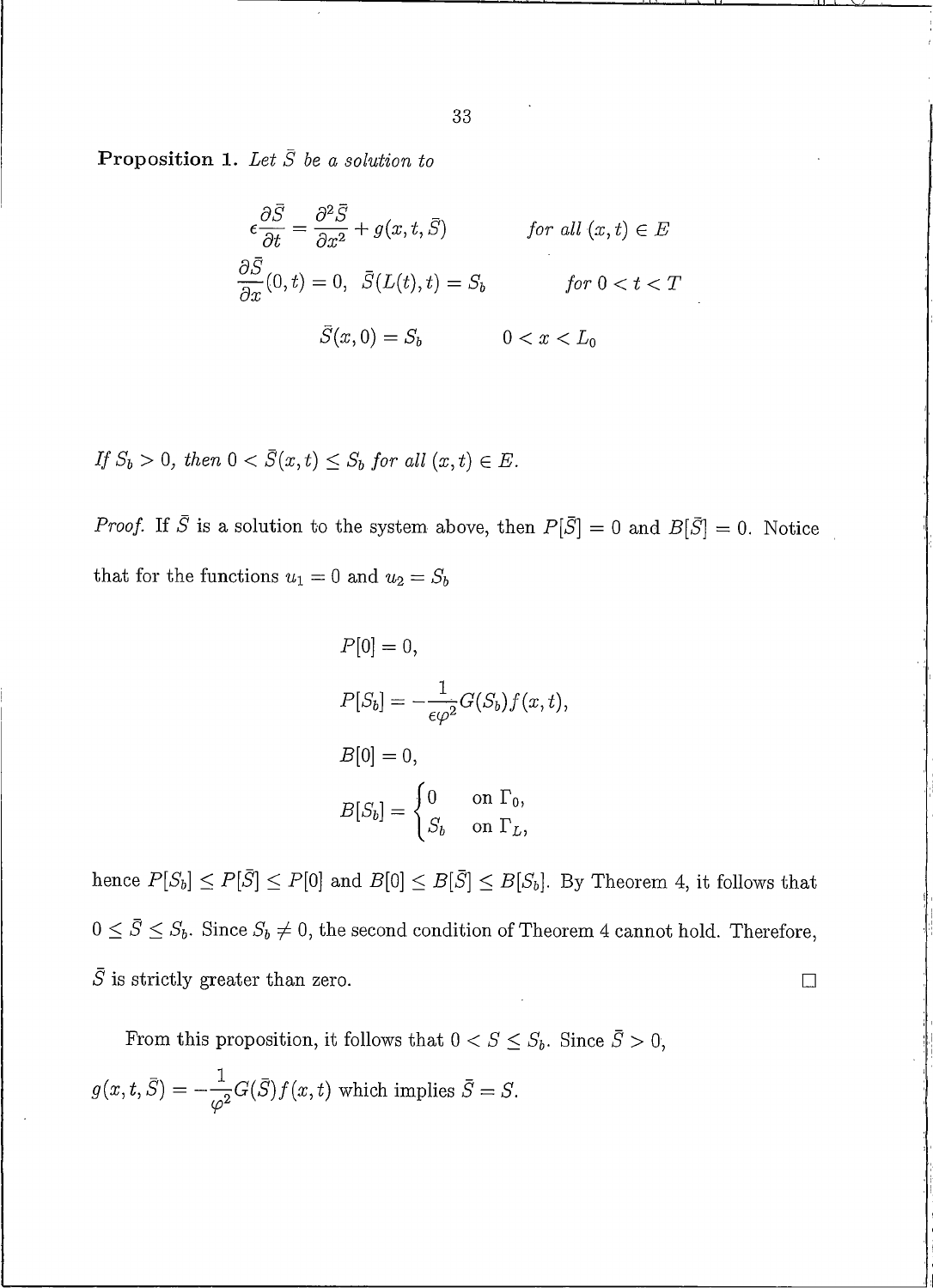**Proposition 1.** *Let $\bar{S}$ be a solution to*

$$
\begin{aligned}
\epsilon \frac{\partial \bar{S}}{\partial t} &= \frac{\partial^2 \bar{S}}{\partial x^2} + g(x,t,\bar{S}) \qquad && \text{for all } (x,t) \in E \\
\frac{\partial \bar{S}}{\partial x}(0,t) &= 0, \ \ \bar{S}(L(t),t) = S_b \qquad && \text{for } 0 < t < T \\
\bar{S}(x,0) &= S_b \qquad && 0 < x < L_0
\end{aligned}
$$

*If $S_b > 0$, then $0 < \bar{S}(x,t) \leq S_b$ for all $(x,t) \in E$.*

*Proof.* If $\bar{S}$ is a solution to the system above, then $P[\bar{S}] = 0$ and $B[\bar{S}] = 0$. Notice that for the functions $u_1 = 0$ and $u_2 = S_b$

$$
\begin{aligned}
P[0] &= 0, \\
P[S_b] &= -\frac{1}{\epsilon \varphi^2} G(S_b) f(x,t), \\
B[0] &= 0, \\
B[S_b] &= \begin{cases} 0 & \text{on } \Gamma_0, \\ S_b & \text{on } \Gamma_L, \end{cases}
\end{aligned}
$$

hence $P[S_b] \leq P[\bar{S}] \leq P[0]$ and $B[0] \leq B[\bar{S}] \leq B[S_b]$. By Theorem 4, it follows that $0 \leq \bar{S} \leq S_b$. Since $S_b \neq 0$, the second condition of Theorem 4 cannot hold. Therefore, $\bar{S}$ is strictly greater than zero. □

From this proposition, it follows that $0 < S \leq S_b$. Since $\bar{S} > 0$, $g(x,t,\bar{S}) = -\frac{1}{\varphi^2} G(\bar{S}) f(x,t)$ which implies $\bar{S} = S$.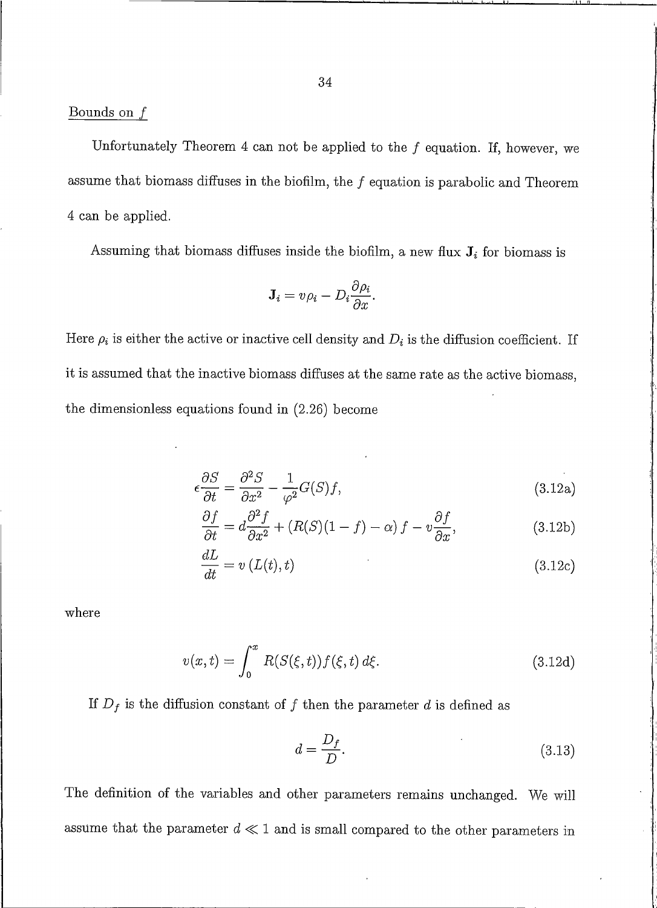Bounds on $f$

Unfortunately Theorem 4 can not be applied to the $f$ equation. If, however, we assume that biomass diffuses in the biofilm, the $f$ equation is parabolic and Theorem 4 can be applied.

Assuming that biomass diffuses inside the biofilm, a new flux $\mathbf{J}_i$ for biomass is

$$\mathbf{J}_i = v\rho_i - D_i \frac{\partial \rho_i}{\partial x}.$$

Here $\rho_i$ is either the active or inactive cell density and $D_i$ is the diffusion coefficient. If it is assumed that the inactive biomass diffuses at the same rate as the active biomass, the dimensionless equations found in (2.26) become

$$\epsilon \frac{\partial S}{\partial t} = \frac{\partial^2 S}{\partial x^2} - \frac{1}{\varphi^2} G(S) f, \tag{3.12a}$$

$$\frac{\partial f}{\partial t} = d \frac{\partial^2 f}{\partial x^2} + \left(R(S)(1-f) - \alpha\right) f - v \frac{\partial f}{\partial x}, \tag{3.12b}$$

$$\frac{dL}{dt} = v\left(L(t), t\right) \tag{3.12c}$$

where

$$v(x,t) = \int_0^x R(S(\xi,t)) f(\xi,t)\, d\xi. \tag{3.12d}$$

If $D_f$ is the diffusion constant of $f$ then the parameter $d$ is defined as

$$d = \frac{D_f}{D}. \tag{3.13}$$

The definition of the variables and other parameters remains unchanged. We will assume that the parameter $d \ll 1$ and is small compared to the other parameters in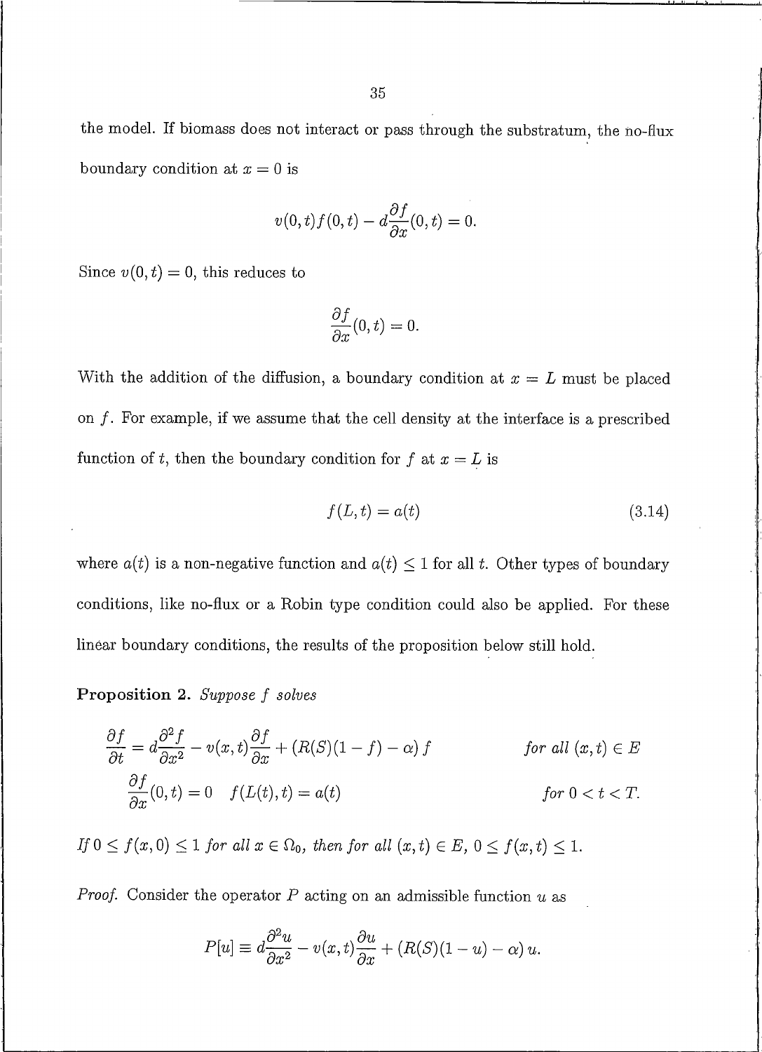the model. If biomass does not interact or pass through the substratum, the no-flux boundary condition at $x = 0$ is

$$v(0,t)f(0,t) - d\frac{\partial f}{\partial x}(0,t) = 0.$$

Since $v(0,t) = 0$, this reduces to

$$\frac{\partial f}{\partial x}(0,t) = 0.$$

With the addition of the diffusion, a boundary condition at $x = L$ must be placed on $f$. For example, if we assume that the cell density at the interface is a prescribed function of $t$, then the boundary condition for $f$ at $x = L$ is

$$f(L,t) = a(t) \tag{3.14}$$

where $a(t)$ is a non-negative function and $a(t) \leq 1$ for all $t$. Other types of boundary conditions, like no-flux or a Robin type condition could also be applied. For these linear boundary conditions, the results of the proposition below still hold.

**Proposition 2.** *Suppose $f$ solves*

$$\frac{\partial f}{\partial t} = d\frac{\partial^2 f}{\partial x^2} - v(x,t)\frac{\partial f}{\partial x} + (R(S)(1-f) - \alpha) f \qquad \text{for all } (x,t) \in E$$

$$\frac{\partial f}{\partial x}(0,t) = 0 \quad f(L(t),t) = a(t) \qquad \text{for } 0 < t < T.$$

*If $0 \leq f(x,0) \leq 1$ for all $x \in \Omega_0$, then for all $(x,t) \in E$, $0 \leq f(x,t) \leq 1$.*

*Proof.* Consider the operator $P$ acting on an admissible function $u$ as

$$P[u] \equiv d\frac{\partial^2 u}{\partial x^2} - v(x,t)\frac{\partial u}{\partial x} + (R(S)(1-u) - \alpha) u.$$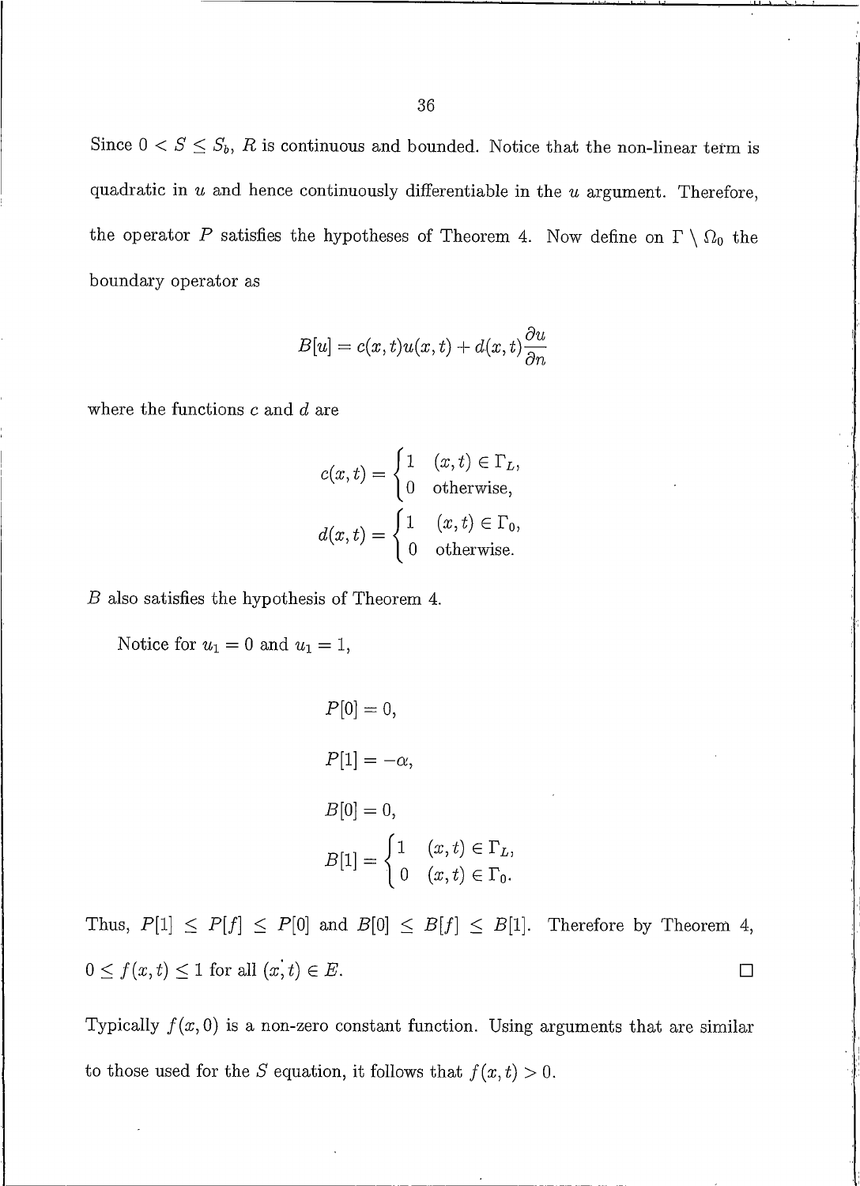Since $0 < S \leq S_b$, $R$ is continuous and bounded. Notice that the non-linear term is quadratic in $u$ and hence continuously differentiable in the $u$ argument. Therefore, the operator $P$ satisfies the hypotheses of Theorem 4. Now define on $\Gamma \setminus \Omega_0$ the boundary operator as

$$B[u] = c(x,t)u(x,t) + d(x,t)\frac{\partial u}{\partial n}$$

where the functions $c$ and $d$ are

$$c(x,t) = \begin{cases} 1 & (x,t) \in \Gamma_L, \\ 0 & \text{otherwise,} \end{cases}$$

$$d(x,t) = \begin{cases} 1 & (x,t) \in \Gamma_0, \\ 0 & \text{otherwise.} \end{cases}$$

$B$ also satisfies the hypothesis of Theorem 4.

Notice for $u_1 = 0$ and $u_1 = 1$,

$$P[0] = 0,$$

$$P[1] = -\alpha,$$

$$B[0] = 0,$$

$$B[1] = \begin{cases} 1 & (x,t) \in \Gamma_L, \\ 0 & (x,t) \in \Gamma_0. \end{cases}$$

Thus, $P[1] \leq P[f] \leq P[0]$ and $B[0] \leq B[f] \leq B[1]$. Therefore by Theorem 4, $0 \leq f(x,t) \leq 1$ for all $(x,t) \in E$. $\square$

Typically $f(x,0)$ is a non-zero constant function. Using arguments that are similar to those used for the $S$ equation, it follows that $f(x,t) > 0$.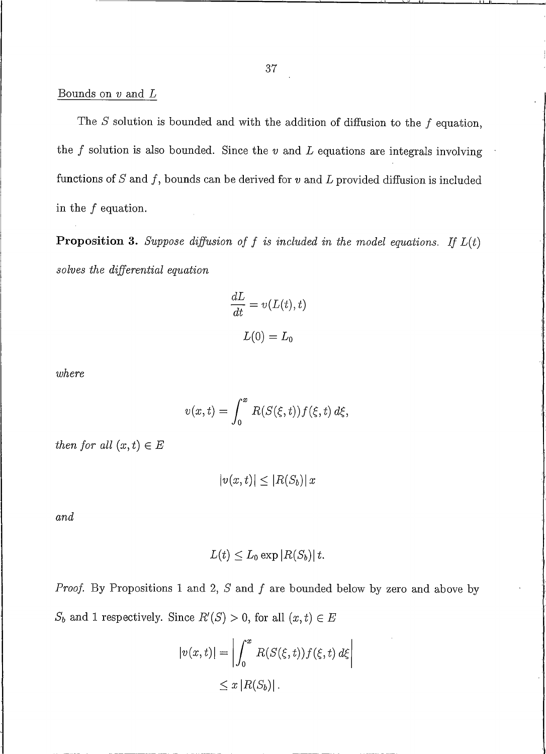Bounds on $v$ and $L$

The $S$ solution is bounded and with the addition of diffusion to the $f$ equation, the $f$ solution is also bounded. Since the $v$ and $L$ equations are integrals involving functions of $S$ and $f$, bounds can be derived for $v$ and $L$ provided diffusion is included in the $f$ equation.

**Proposition 3.** *Suppose diffusion of $f$ is included in the model equations. If $L(t)$ solves the differential equation*

$$\frac{dL}{dt} = v(L(t), t)$$

$$L(0) = L_0$$

*where*

$$v(x,t) = \int_0^x R(S(\xi,t))f(\xi,t)\,d\xi,$$

*then for all $(x,t) \in E$*

$$|v(x,t)| \leq |R(S_b)|\,x$$

*and*

$$L(t) \leq L_0 \exp|R(S_b)|\,t.$$

*Proof.* By Propositions 1 and 2, $S$ and $f$ are bounded below by zero and above by $S_b$ and 1 respectively. Since $R'(S) > 0$, for all $(x,t) \in E$

$$\begin{aligned}
|v(x,t)| &= \left| \int_0^x R(S(\xi,t))f(\xi,t)\,d\xi \right| \\
&\leq x\,|R(S_b)|\,.
\end{aligned}$$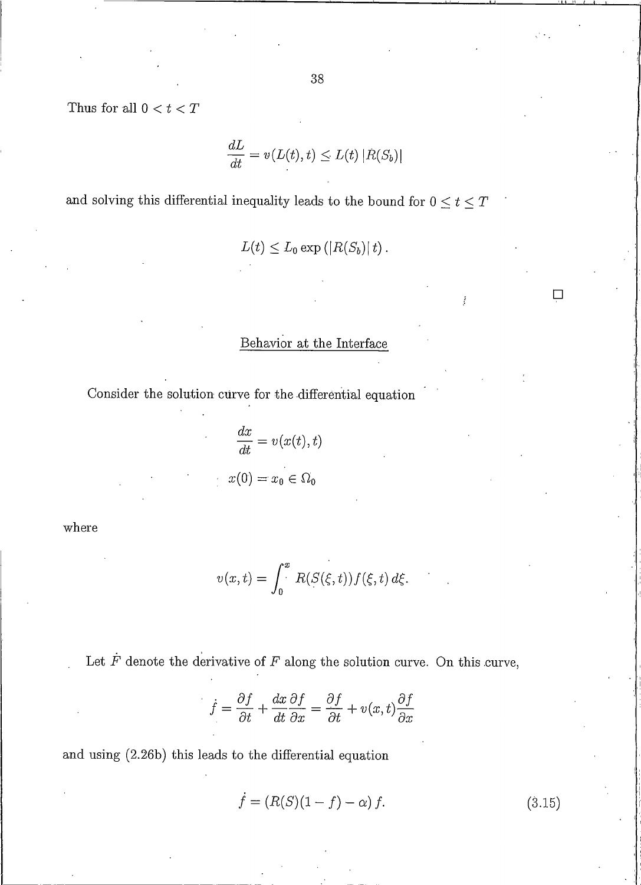Thus for all $0 < t < T$

$$\frac{dL}{dt} = v(L(t), t) \leq L(t) \, |R(S_b)|$$

and solving this differential inequality leads to the bound for $0 \leq t \leq T$

$$L(t) \leq L_0 \exp\left(|R(S_b)| \, t\right).$$

□

## Behavior at the Interface

Consider the solution curve for the differential equation

$$\frac{dx}{dt} = v(x(t), t)$$

$$x(0) = x_0 \in \Omega_0$$

where

$$v(x,t) = \int_0^x R(S(\xi,t)) f(\xi,t) \, d\xi.$$

Let $\dot{F}$ denote the derivative of $F$ along the solution curve. On this curve,

$$\dot{f} = \frac{\partial f}{\partial t} + \frac{dx}{dt}\frac{\partial f}{\partial x} = \frac{\partial f}{\partial t} + v(x,t)\frac{\partial f}{\partial x}$$

and using (2.26b) this leads to the differential equation

$$\dot{f} = \left(R(S)(1 - f) - \alpha\right) f. \tag{3.15}$$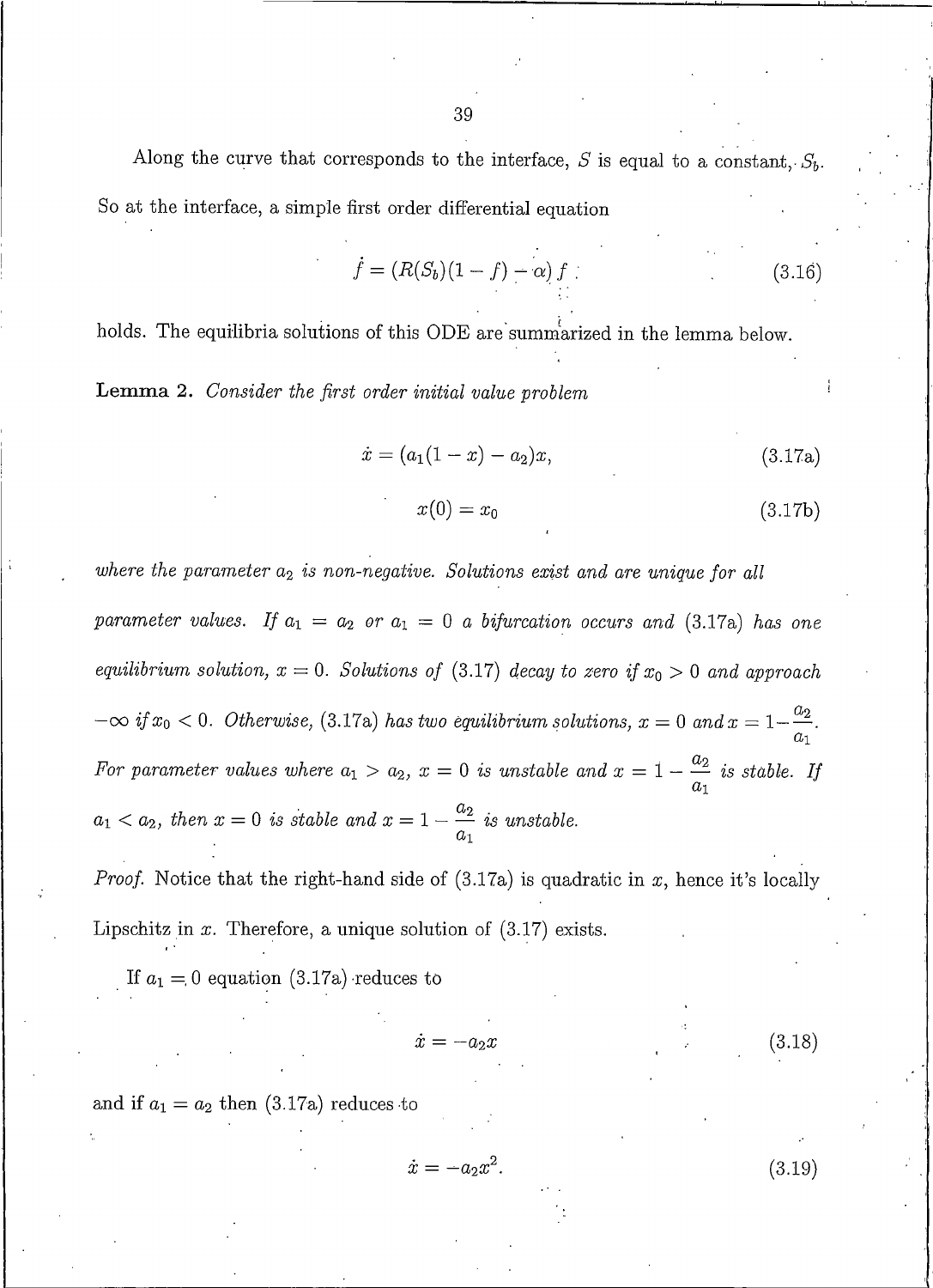Along the curve that corresponds to the interface, $S$ is equal to a constant, $S_b$. So at the interface, a simple first order differential equation

$$\dot{f} = (R(S_b)(1-f) - \alpha) f \tag{3.16}$$

holds. The equilibria solutions of this ODE are summarized in the lemma below.

**Lemma 2.** *Consider the first order initial value problem*

$$\dot{x} = (a_1(1-x) - a_2)x, \tag{3.17a}$$

$$x(0) = x_0 \tag{3.17b}$$

*where the parameter $a_2$ is non-negative. Solutions exist and are unique for all parameter values. If $a_1 = a_2$ or $a_1 = 0$ a bifurcation occurs and* (3.17a) *has one equilibrium solution, $x = 0$. Solutions of* (3.17) *decay to zero if $x_0 > 0$ and approach $-\infty$ if $x_0 < 0$. Otherwise,* (3.17a) *has two equilibrium solutions, $x = 0$ and $x = 1 - \frac{a_2}{a_1}$. For parameter values where $a_1 > a_2$, $x = 0$ is unstable and $x = 1 - \frac{a_2}{a_1}$ is stable. If $a_1 < a_2$, then $x = 0$ is stable and $x = 1 - \frac{a_2}{a_1}$ is unstable.*

*Proof.* Notice that the right-hand side of (3.17a) is quadratic in $x$, hence it's locally Lipschitz in $x$. Therefore, a unique solution of (3.17) exists.

If $a_1 = 0$ equation (3.17a) reduces to

$$\dot{x} = -a_2 x \tag{3.18}$$

and if $a_1 = a_2$ then (3.17a) reduces to

$$\dot{x} = -a_2 x^2. \tag{3.19}$$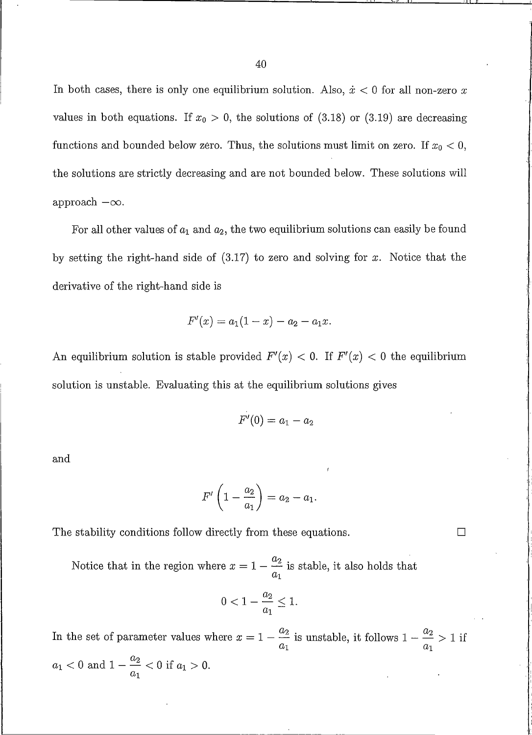In both cases, there is only one equilibrium solution. Also, $\dot{x} < 0$ for all non-zero $x$ values in both equations. If $x_0 > 0$, the solutions of (3.18) or (3.19) are decreasing functions and bounded below zero. Thus, the solutions must limit on zero. If $x_0 < 0$, the solutions are strictly decreasing and are not bounded below. These solutions will approach $-\infty$.

For all other values of $a_1$ and $a_2$, the two equilibrium solutions can easily be found by setting the right-hand side of (3.17) to zero and solving for $x$. Notice that the derivative of the right-hand side is

$$F'(x) = a_1(1 - x) - a_2 - a_1 x.$$

An equilibrium solution is stable provided $F'(x) < 0$. If $F'(x) < 0$ the equilibrium solution is unstable. Evaluating this at the equilibrium solutions gives

$$F'(0) = a_1 - a_2$$

and

$$F'\left(1 - \frac{a_2}{a_1}\right) = a_2 - a_1.$$

The stability conditions follow directly from these equations. □

Notice that in the region where $x = 1 - \dfrac{a_2}{a_1}$ is stable, it also holds that

$$0 < 1 - \frac{a_2}{a_1} \leq 1.$$

In the set of parameter values where $x = 1 - \dfrac{a_2}{a_1}$ is unstable, it follows $1 - \dfrac{a_2}{a_1} > 1$ if $a_1 < 0$ and $1 - \dfrac{a_2}{a_1} < 0$ if $a_1 > 0$.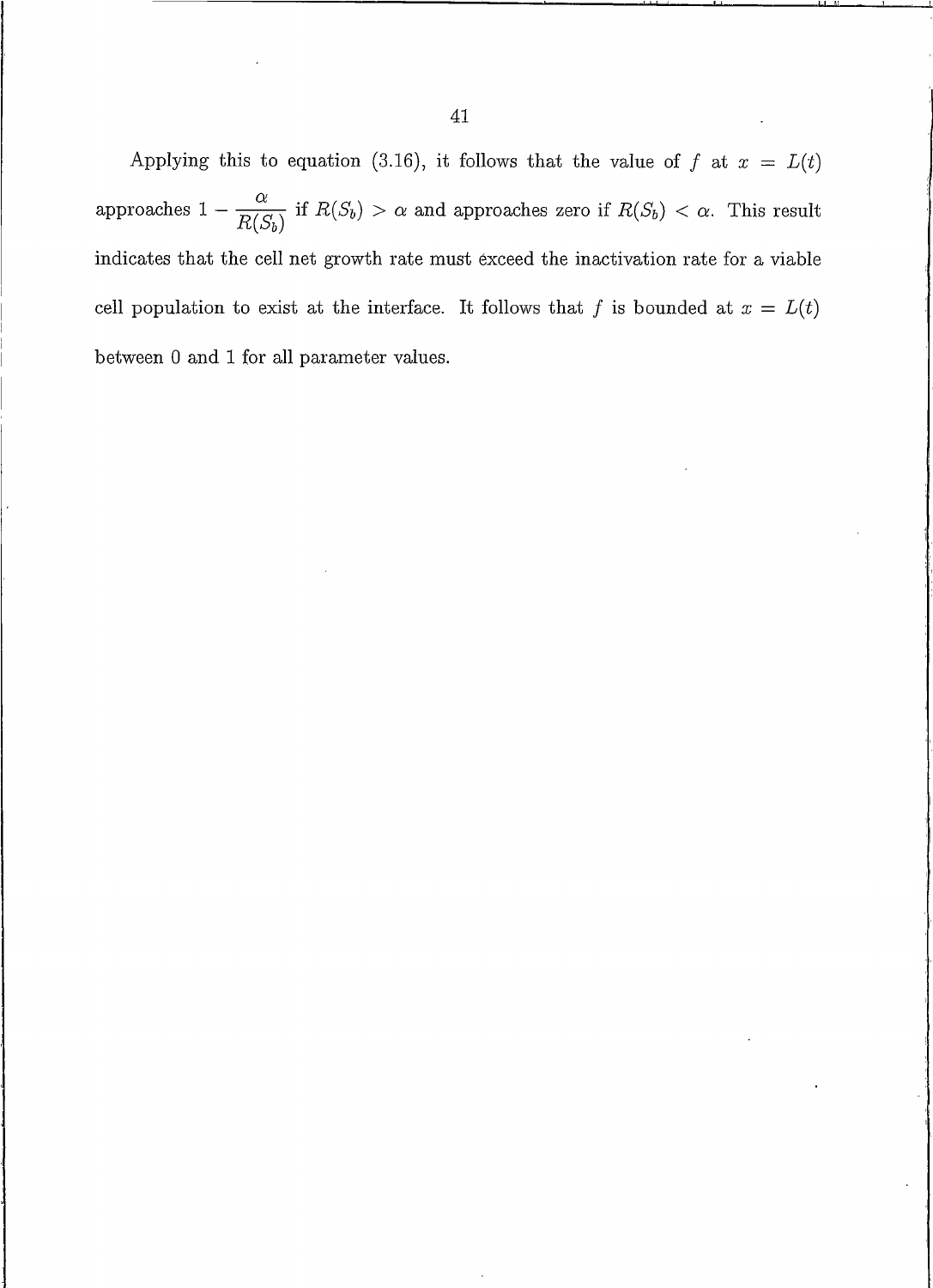Applying this to equation (3.16), it follows that the value of $f$ at $x = L(t)$ approaches $1 - \dfrac{\alpha}{R(S_b)}$ if $R(S_b) > \alpha$ and approaches zero if $R(S_b) < \alpha$. This result indicates that the cell net growth rate must exceed the inactivation rate for a viable cell population to exist at the interface. It follows that $f$ is bounded at $x = L(t)$ between 0 and 1 for all parameter values.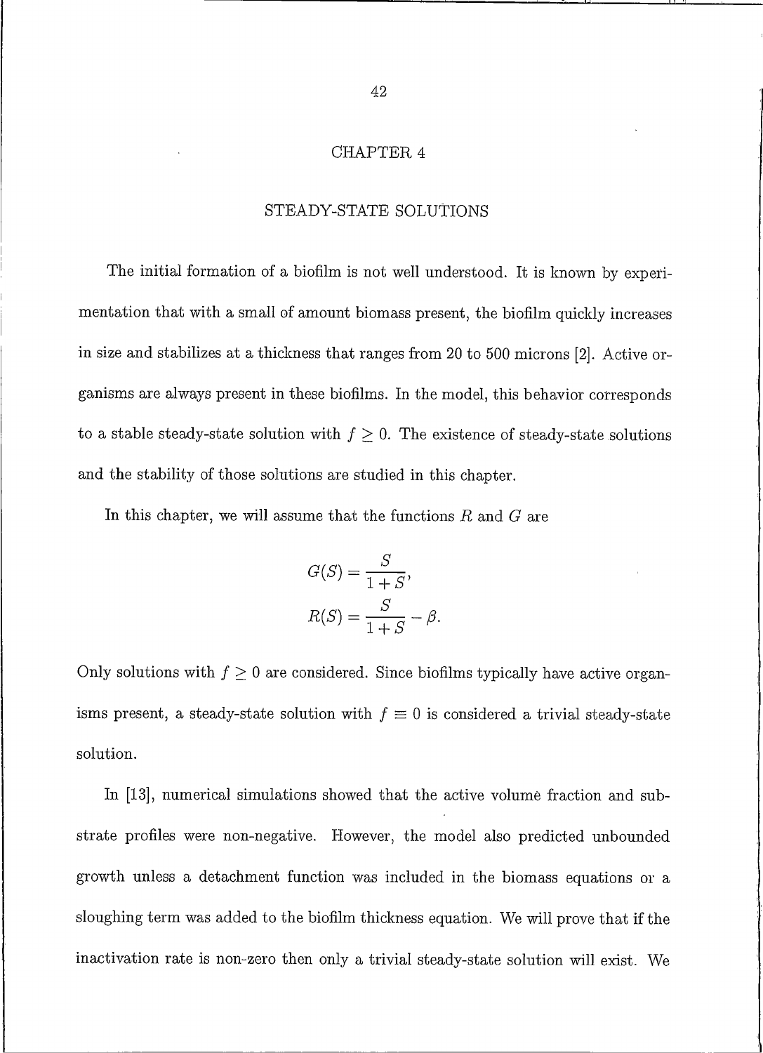# CHAPTER 4

## STEADY-STATE SOLUTIONS

The initial formation of a biofilm is not well understood. It is known by experimentation that with a small of amount biomass present, the biofilm quickly increases in size and stabilizes at a thickness that ranges from 20 to 500 microns [2]. Active organisms are always present in these biofilms. In the model, this behavior corresponds to a stable steady-state solution with $f \geq 0$. The existence of steady-state solutions and the stability of those solutions are studied in this chapter.

In this chapter, we will assume that the functions $R$ and $G$ are

$$G(S) = \frac{S}{1+S},$$

$$R(S) = \frac{S}{1+S} - \beta.$$

Only solutions with $f \geq 0$ are considered. Since biofilms typically have active organisms present, a steady-state solution with $f \equiv 0$ is considered a trivial steady-state solution.

In [13], numerical simulations showed that the active volume fraction and substrate profiles were non-negative. However, the model also predicted unbounded growth unless a detachment function was included in the biomass equations or a sloughing term was added to the biofilm thickness equation. We will prove that if the inactivation rate is non-zero then only a trivial steady-state solution will exist. We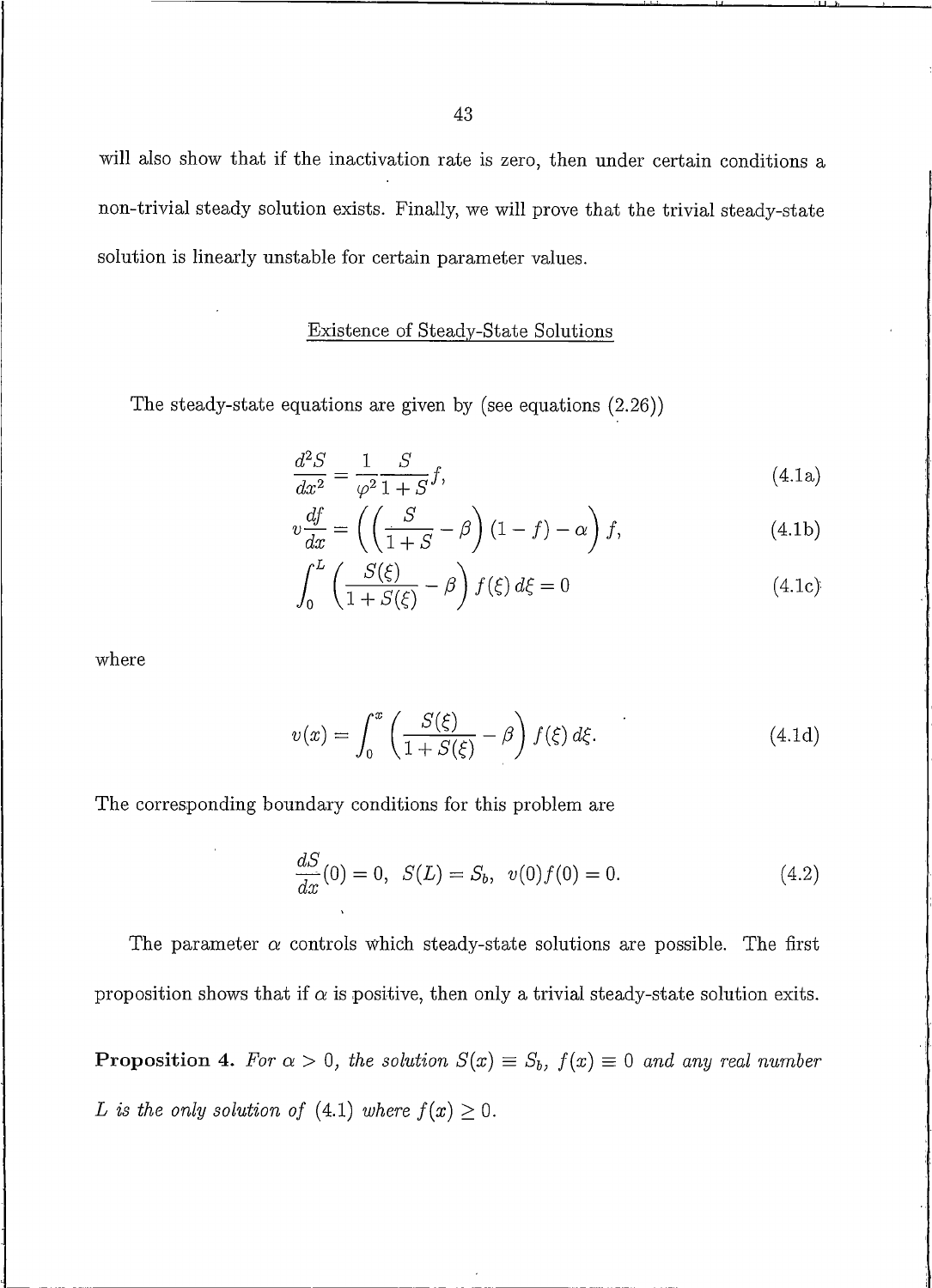will also show that if the inactivation rate is zero, then under certain conditions a non-trivial steady solution exists. Finally, we will prove that the trivial steady-state solution is linearly unstable for certain parameter values.

## Existence of Steady-State Solutions

The steady-state equations are given by (see equations (2.26))

$$\frac{d^2S}{dx^2} = \frac{1}{\varphi^2}\frac{S}{1+S}f, \tag{4.1a}$$

$$v\frac{df}{dx} = \left(\left(\frac{S}{1+S} - \beta\right)(1-f) - \alpha\right)f, \tag{4.1b}$$

$$\int_0^L \left(\frac{S(\xi)}{1+S(\xi)} - \beta\right) f(\xi)\, d\xi = 0 \tag{4.1c}$$

where

$$v(x) = \int_0^x \left(\frac{S(\xi)}{1+S(\xi)} - \beta\right) f(\xi)\, d\xi. \tag{4.1d}$$

The corresponding boundary conditions for this problem are

$$\frac{dS}{dx}(0) = 0, \;\; S(L) = S_b, \;\; v(0)f(0) = 0. \tag{4.2}$$

The parameter $\alpha$ controls which steady-state solutions are possible. The first proposition shows that if $\alpha$ is positive, then only a trivial steady-state solution exits.

**Proposition 4.** *For $\alpha > 0$, the solution $S(x) \equiv S_b$, $f(x) \equiv 0$ and any real number $L$ is the only solution of (4.1) where $f(x) \geq 0$.*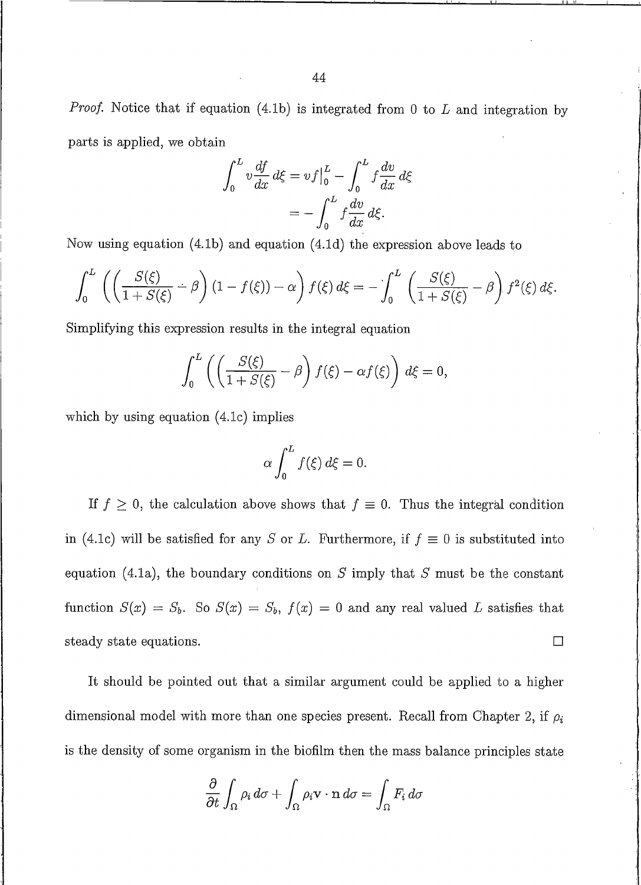*Proof.* Notice that if equation (4.1b) is integrated from 0 to $L$ and integration by parts is applied, we obtain

$$\int_0^L v\frac{df}{dx}\,d\xi = vf|_0^L - \int_0^L f\frac{dv}{dx}\,d\xi$$
$$= -\int_0^L f\frac{dv}{dx}\,d\xi.$$

Now using equation (4.1b) and equation (4.1d) the expression above leads to

$$\int_0^L \left(\left(\frac{S(\xi)}{1+S(\xi)} - \beta\right)(1-f(\xi)) - \alpha\right) f(\xi)\,d\xi = -\int_0^L \left(\frac{S(\xi)}{1+S(\xi)} - \beta\right) f^2(\xi)\,d\xi.$$

Simplifying this expression results in the integral equation

$$\int_0^L \left(\left(\frac{S(\xi)}{1+S(\xi)} - \beta\right) f(\xi) - \alpha f(\xi)\right) d\xi = 0,$$

which by using equation (4.1c) implies

$$\alpha \int_0^L f(\xi)\,d\xi = 0.$$

If $f \geq 0$, the calculation above shows that $f \equiv 0$. Thus the integral condition in (4.1c) will be satisfied for any $S$ or $L$. Furthermore, if $f \equiv 0$ is substituted into equation (4.1a), the boundary conditions on $S$ imply that $S$ must be the constant function $S(x) = S_b$. So $S(x) = S_b$, $f(x) = 0$ and any real valued $L$ satisfies that steady state equations. □

It should be pointed out that a similar argument could be applied to a higher dimensional model with more than one species present. Recall from Chapter 2, if $\rho_i$ is the density of some organism in the biofilm then the mass balance principles state

$$\frac{\partial}{\partial t}\int_\Omega \rho_i\,d\sigma + \int_\Omega \rho_i \mathbf{v}\cdot\mathbf{n}\,d\sigma = \int_\Omega F_i\,d\sigma$$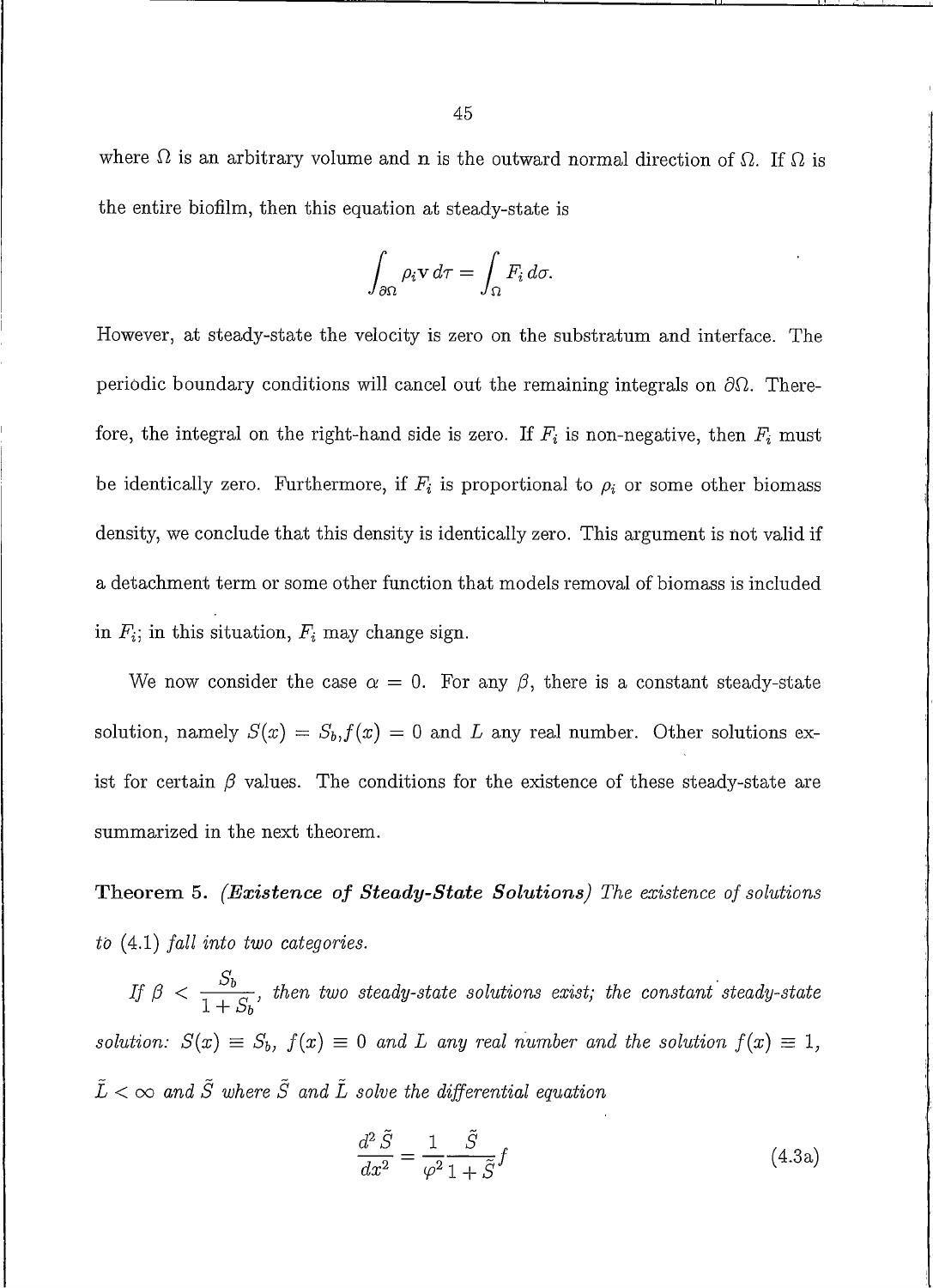where $\Omega$ is an arbitrary volume and $\mathbf{n}$ is the outward normal direction of $\Omega$. If $\Omega$ is the entire biofilm, then this equation at steady-state is

$$\int_{\partial\Omega} \rho_i \mathbf{v} \, d\tau = \int_{\Omega} F_i \, d\sigma.$$

However, at steady-state the velocity is zero on the substratum and interface. The periodic boundary conditions will cancel out the remaining integrals on $\partial\Omega$. Therefore, the integral on the right-hand side is zero. If $F_i$ is non-negative, then $F_i$ must be identically zero. Furthermore, if $F_i$ is proportional to $\rho_i$ or some other biomass density, we conclude that this density is identically zero. This argument is not valid if a detachment term or some other function that models removal of biomass is included in $F_i$; in this situation, $F_i$ may change sign.

We now consider the case $\alpha = 0$. For any $\beta$, there is a constant steady-state solution, namely $S(x) = S_b, f(x) = 0$ and $L$ any real number. Other solutions exist for certain $\beta$ values. The conditions for the existence of these steady-state are summarized in the next theorem.

**Theorem 5.** ***(Existence of Steady-State Solutions)*** *The existence of solutions to* (4.1) *fall into two categories.*

*If* $\beta < \dfrac{S_b}{1+S_b}$, *then two steady-state solutions exist; the constant steady-state solution:* $S(x) \equiv S_b$, $f(x) \equiv 0$ *and* $L$ *any real number and the solution* $f(x) \equiv 1$, $\tilde{L} < \infty$ *and* $\tilde{S}$ *where* $\tilde{S}$ *and* $\tilde{L}$ *solve the differential equation*

$$\frac{d^2 \tilde{S}}{dx^2} = \frac{1}{\varphi^2} \frac{\tilde{S}}{1+\tilde{S}} f \tag{4.3a}$$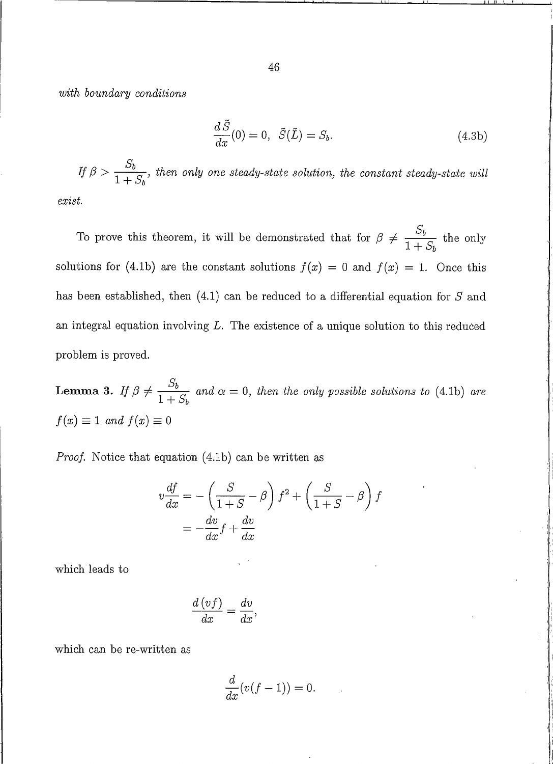*with boundary conditions*

$$\frac{d\tilde{S}}{dx}(0) = 0, \;\; \tilde{S}(\tilde{L}) = S_b. \tag{4.3b}$$

*If* $\beta > \dfrac{S_b}{1+S_b}$*, then only one steady-state solution, the constant steady-state will exist.*

To prove this theorem, it will be demonstrated that for $\beta \neq \dfrac{S_b}{1+S_b}$ the only solutions for (4.1b) are the constant solutions $f(x) = 0$ and $f(x) = 1$. Once this has been established, then (4.1) can be reduced to a differential equation for $S$ and an integral equation involving $L$. The existence of a unique solution to this reduced problem is proved.

**Lemma 3.** *If* $\beta \neq \dfrac{S_b}{1+S_b}$ *and* $\alpha = 0$*, then the only possible solutions to* (4.1b) *are* $f(x) \equiv 1$ *and* $f(x) \equiv 0$

*Proof.* Notice that equation (4.1b) can be written as

$$\begin{aligned}
v\frac{df}{dx} &= -\left(\frac{S}{1+S} - \beta\right)f^2 + \left(\frac{S}{1+S} - \beta\right)f \\
&= -\frac{dv}{dx}f + \frac{dv}{dx}
\end{aligned}$$

which leads to

$$\frac{d\,(vf)}{dx} = \frac{dv}{dx},$$

which can be re-written as

$$\frac{d}{dx}(v(f-1)) = 0.$$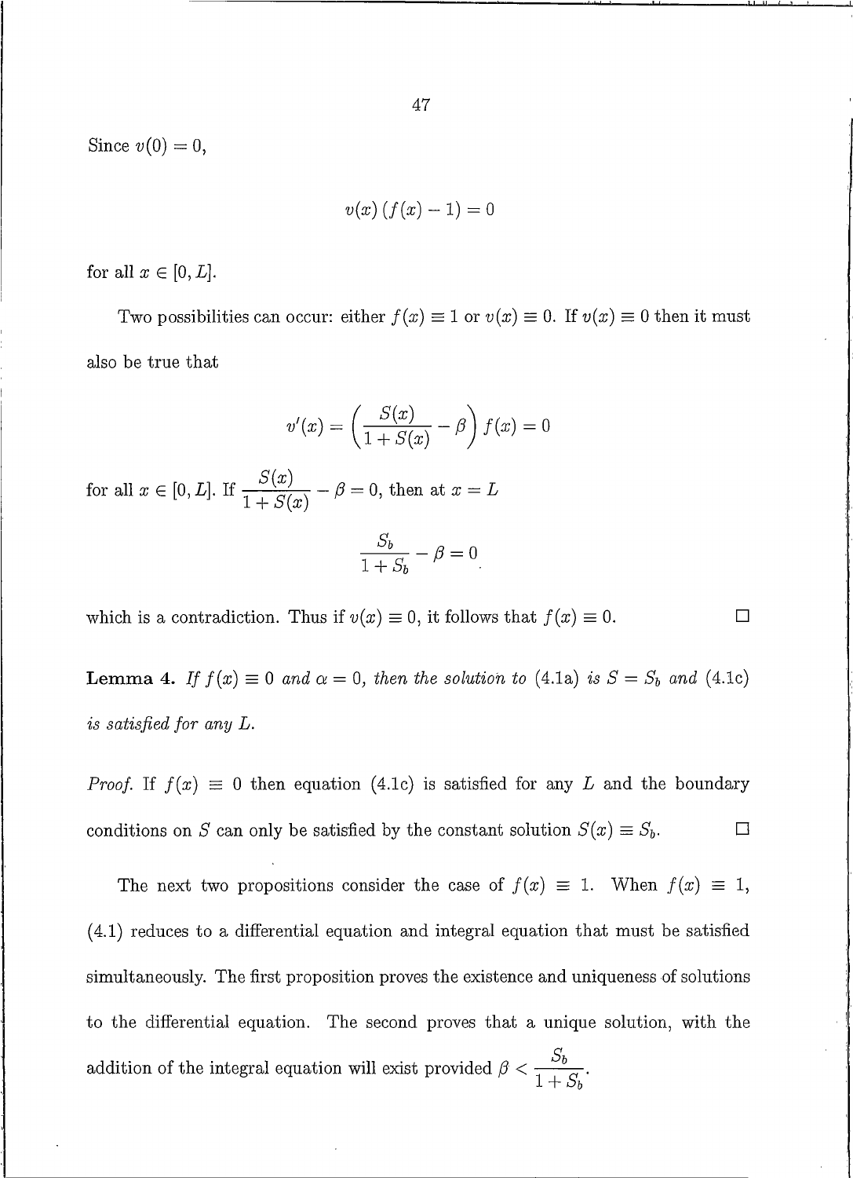Since $v(0) = 0$,

$$v(x)\,(f(x) - 1) = 0$$

for all $x \in [0, L]$.

Two possibilities can occur: either $f(x) \equiv 1$ or $v(x) \equiv 0$. If $v(x) \equiv 0$ then it must also be true that

$$v'(x) = \left(\frac{S(x)}{1 + S(x)} - \beta\right) f(x) = 0$$

for all $x \in [0, L]$. If $\dfrac{S(x)}{1 + S(x)} - \beta = 0$, then at $x = L$

$$\frac{S_b}{1 + S_b} - \beta = 0$$

which is a contradiction. Thus if $v(x) \equiv 0$, it follows that $f(x) \equiv 0$. $\square$

**Lemma 4.** *If $f(x) \equiv 0$ and $\alpha = 0$, then the solution to* (4.1a) *is $S = S_b$ and* (4.1c) *is satisfied for any $L$.*

*Proof.* If $f(x) \equiv 0$ then equation (4.1c) is satisfied for any $L$ and the boundary conditions on $S$ can only be satisfied by the constant solution $S(x) \equiv S_b$. $\square$

The next two propositions consider the case of $f(x) \equiv 1$. When $f(x) \equiv 1$, (4.1) reduces to a differential equation and integral equation that must be satisfied simultaneously. The first proposition proves the existence and uniqueness of solutions to the differential equation. The second proves that a unique solution, with the addition of the integral equation will exist provided $\beta < \dfrac{S_b}{1 + S_b}$.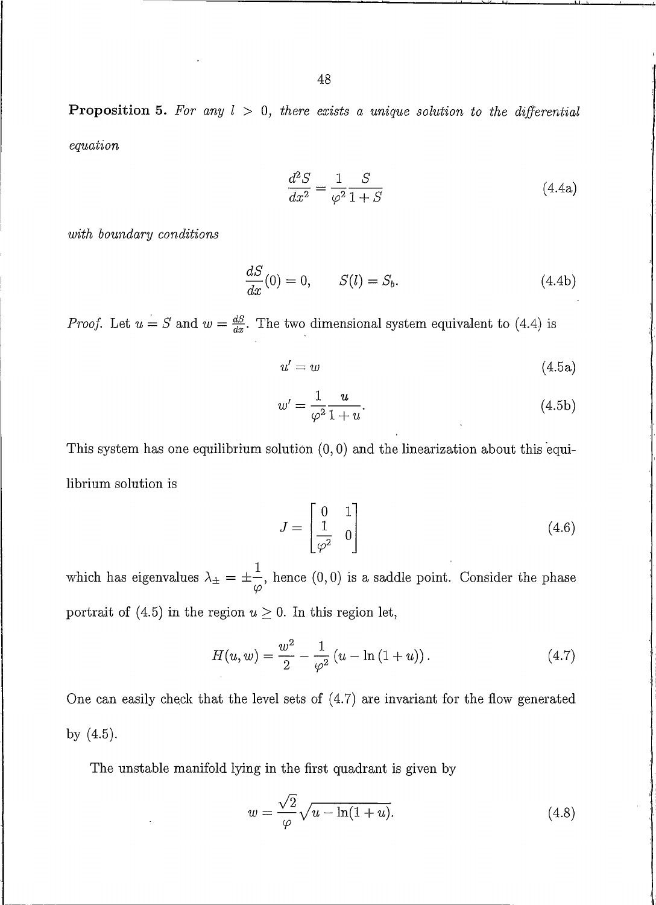**Proposition 5.** *For any $l > 0$, there exists a unique solution to the differential equation*

$$\frac{d^2S}{dx^2} = \frac{1}{\varphi^2}\frac{S}{1+S} \tag{4.4a}$$

*with boundary conditions*

$$\frac{dS}{dx}(0) = 0, \qquad S(l) = S_b. \tag{4.4b}$$

*Proof.* Let $u = S$ and $w = \frac{dS}{dx}$. The two dimensional system equivalent to (4.4) is

$$u' = w \tag{4.5a}$$

$$w' = \frac{1}{\varphi^2}\frac{u}{1+u}. \tag{4.5b}$$

This system has one equilibrium solution $(0,0)$ and the linearization about this equilibrium solution is

$$J = \begin{bmatrix} 0 & 1 \\ \frac{1}{\varphi^2} & 0 \end{bmatrix} \tag{4.6}$$

which has eigenvalues $\lambda_\pm = \pm\frac{1}{\varphi}$, hence $(0,0)$ is a saddle point. Consider the phase portrait of (4.5) in the region $u \geq 0$. In this region let,

$$H(u,w) = \frac{w^2}{2} - \frac{1}{\varphi^2}\left(u - \ln(1+u)\right). \tag{4.7}$$

One can easily check that the level sets of (4.7) are invariant for the flow generated by (4.5).

The unstable manifold lying in the first quadrant is given by

$$w = \frac{\sqrt{2}}{\varphi}\sqrt{u - \ln(1+u)}. \tag{4.8}$$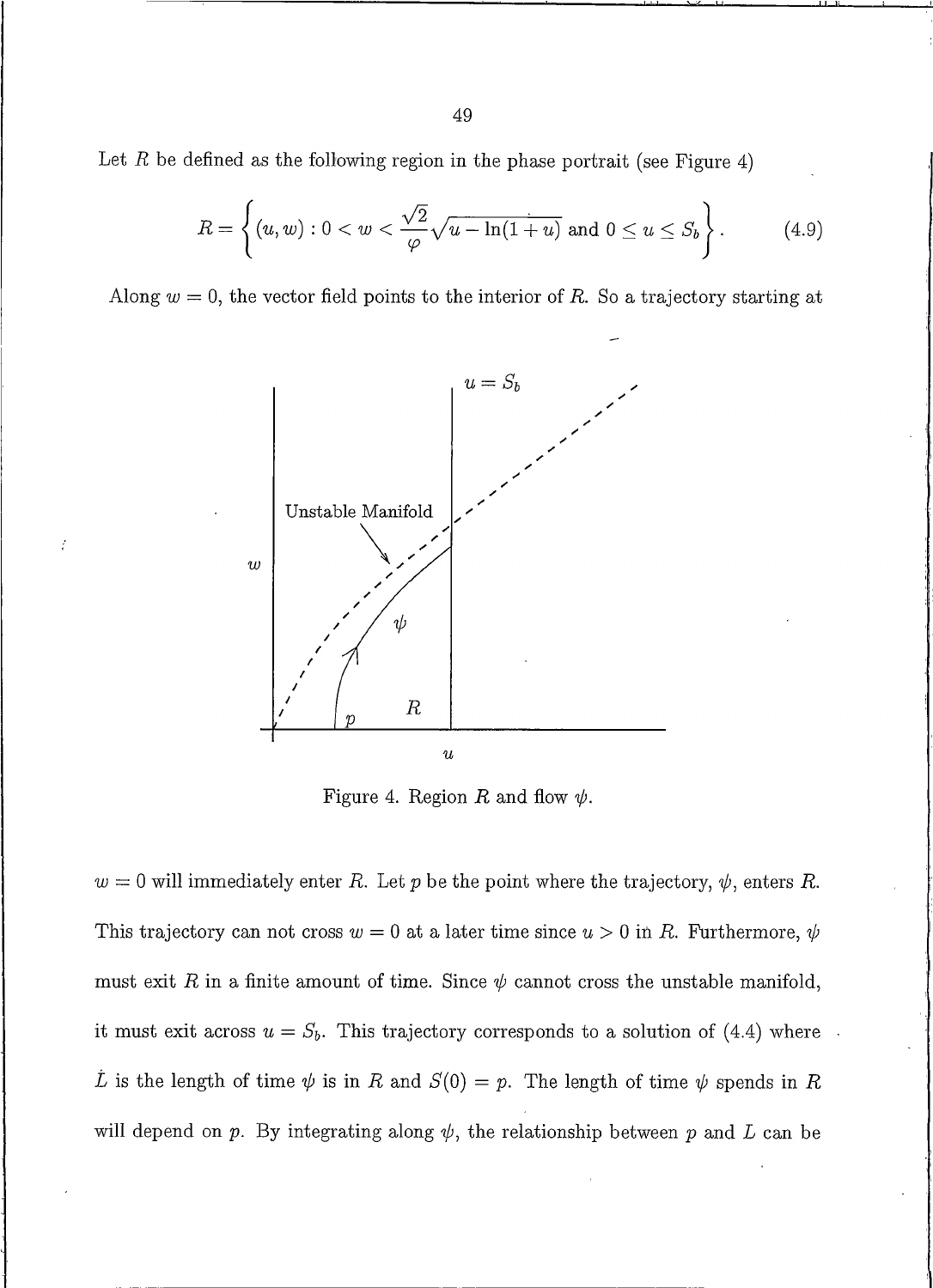Let $R$ be defined as the following region in the phase portrait (see Figure 4)

$$R = \left\{ (u, w) : 0 < w < \frac{\sqrt{2}}{\varphi} \sqrt{u - \ln(1+u)} \text{ and } 0 \leq u \leq S_b \right\}. \tag{4.9}$$

Along $w = 0$, the vector field points to the interior of $R$. So a trajectory starting at

Figure 4. Region $R$ and flow $\psi$.

$w = 0$ will immediately enter $R$. Let $p$ be the point where the trajectory, $\psi$, enters $R$. This trajectory can not cross $w = 0$ at a later time since $u > 0$ in $R$. Furthermore, $\psi$ must exit $R$ in a finite amount of time. Since $\psi$ cannot cross the unstable manifold, it must exit across $u = S_b$. This trajectory corresponds to a solution of (4.4) where $L$ is the length of time $\psi$ is in $R$ and $S(0) = p$. The length of time $\psi$ spends in $R$ will depend on $p$. By integrating along $\psi$, the relationship between $p$ and $L$ can be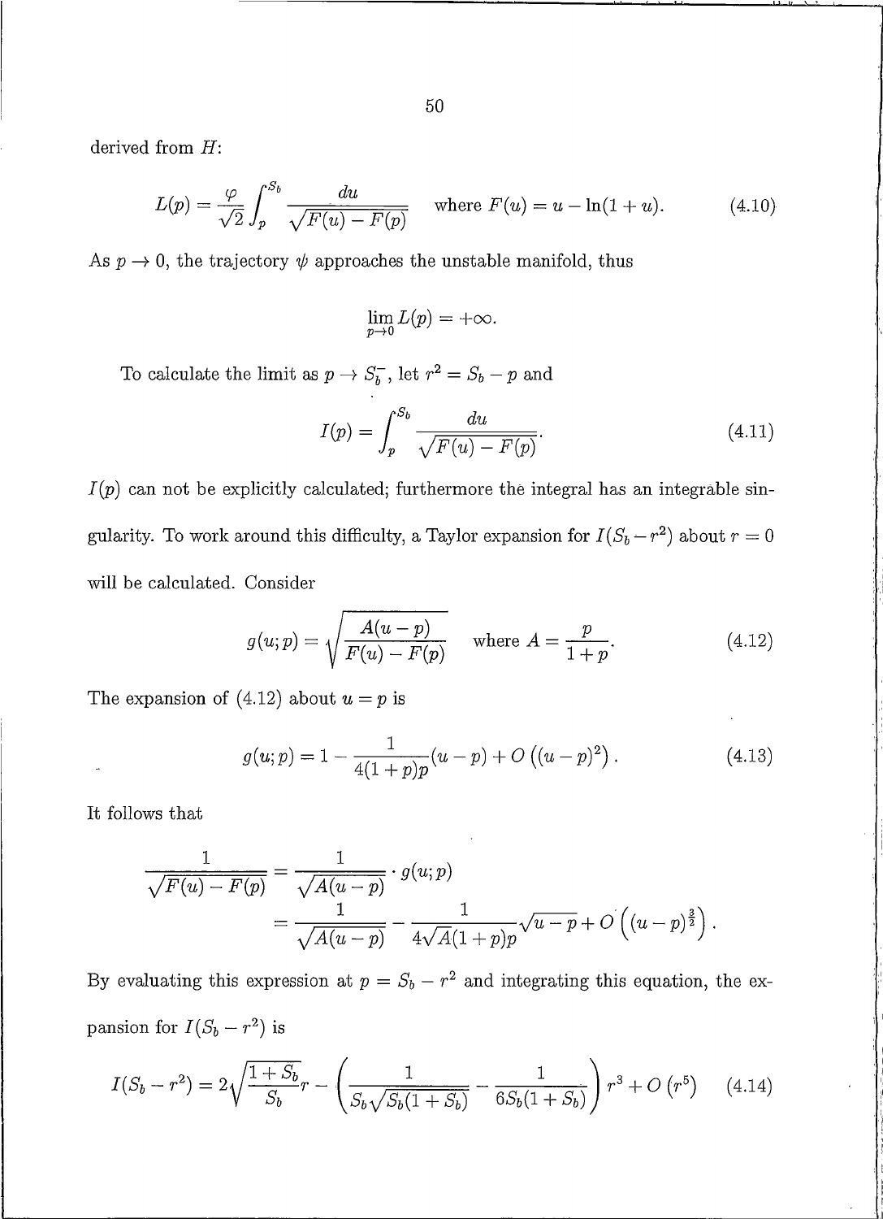derived from $H$:

$$L(p) = \frac{\varphi}{\sqrt{2}} \int_p^{S_b} \frac{du}{\sqrt{F(u) - F(p)}} \quad \text{where } F(u) = u - \ln(1+u). \tag{4.10}$$

As $p \to 0$, the trajectory $\psi$ approaches the unstable manifold, thus

$$\lim_{p \to 0} L(p) = +\infty.$$

To calculate the limit as $p \to S_b^-$, let $r^2 = S_b - p$ and

$$I(p) = \int_p^{S_b} \frac{du}{\sqrt{F(u) - F(p)}}. \tag{4.11}$$

$I(p)$ can not be explicitly calculated; furthermore the integral has an integrable singularity. To work around this difficulty, a Taylor expansion for $I(S_b - r^2)$ about $r = 0$ will be calculated. Consider

$$g(u;p) = \sqrt{\frac{A(u-p)}{F(u) - F(p)}} \quad \text{where } A = \frac{p}{1+p}. \tag{4.12}$$

The expansion of (4.12) about $u = p$ is

$$g(u;p) = 1 - \frac{1}{4(1+p)p}(u-p) + O\left((u-p)^2\right). \tag{4.13}$$

It follows that

$$\begin{aligned}
\frac{1}{\sqrt{F(u) - F(p)}} &= \frac{1}{\sqrt{A(u-p)}} \cdot g(u;p) \\
&= \frac{1}{\sqrt{A(u-p)}} - \frac{1}{4\sqrt{A}(1+p)p}\sqrt{u-p} + O\left((u-p)^{\frac{3}{2}}\right).
\end{aligned}$$

By evaluating this expression at $p = S_b - r^2$ and integrating this equation, the expansion for $I(S_b - r^2)$ is

$$I(S_b - r^2) = 2\sqrt{\frac{1+S_b}{S_b}}\, r - \left( \frac{1}{S_b\sqrt{S_b(1+S_b)}} - \frac{1}{6S_b(1+S_b)} \right) r^3 + O\left(r^5\right) \tag{4.14}$$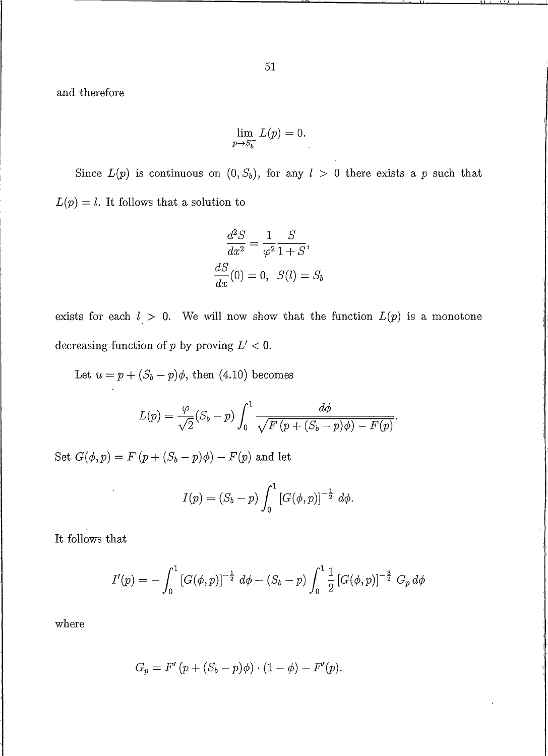and therefore

$$\lim_{p \to S_b^-} L(p) = 0.$$

Since $L(p)$ is continuous on $(0, S_b)$, for any $l > 0$ there exists a $p$ such that $L(p) = l$. It follows that a solution to

$$\frac{d^2 S}{dx^2} = \frac{1}{\varphi^2} \frac{S}{1+S},$$

$$\frac{dS}{dx}(0) = 0, \quad S(l) = S_b$$

exists for each $l > 0$. We will now show that the function $L(p)$ is a monotone decreasing function of $p$ by proving $L' < 0$.

Let $u = p + (S_b - p)\phi$, then (4.10) becomes

$$L(p) = \frac{\varphi}{\sqrt{2}}(S_b - p) \int_0^1 \frac{d\phi}{\sqrt{F\left(p + (S_b - p)\phi\right) - F(p)}}.$$

Set $G(\phi, p) = F\left(p + (S_b - p)\phi\right) - F(p)$ and let

$$I(p) = (S_b - p) \int_0^1 \left[G(\phi, p)\right]^{-\frac{1}{2}} d\phi.$$

It follows that

$$I'(p) = -\int_0^1 \left[G(\phi, p)\right]^{-\frac{1}{2}} d\phi - (S_b - p) \int_0^1 \frac{1}{2} \left[G(\phi, p)\right]^{-\frac{3}{2}} G_p \, d\phi$$

where

$$G_p = F'\left(p + (S_b - p)\phi\right) \cdot (1 - \phi) - F'(p).$$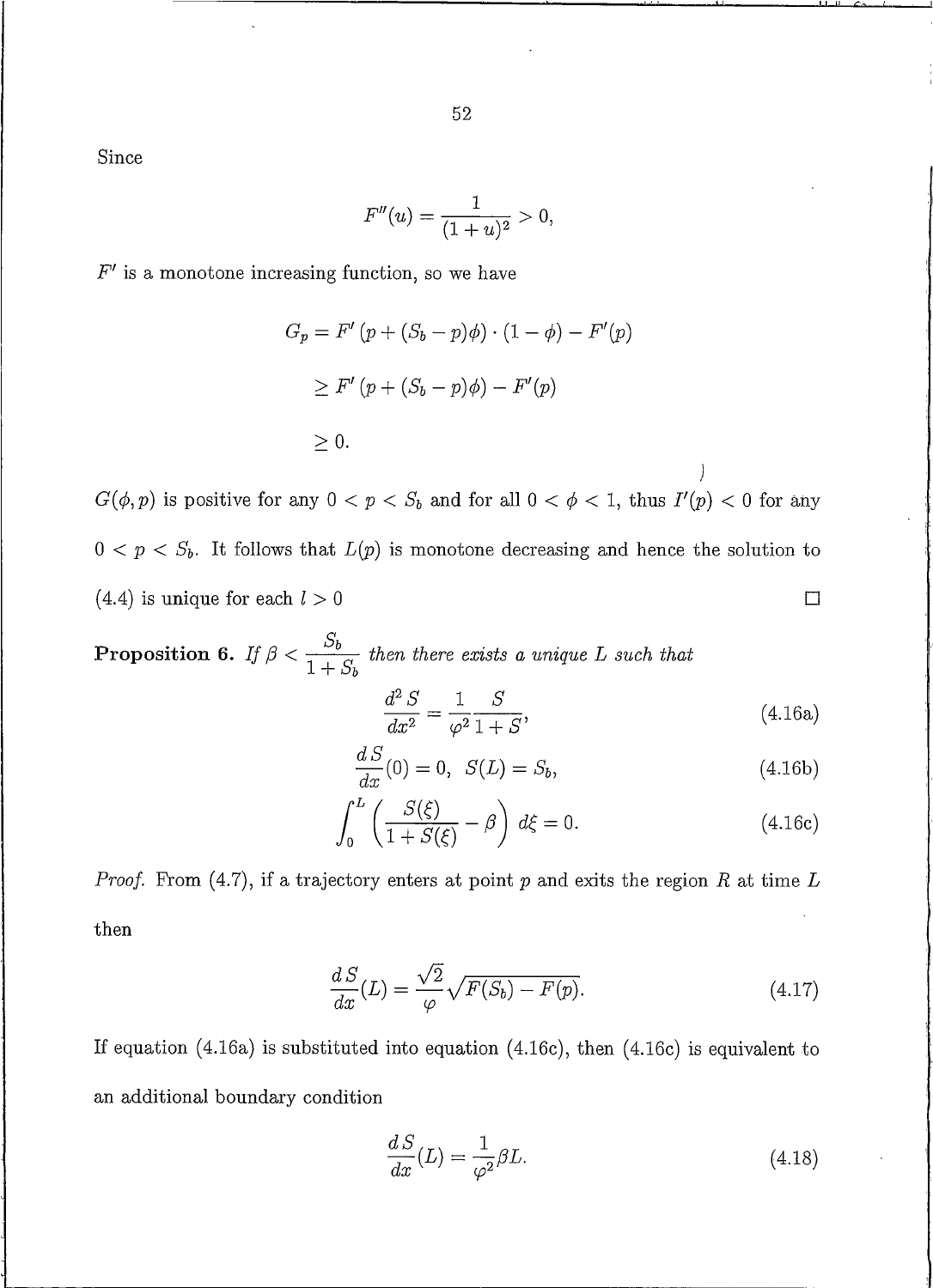Since

$$F''(u) = \frac{1}{(1+u)^2} > 0,$$

$F'$ is a monotone increasing function, so we have

$$\begin{aligned}
G_p &= F'\left(p + (S_b - p)\phi\right) \cdot (1-\phi) - F'(p) \\
&\geq F'\left(p + (S_b - p)\phi\right) - F'(p) \\
&\geq 0.
\end{aligned}$$

$G(\phi, p)$ is positive for any $0 < p < S_b$ and for all $0 < \phi < 1$, thus $I'(p) < 0$ for any $0 < p < S_b$. It follows that $L(p)$ is monotone decreasing and hence the solution to (4.4) is unique for each $l > 0$ □

**Proposition 6.** *If* $\beta < \dfrac{S_b}{1+S_b}$ *then there exists a unique* $L$ *such that*

$$\frac{d^2S}{dx^2} = \frac{1}{\varphi^2}\frac{S}{1+S}, \tag{4.16a}$$

$$\frac{dS}{dx}(0) = 0, \;\; S(L) = S_b, \tag{4.16b}$$

$$\int_0^L \left(\frac{S(\xi)}{1+S(\xi)} - \beta\right) d\xi = 0. \tag{4.16c}$$

*Proof.* From (4.7), if a trajectory enters at point $p$ and exits the region $R$ at time $L$ then

$$\frac{dS}{dx}(L) = \frac{\sqrt{2}}{\varphi}\sqrt{F(S_b) - F(p)}. \tag{4.17}$$

If equation (4.16a) is substituted into equation (4.16c), then (4.16c) is equivalent to an additional boundary condition

$$\frac{dS}{dx}(L) = \frac{1}{\varphi^2}\beta L. \tag{4.18}$$